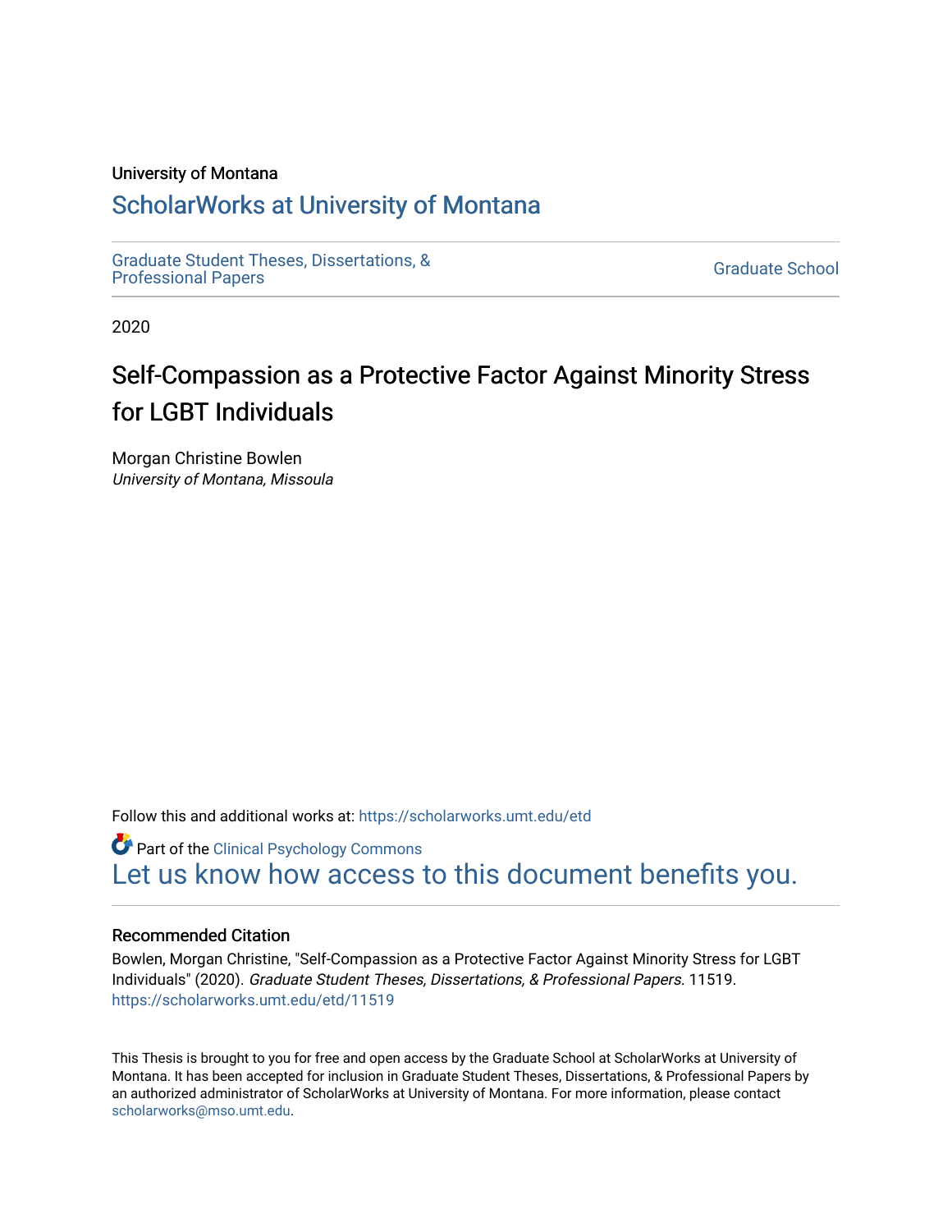University of Montana

# ScholarWorks at University of Montana

Graduate Student Theses, Dissertations, & Professional Papers

Graduate School

2020

# Self-Compassion as a Protective Factor Against Minority Stress for LGBT Individuals

Morgan Christine Bowlen
*University of Montana, Missoula*

Follow this and additional works at: https://scholarworks.umt.edu/etd

Part of the Clinical Psychology Commons

Let us know how access to this document benefits you.

## Recommended Citation

Bowlen, Morgan Christine, "Self-Compassion as a Protective Factor Against Minority Stress for LGBT Individuals" (2020). *Graduate Student Theses, Dissertations, & Professional Papers*. 11519.
https://scholarworks.umt.edu/etd/11519

This Thesis is brought to you for free and open access by the Graduate School at ScholarWorks at University of Montana. It has been accepted for inclusion in Graduate Student Theses, Dissertations, & Professional Papers by an authorized administrator of ScholarWorks at University of Montana. For more information, please contact scholarworks@mso.umt.edu.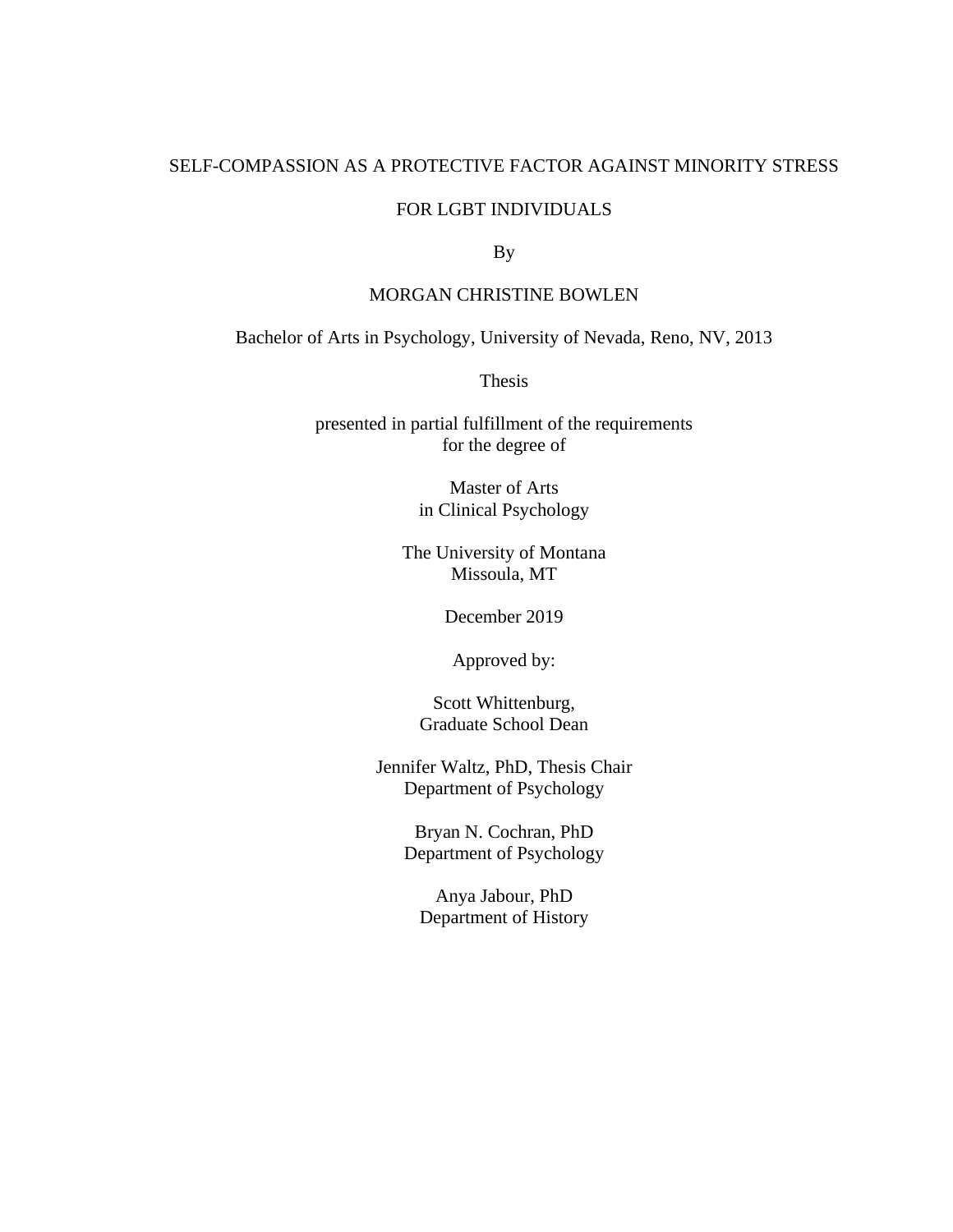# SELF-COMPASSION AS A PROTECTIVE FACTOR AGAINST MINORITY STRESS FOR LGBT INDIVIDUALS

By

MORGAN CHRISTINE BOWLEN

Bachelor of Arts in Psychology, University of Nevada, Reno, NV, 2013

Thesis

presented in partial fulfillment of the requirements
for the degree of

Master of Arts
in Clinical Psychology

The University of Montana
Missoula, MT

December 2019

Approved by:

Scott Whittenburg,
Graduate School Dean

Jennifer Waltz, PhD, Thesis Chair
Department of Psychology

Bryan N. Cochran, PhD
Department of Psychology

Anya Jabour, PhD
Department of History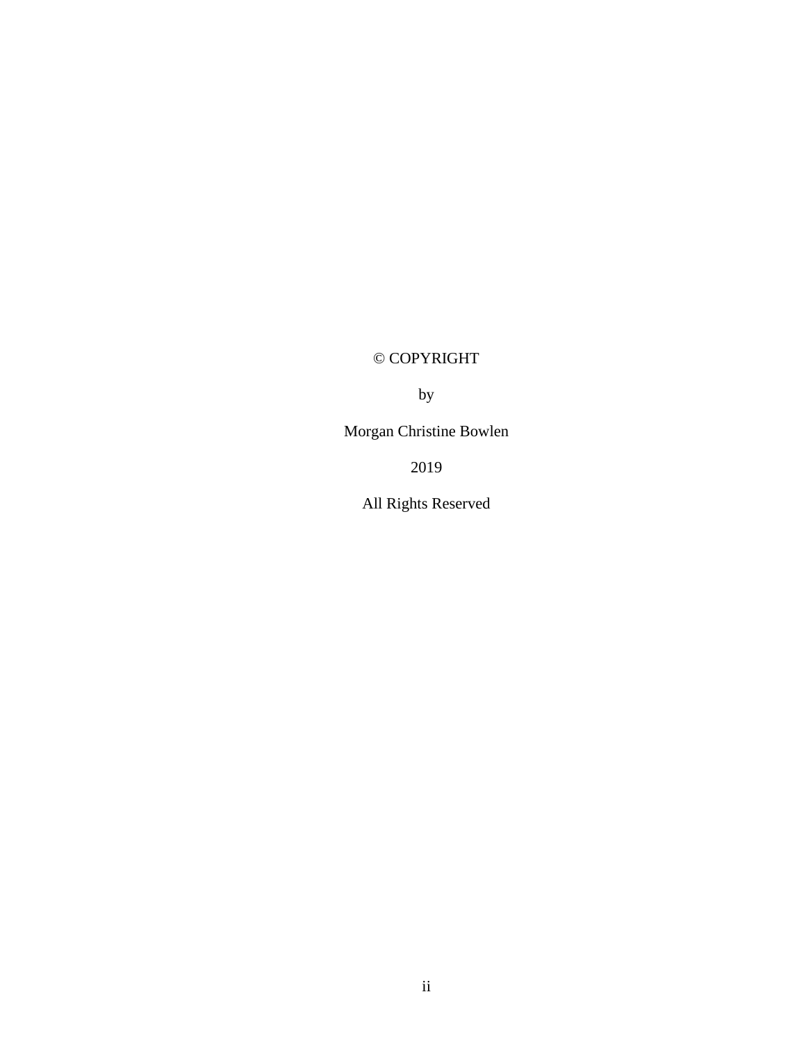© COPYRIGHT

by

Morgan Christine Bowlen

2019

All Rights Reserved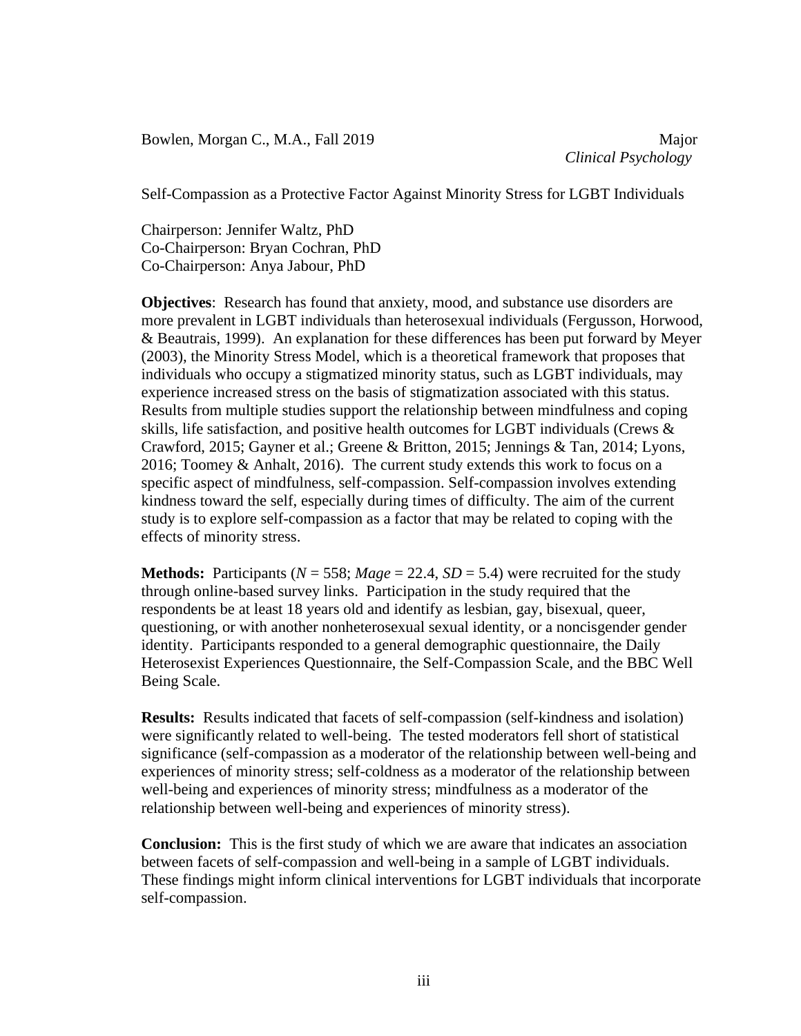Bowlen, Morgan C., M.A., Fall 2019 Major *Clinical Psychology*

Self-Compassion as a Protective Factor Against Minority Stress for LGBT Individuals

Chairperson: Jennifer Waltz, PhD
Co-Chairperson: Bryan Cochran, PhD
Co-Chairperson: Anya Jabour, PhD

**Objectives**: Research has found that anxiety, mood, and substance use disorders are more prevalent in LGBT individuals than heterosexual individuals (Fergusson, Horwood, & Beautrais, 1999). An explanation for these differences has been put forward by Meyer (2003), the Minority Stress Model, which is a theoretical framework that proposes that individuals who occupy a stigmatized minority status, such as LGBT individuals, may experience increased stress on the basis of stigmatization associated with this status. Results from multiple studies support the relationship between mindfulness and coping skills, life satisfaction, and positive health outcomes for LGBT individuals (Crews & Crawford, 2015; Gayner et al.; Greene & Britton, 2015; Jennings & Tan, 2014; Lyons, 2016; Toomey & Anhalt, 2016). The current study extends this work to focus on a specific aspect of mindfulness, self-compassion. Self-compassion involves extending kindness toward the self, especially during times of difficulty. The aim of the current study is to explore self-compassion as a factor that may be related to coping with the effects of minority stress.

**Methods:** Participants ($N$ = 558; $Mage$ = 22.4, $SD$ = 5.4) were recruited for the study through online-based survey links. Participation in the study required that the respondents be at least 18 years old and identify as lesbian, gay, bisexual, queer, questioning, or with another nonheterosexual sexual identity, or a noncisgender gender identity. Participants responded to a general demographic questionnaire, the Daily Heterosexist Experiences Questionnaire, the Self-Compassion Scale, and the BBC Well Being Scale.

**Results:** Results indicated that facets of self-compassion (self-kindness and isolation) were significantly related to well-being. The tested moderators fell short of statistical significance (self-compassion as a moderator of the relationship between well-being and experiences of minority stress; self-coldness as a moderator of the relationship between well-being and experiences of minority stress; mindfulness as a moderator of the relationship between well-being and experiences of minority stress).

**Conclusion:** This is the first study of which we are aware that indicates an association between facets of self-compassion and well-being in a sample of LGBT individuals. These findings might inform clinical interventions for LGBT individuals that incorporate self-compassion.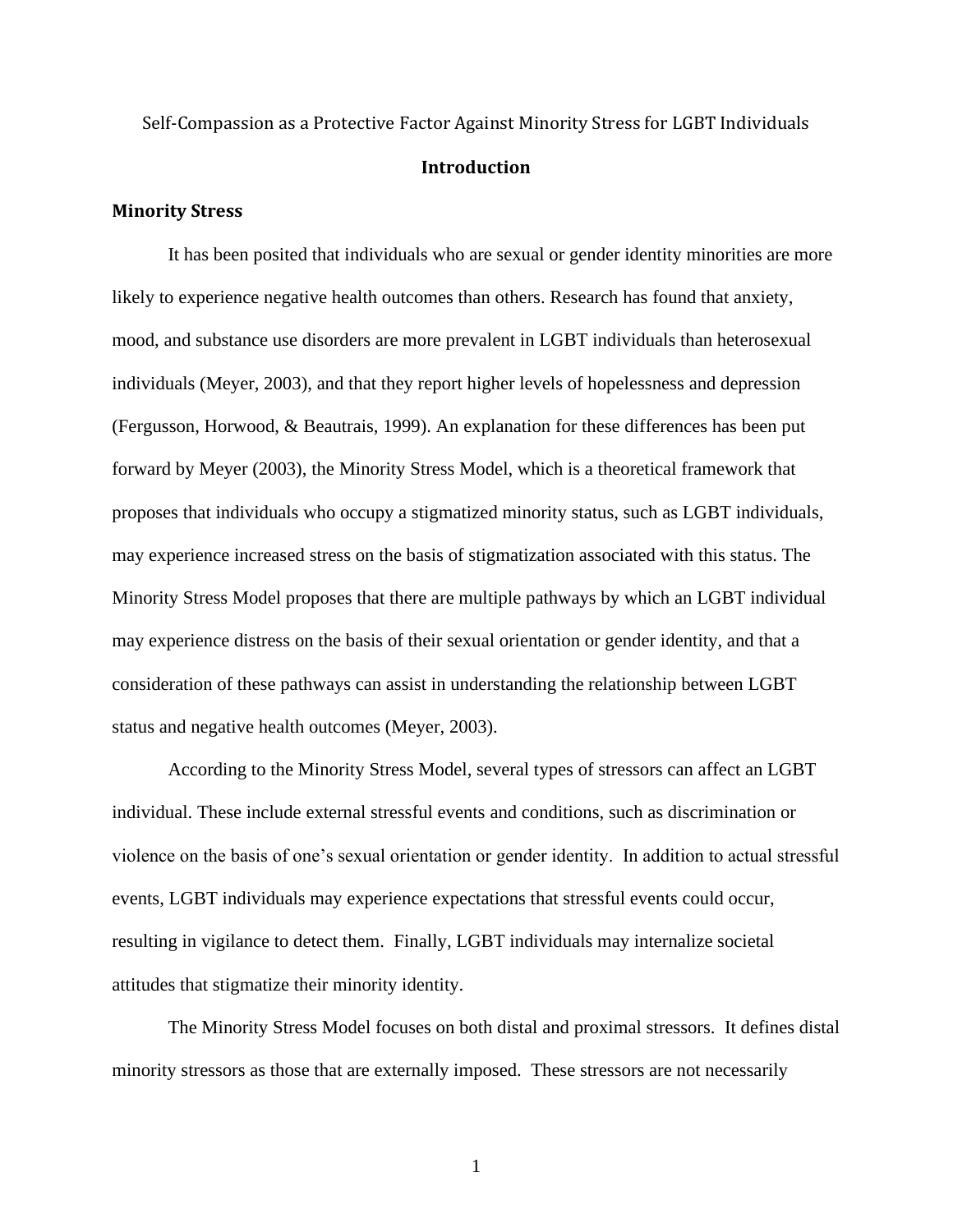Self-Compassion as a Protective Factor Against Minority Stress for LGBT Individuals

# Introduction

## Minority Stress

It has been posited that individuals who are sexual or gender identity minorities are more likely to experience negative health outcomes than others. Research has found that anxiety, mood, and substance use disorders are more prevalent in LGBT individuals than heterosexual individuals (Meyer, 2003), and that they report higher levels of hopelessness and depression (Fergusson, Horwood, & Beautrais, 1999). An explanation for these differences has been put forward by Meyer (2003), the Minority Stress Model, which is a theoretical framework that proposes that individuals who occupy a stigmatized minority status, such as LGBT individuals, may experience increased stress on the basis of stigmatization associated with this status. The Minority Stress Model proposes that there are multiple pathways by which an LGBT individual may experience distress on the basis of their sexual orientation or gender identity, and that a consideration of these pathways can assist in understanding the relationship between LGBT status and negative health outcomes (Meyer, 2003).

According to the Minority Stress Model, several types of stressors can affect an LGBT individual. These include external stressful events and conditions, such as discrimination or violence on the basis of one's sexual orientation or gender identity. In addition to actual stressful events, LGBT individuals may experience expectations that stressful events could occur, resulting in vigilance to detect them. Finally, LGBT individuals may internalize societal attitudes that stigmatize their minority identity.

The Minority Stress Model focuses on both distal and proximal stressors. It defines distal minority stressors as those that are externally imposed. These stressors are not necessarily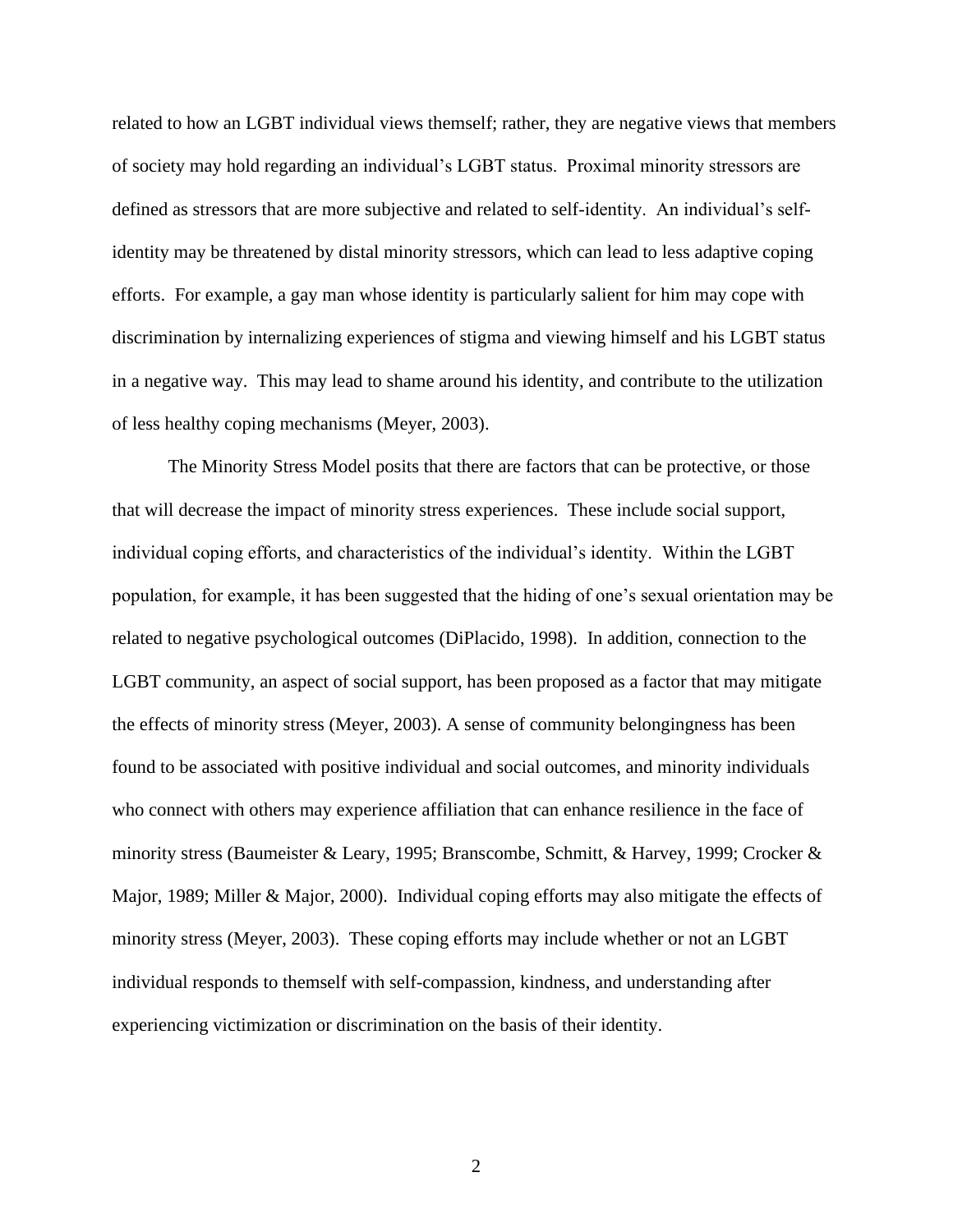related to how an LGBT individual views themself; rather, they are negative views that members of society may hold regarding an individual's LGBT status. Proximal minority stressors are defined as stressors that are more subjective and related to self-identity. An individual's self-identity may be threatened by distal minority stressors, which can lead to less adaptive coping efforts. For example, a gay man whose identity is particularly salient for him may cope with discrimination by internalizing experiences of stigma and viewing himself and his LGBT status in a negative way. This may lead to shame around his identity, and contribute to the utilization of less healthy coping mechanisms (Meyer, 2003).

The Minority Stress Model posits that there are factors that can be protective, or those that will decrease the impact of minority stress experiences. These include social support, individual coping efforts, and characteristics of the individual's identity. Within the LGBT population, for example, it has been suggested that the hiding of one's sexual orientation may be related to negative psychological outcomes (DiPlacido, 1998). In addition, connection to the LGBT community, an aspect of social support, has been proposed as a factor that may mitigate the effects of minority stress (Meyer, 2003). A sense of community belongingness has been found to be associated with positive individual and social outcomes, and minority individuals who connect with others may experience affiliation that can enhance resilience in the face of minority stress (Baumeister & Leary, 1995; Branscombe, Schmitt, & Harvey, 1999; Crocker & Major, 1989; Miller & Major, 2000). Individual coping efforts may also mitigate the effects of minority stress (Meyer, 2003). These coping efforts may include whether or not an LGBT individual responds to themself with self-compassion, kindness, and understanding after experiencing victimization or discrimination on the basis of their identity.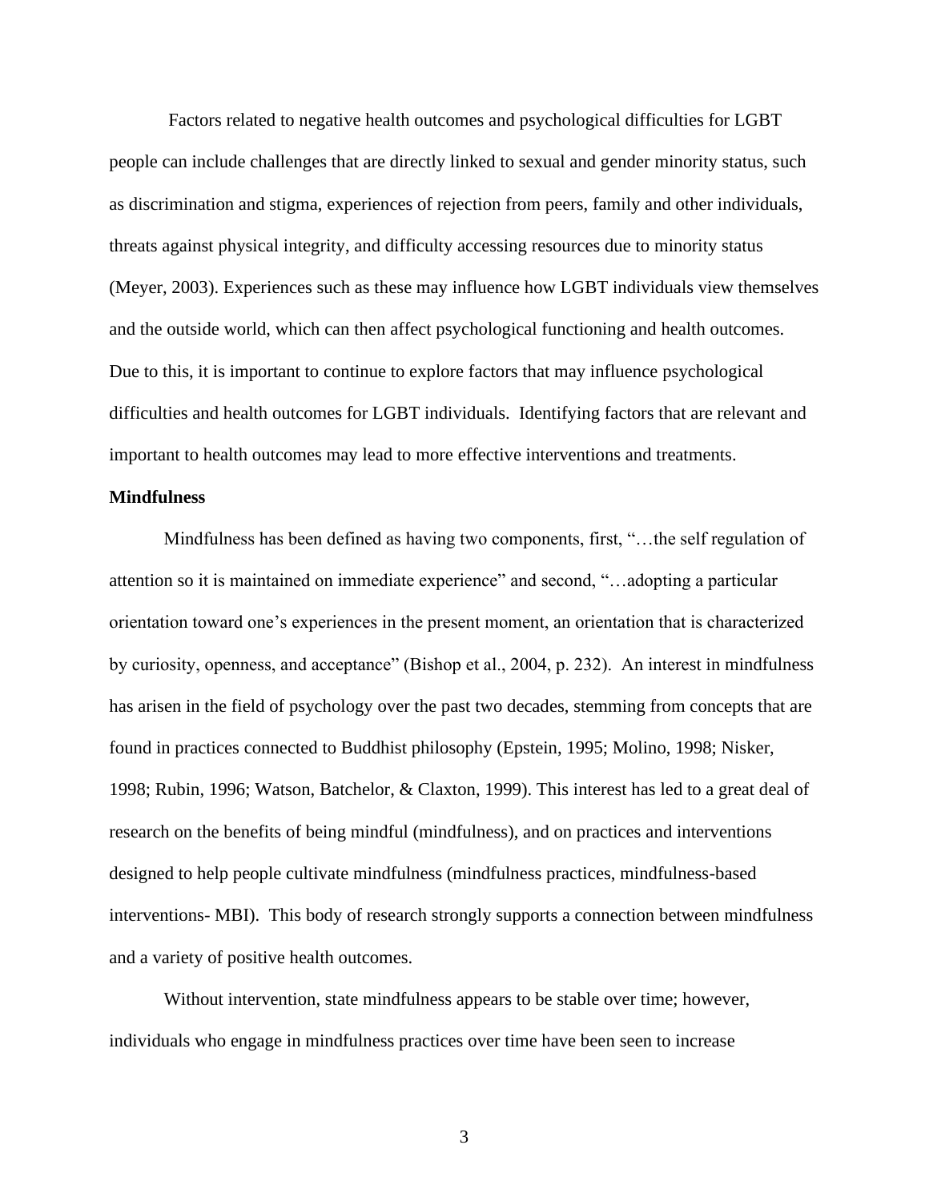Factors related to negative health outcomes and psychological difficulties for LGBT people can include challenges that are directly linked to sexual and gender minority status, such as discrimination and stigma, experiences of rejection from peers, family and other individuals, threats against physical integrity, and difficulty accessing resources due to minority status (Meyer, 2003). Experiences such as these may influence how LGBT individuals view themselves and the outside world, which can then affect psychological functioning and health outcomes. Due to this, it is important to continue to explore factors that may influence psychological difficulties and health outcomes for LGBT individuals. Identifying factors that are relevant and important to health outcomes may lead to more effective interventions and treatments.

**Mindfulness**

Mindfulness has been defined as having two components, first, "…the self regulation of attention so it is maintained on immediate experience" and second, "…adopting a particular orientation toward one's experiences in the present moment, an orientation that is characterized by curiosity, openness, and acceptance" (Bishop et al., 2004, p. 232). An interest in mindfulness has arisen in the field of psychology over the past two decades, stemming from concepts that are found in practices connected to Buddhist philosophy (Epstein, 1995; Molino, 1998; Nisker, 1998; Rubin, 1996; Watson, Batchelor, & Claxton, 1999). This interest has led to a great deal of research on the benefits of being mindful (mindfulness), and on practices and interventions designed to help people cultivate mindfulness (mindfulness practices, mindfulness-based interventions- MBI). This body of research strongly supports a connection between mindfulness and a variety of positive health outcomes.

Without intervention, state mindfulness appears to be stable over time; however, individuals who engage in mindfulness practices over time have been seen to increase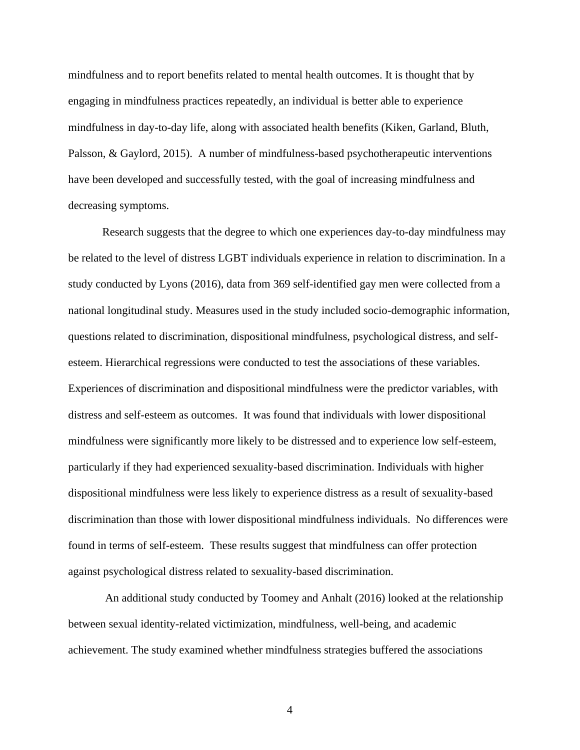mindfulness and to report benefits related to mental health outcomes. It is thought that by engaging in mindfulness practices repeatedly, an individual is better able to experience mindfulness in day-to-day life, along with associated health benefits (Kiken, Garland, Bluth, Palsson, & Gaylord, 2015). A number of mindfulness-based psychotherapeutic interventions have been developed and successfully tested, with the goal of increasing mindfulness and decreasing symptoms.

Research suggests that the degree to which one experiences day-to-day mindfulness may be related to the level of distress LGBT individuals experience in relation to discrimination. In a study conducted by Lyons (2016), data from 369 self-identified gay men were collected from a national longitudinal study. Measures used in the study included socio-demographic information, questions related to discrimination, dispositional mindfulness, psychological distress, and self-esteem. Hierarchical regressions were conducted to test the associations of these variables. Experiences of discrimination and dispositional mindfulness were the predictor variables, with distress and self-esteem as outcomes. It was found that individuals with lower dispositional mindfulness were significantly more likely to be distressed and to experience low self-esteem, particularly if they had experienced sexuality-based discrimination. Individuals with higher dispositional mindfulness were less likely to experience distress as a result of sexuality-based discrimination than those with lower dispositional mindfulness individuals. No differences were found in terms of self-esteem. These results suggest that mindfulness can offer protection against psychological distress related to sexuality-based discrimination.

An additional study conducted by Toomey and Anhalt (2016) looked at the relationship between sexual identity-related victimization, mindfulness, well-being, and academic achievement. The study examined whether mindfulness strategies buffered the associations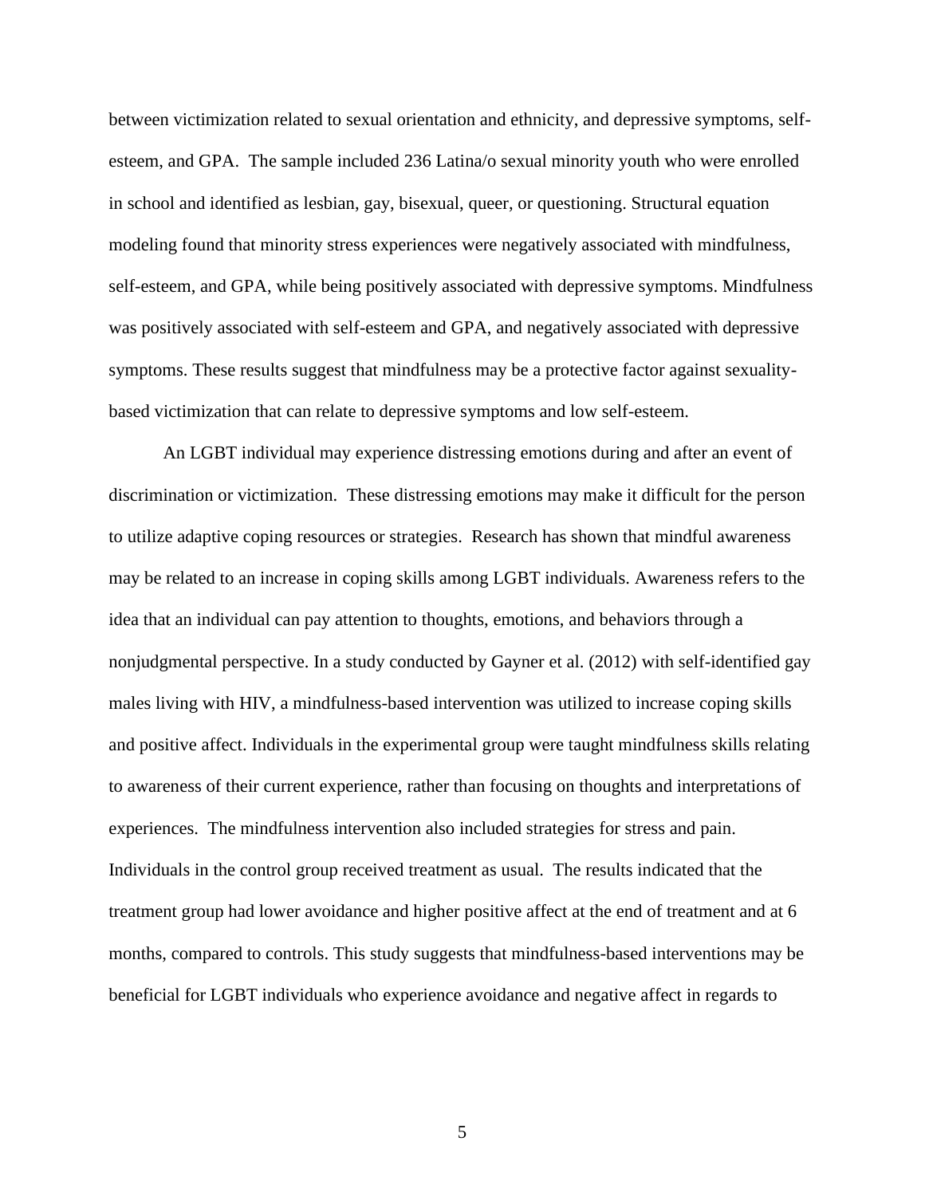between victimization related to sexual orientation and ethnicity, and depressive symptoms, self-esteem, and GPA. The sample included 236 Latina/o sexual minority youth who were enrolled in school and identified as lesbian, gay, bisexual, queer, or questioning. Structural equation modeling found that minority stress experiences were negatively associated with mindfulness, self-esteem, and GPA, while being positively associated with depressive symptoms. Mindfulness was positively associated with self-esteem and GPA, and negatively associated with depressive symptoms. These results suggest that mindfulness may be a protective factor against sexuality-based victimization that can relate to depressive symptoms and low self-esteem.

An LGBT individual may experience distressing emotions during and after an event of discrimination or victimization. These distressing emotions may make it difficult for the person to utilize adaptive coping resources or strategies. Research has shown that mindful awareness may be related to an increase in coping skills among LGBT individuals. Awareness refers to the idea that an individual can pay attention to thoughts, emotions, and behaviors through a nonjudgmental perspective. In a study conducted by Gayner et al. (2012) with self-identified gay males living with HIV, a mindfulness-based intervention was utilized to increase coping skills and positive affect. Individuals in the experimental group were taught mindfulness skills relating to awareness of their current experience, rather than focusing on thoughts and interpretations of experiences. The mindfulness intervention also included strategies for stress and pain. Individuals in the control group received treatment as usual. The results indicated that the treatment group had lower avoidance and higher positive affect at the end of treatment and at 6 months, compared to controls. This study suggests that mindfulness-based interventions may be beneficial for LGBT individuals who experience avoidance and negative affect in regards to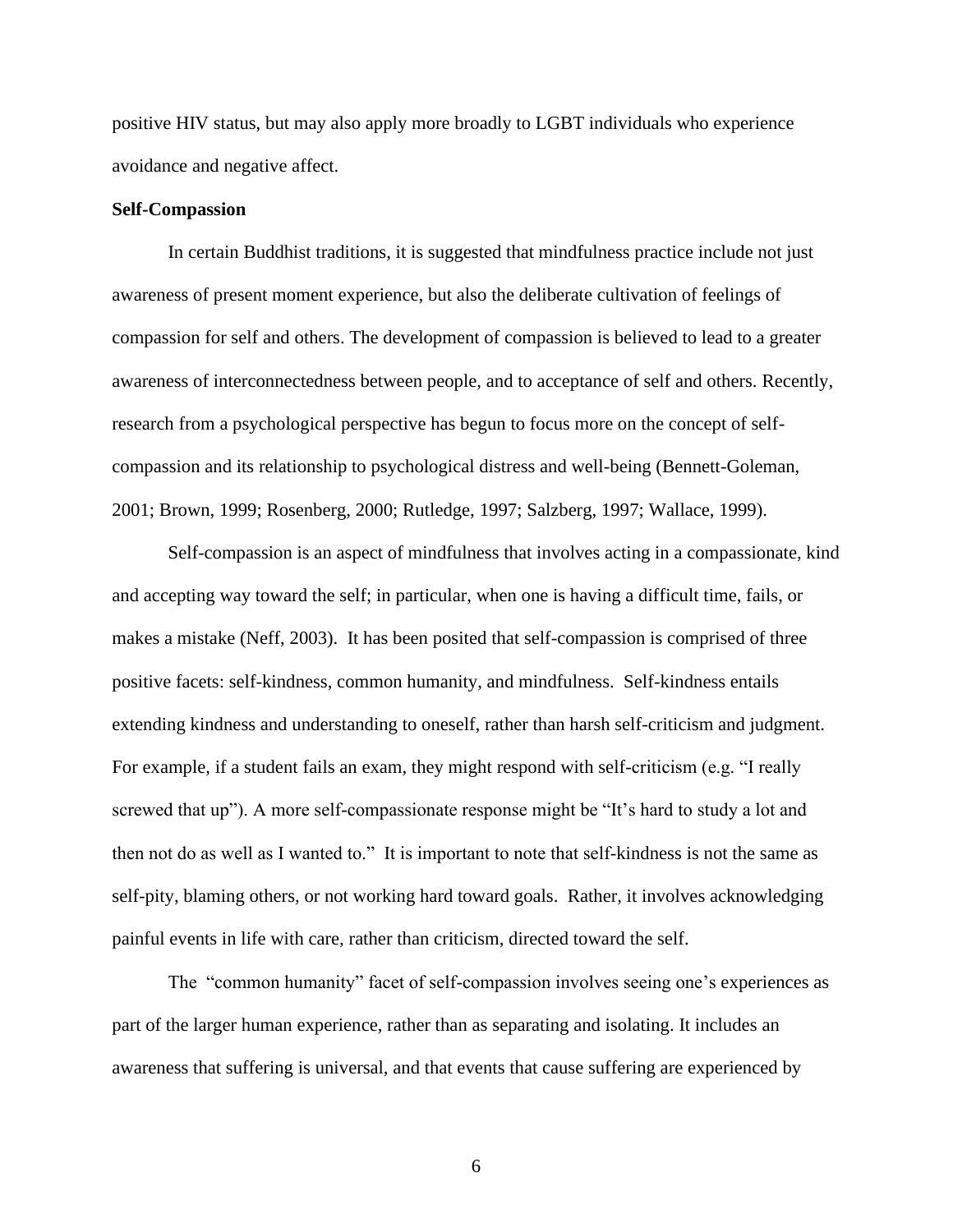positive HIV status, but may also apply more broadly to LGBT individuals who experience avoidance and negative affect.

**Self-Compassion**

In certain Buddhist traditions, it is suggested that mindfulness practice include not just awareness of present moment experience, but also the deliberate cultivation of feelings of compassion for self and others. The development of compassion is believed to lead to a greater awareness of interconnectedness between people, and to acceptance of self and others. Recently, research from a psychological perspective has begun to focus more on the concept of self-compassion and its relationship to psychological distress and well-being (Bennett-Goleman, 2001; Brown, 1999; Rosenberg, 2000; Rutledge, 1997; Salzberg, 1997; Wallace, 1999).

Self-compassion is an aspect of mindfulness that involves acting in a compassionate, kind and accepting way toward the self; in particular, when one is having a difficult time, fails, or makes a mistake (Neff, 2003). It has been posited that self-compassion is comprised of three positive facets: self-kindness, common humanity, and mindfulness. Self-kindness entails extending kindness and understanding to oneself, rather than harsh self-criticism and judgment. For example, if a student fails an exam, they might respond with self-criticism (e.g. "I really screwed that up"). A more self-compassionate response might be "It's hard to study a lot and then not do as well as I wanted to." It is important to note that self-kindness is not the same as self-pity, blaming others, or not working hard toward goals. Rather, it involves acknowledging painful events in life with care, rather than criticism, directed toward the self.

The "common humanity" facet of self-compassion involves seeing one's experiences as part of the larger human experience, rather than as separating and isolating. It includes an awareness that suffering is universal, and that events that cause suffering are experienced by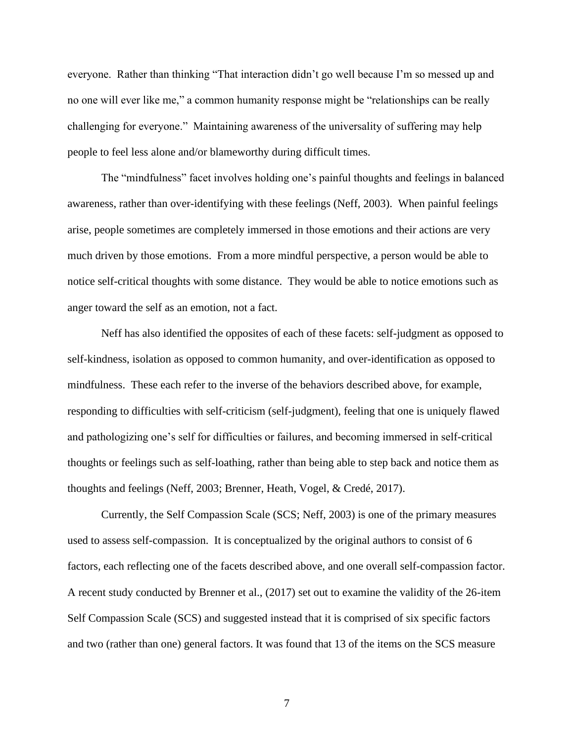everyone. Rather than thinking "That interaction didn't go well because I'm so messed up and no one will ever like me," a common humanity response might be "relationships can be really challenging for everyone." Maintaining awareness of the universality of suffering may help people to feel less alone and/or blameworthy during difficult times.

The "mindfulness" facet involves holding one's painful thoughts and feelings in balanced awareness, rather than over-identifying with these feelings (Neff, 2003). When painful feelings arise, people sometimes are completely immersed in those emotions and their actions are very much driven by those emotions. From a more mindful perspective, a person would be able to notice self-critical thoughts with some distance. They would be able to notice emotions such as anger toward the self as an emotion, not a fact.

Neff has also identified the opposites of each of these facets: self-judgment as opposed to self-kindness, isolation as opposed to common humanity, and over-identification as opposed to mindfulness. These each refer to the inverse of the behaviors described above, for example, responding to difficulties with self-criticism (self-judgment), feeling that one is uniquely flawed and pathologizing one's self for difficulties or failures, and becoming immersed in self-critical thoughts or feelings such as self-loathing, rather than being able to step back and notice them as thoughts and feelings (Neff, 2003; Brenner, Heath, Vogel, & Credé, 2017).

Currently, the Self Compassion Scale (SCS; Neff, 2003) is one of the primary measures used to assess self-compassion. It is conceptualized by the original authors to consist of 6 factors, each reflecting one of the facets described above, and one overall self-compassion factor. A recent study conducted by Brenner et al., (2017) set out to examine the validity of the 26-item Self Compassion Scale (SCS) and suggested instead that it is comprised of six specific factors and two (rather than one) general factors. It was found that 13 of the items on the SCS measure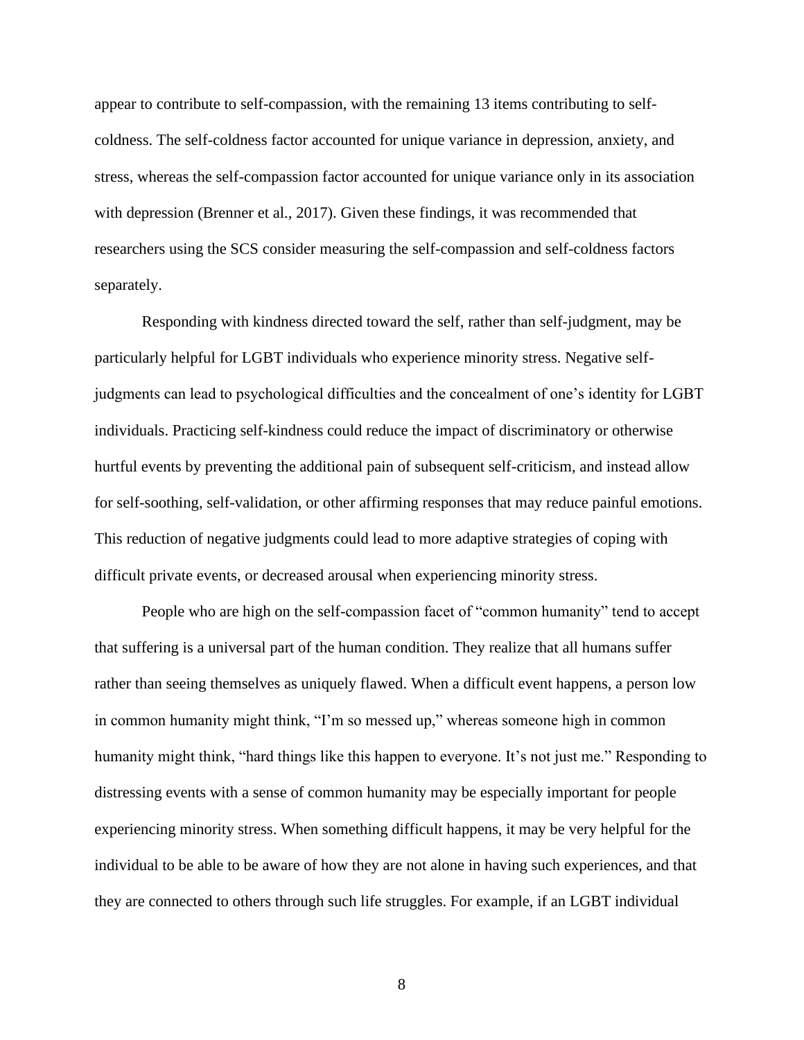appear to contribute to self-compassion, with the remaining 13 items contributing to self-coldness. The self-coldness factor accounted for unique variance in depression, anxiety, and stress, whereas the self-compassion factor accounted for unique variance only in its association with depression (Brenner et al., 2017). Given these findings, it was recommended that researchers using the SCS consider measuring the self-compassion and self-coldness factors separately.

Responding with kindness directed toward the self, rather than self-judgment, may be particularly helpful for LGBT individuals who experience minority stress. Negative self-judgments can lead to psychological difficulties and the concealment of one's identity for LGBT individuals. Practicing self-kindness could reduce the impact of discriminatory or otherwise hurtful events by preventing the additional pain of subsequent self-criticism, and instead allow for self-soothing, self-validation, or other affirming responses that may reduce painful emotions. This reduction of negative judgments could lead to more adaptive strategies of coping with difficult private events, or decreased arousal when experiencing minority stress.

People who are high on the self-compassion facet of "common humanity" tend to accept that suffering is a universal part of the human condition. They realize that all humans suffer rather than seeing themselves as uniquely flawed. When a difficult event happens, a person low in common humanity might think, "I'm so messed up," whereas someone high in common humanity might think, "hard things like this happen to everyone. It's not just me." Responding to distressing events with a sense of common humanity may be especially important for people experiencing minority stress. When something difficult happens, it may be very helpful for the individual to be able to be aware of how they are not alone in having such experiences, and that they are connected to others through such life struggles. For example, if an LGBT individual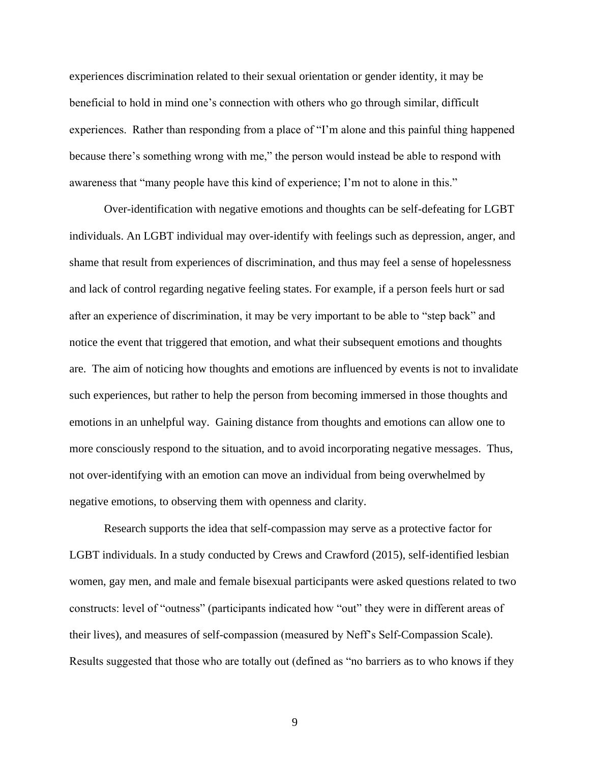experiences discrimination related to their sexual orientation or gender identity, it may be beneficial to hold in mind one's connection with others who go through similar, difficult experiences. Rather than responding from a place of "I'm alone and this painful thing happened because there's something wrong with me," the person would instead be able to respond with awareness that "many people have this kind of experience; I'm not to alone in this."

Over-identification with negative emotions and thoughts can be self-defeating for LGBT individuals. An LGBT individual may over-identify with feelings such as depression, anger, and shame that result from experiences of discrimination, and thus may feel a sense of hopelessness and lack of control regarding negative feeling states. For example, if a person feels hurt or sad after an experience of discrimination, it may be very important to be able to "step back" and notice the event that triggered that emotion, and what their subsequent emotions and thoughts are. The aim of noticing how thoughts and emotions are influenced by events is not to invalidate such experiences, but rather to help the person from becoming immersed in those thoughts and emotions in an unhelpful way. Gaining distance from thoughts and emotions can allow one to more consciously respond to the situation, and to avoid incorporating negative messages. Thus, not over-identifying with an emotion can move an individual from being overwhelmed by negative emotions, to observing them with openness and clarity.

Research supports the idea that self-compassion may serve as a protective factor for LGBT individuals. In a study conducted by Crews and Crawford (2015), self-identified lesbian women, gay men, and male and female bisexual participants were asked questions related to two constructs: level of "outness" (participants indicated how "out" they were in different areas of their lives), and measures of self-compassion (measured by Neff's Self-Compassion Scale). Results suggested that those who are totally out (defined as "no barriers as to who knows if they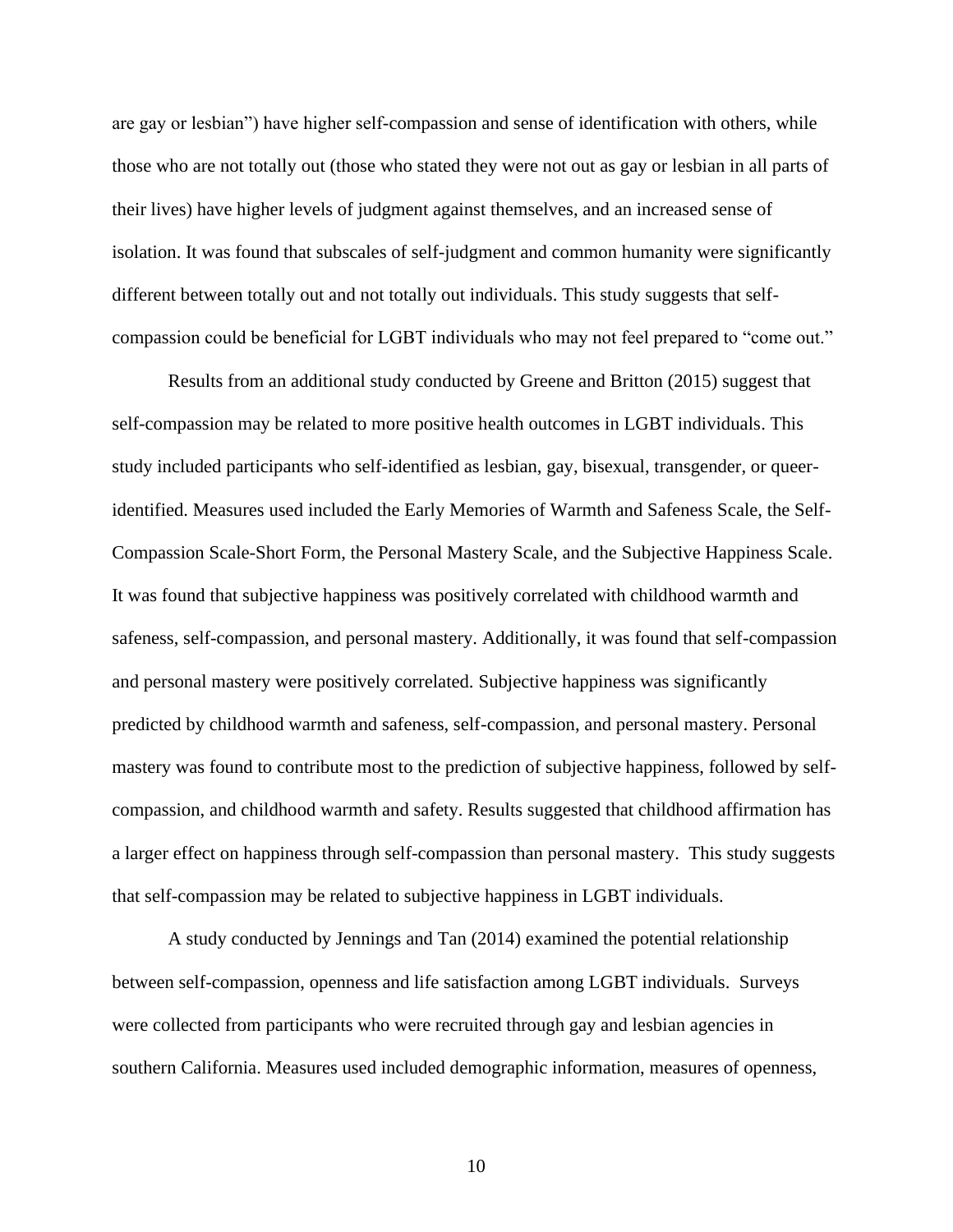are gay or lesbian") have higher self-compassion and sense of identification with others, while those who are not totally out (those who stated they were not out as gay or lesbian in all parts of their lives) have higher levels of judgment against themselves, and an increased sense of isolation. It was found that subscales of self-judgment and common humanity were significantly different between totally out and not totally out individuals. This study suggests that self-compassion could be beneficial for LGBT individuals who may not feel prepared to "come out."

Results from an additional study conducted by Greene and Britton (2015) suggest that self-compassion may be related to more positive health outcomes in LGBT individuals. This study included participants who self-identified as lesbian, gay, bisexual, transgender, or queer-identified. Measures used included the Early Memories of Warmth and Safeness Scale, the Self-Compassion Scale-Short Form, the Personal Mastery Scale, and the Subjective Happiness Scale. It was found that subjective happiness was positively correlated with childhood warmth and safeness, self-compassion, and personal mastery. Additionally, it was found that self-compassion and personal mastery were positively correlated. Subjective happiness was significantly predicted by childhood warmth and safeness, self-compassion, and personal mastery. Personal mastery was found to contribute most to the prediction of subjective happiness, followed by self-compassion, and childhood warmth and safety. Results suggested that childhood affirmation has a larger effect on happiness through self-compassion than personal mastery. This study suggests that self-compassion may be related to subjective happiness in LGBT individuals.

A study conducted by Jennings and Tan (2014) examined the potential relationship between self-compassion, openness and life satisfaction among LGBT individuals. Surveys were collected from participants who were recruited through gay and lesbian agencies in southern California. Measures used included demographic information, measures of openness,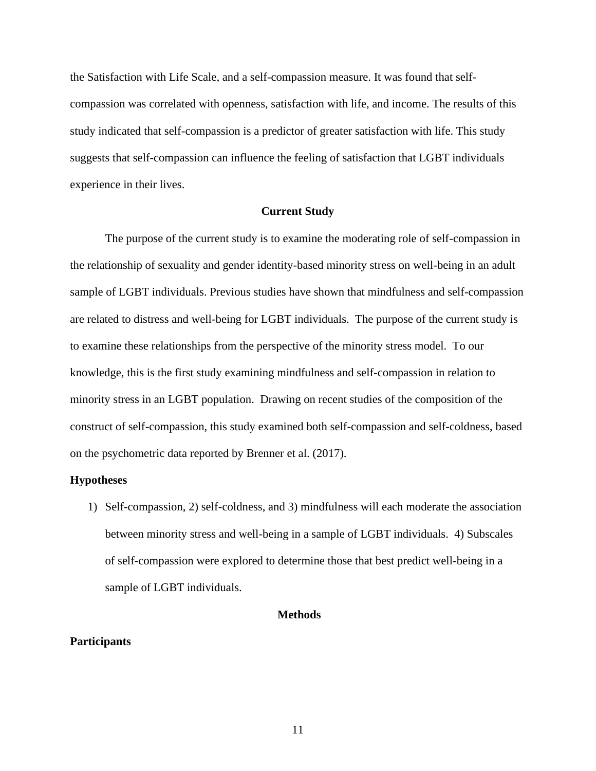the Satisfaction with Life Scale, and a self-compassion measure. It was found that self-compassion was correlated with openness, satisfaction with life, and income. The results of this study indicated that self-compassion is a predictor of greater satisfaction with life. This study suggests that self-compassion can influence the feeling of satisfaction that LGBT individuals experience in their lives.

## Current Study

The purpose of the current study is to examine the moderating role of self-compassion in the relationship of sexuality and gender identity-based minority stress on well-being in an adult sample of LGBT individuals. Previous studies have shown that mindfulness and self-compassion are related to distress and well-being for LGBT individuals. The purpose of the current study is to examine these relationships from the perspective of the minority stress model. To our knowledge, this is the first study examining mindfulness and self-compassion in relation to minority stress in an LGBT population. Drawing on recent studies of the composition of the construct of self-compassion, this study examined both self-compassion and self-coldness, based on the psychometric data reported by Brenner et al. (2017).

### Hypotheses

1) Self-compassion, 2) self-coldness, and 3) mindfulness will each moderate the association between minority stress and well-being in a sample of LGBT individuals. 4) Subscales of self-compassion were explored to determine those that best predict well-being in a sample of LGBT individuals.

## Methods

### Participants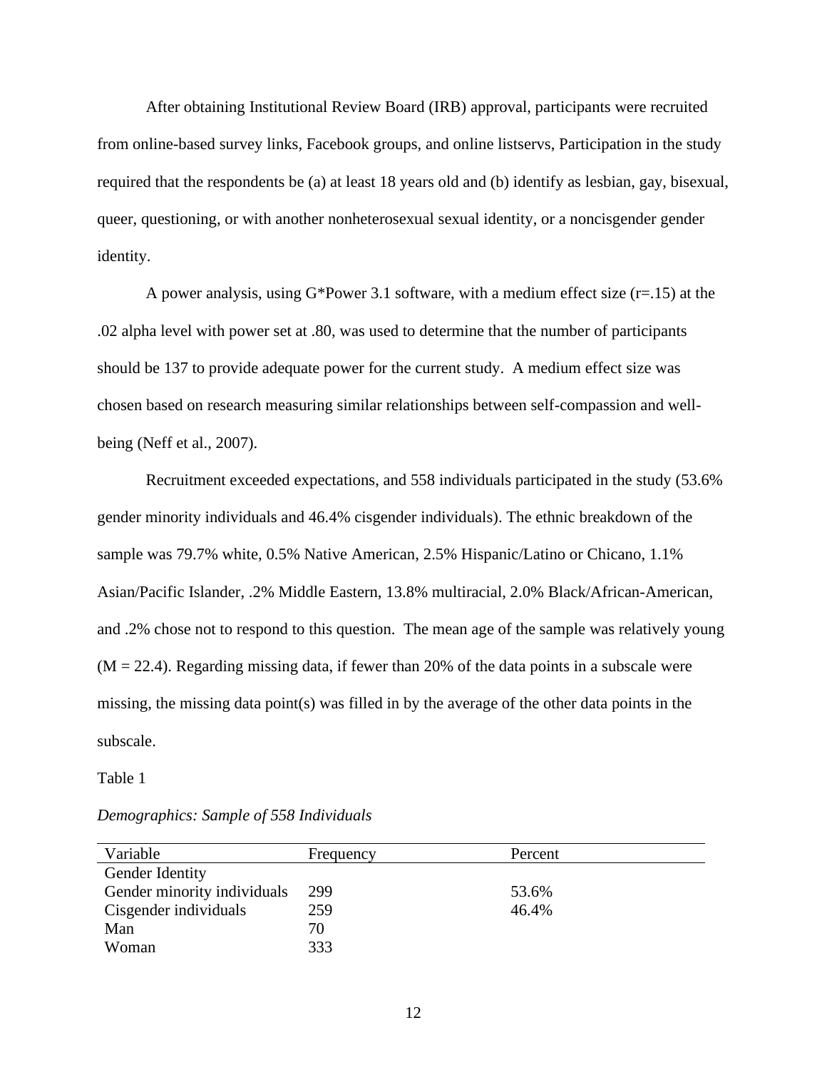After obtaining Institutional Review Board (IRB) approval, participants were recruited from online-based survey links, Facebook groups, and online listservs, Participation in the study required that the respondents be (a) at least 18 years old and (b) identify as lesbian, gay, bisexual, queer, questioning, or with another nonheterosexual sexual identity, or a noncisgender gender identity.

A power analysis, using G*Power 3.1 software, with a medium effect size (r=.15) at the .02 alpha level with power set at .80, was used to determine that the number of participants should be 137 to provide adequate power for the current study. A medium effect size was chosen based on research measuring similar relationships between self-compassion and well-being (Neff et al., 2007).

Recruitment exceeded expectations, and 558 individuals participated in the study (53.6% gender minority individuals and 46.4% cisgender individuals). The ethnic breakdown of the sample was 79.7% white, 0.5% Native American, 2.5% Hispanic/Latino or Chicano, 1.1% Asian/Pacific Islander, .2% Middle Eastern, 13.8% multiracial, 2.0% Black/African-American, and .2% chose not to respond to this question. The mean age of the sample was relatively young (M = 22.4). Regarding missing data, if fewer than 20% of the data points in a subscale were missing, the missing data point(s) was filled in by the average of the other data points in the subscale.

Table 1

*Demographics: Sample of 558 Individuals*

| Variable | Frequency | Percent |
|---|---|---|
| Gender Identity | | |
| Gender minority individuals | 299 | 53.6% |
| Cisgender individuals | 259 | 46.4% |
| Man | 70 | |
| Woman | 333 | |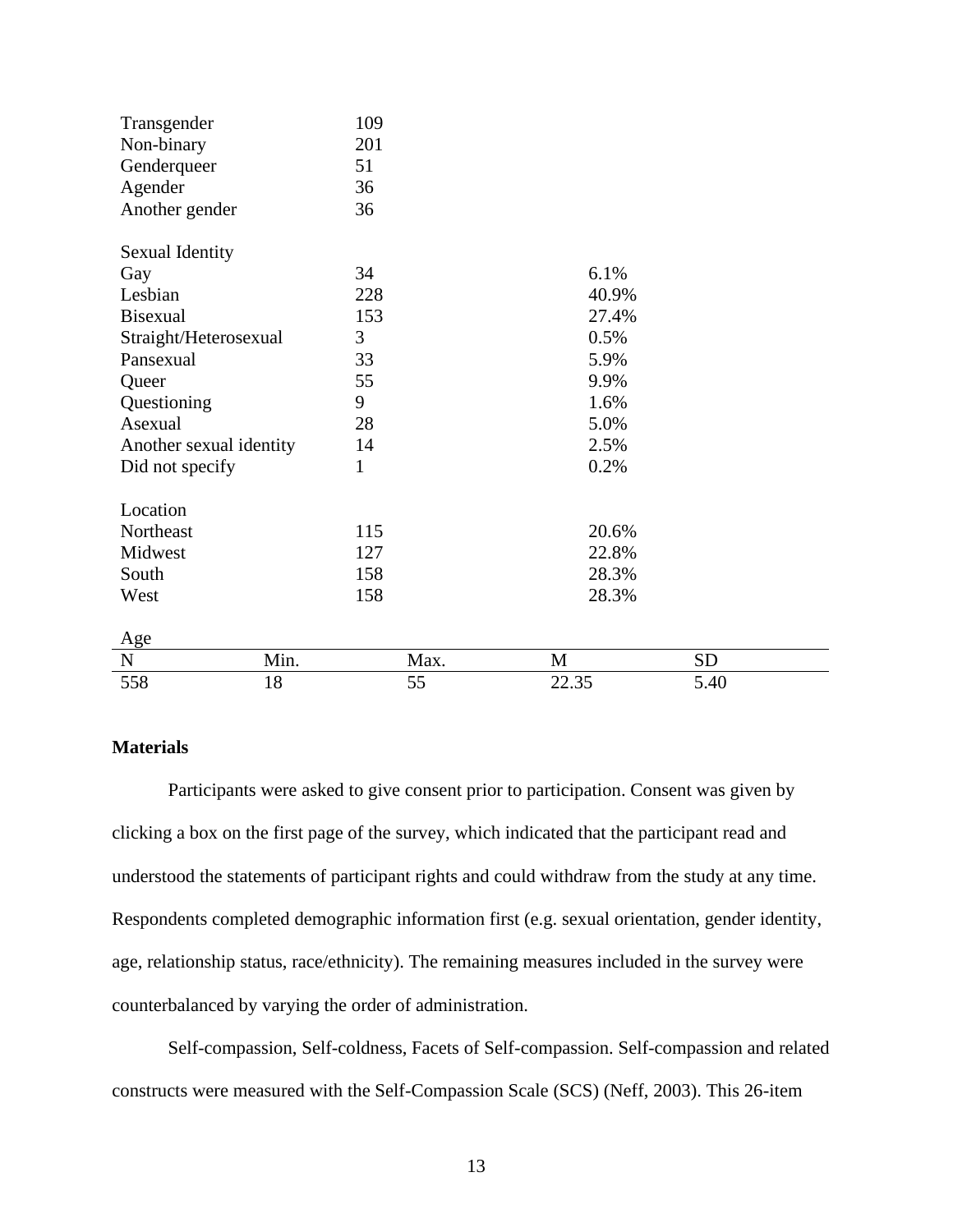| | | | | |
|---|---|---|---|---|
| Transgender | | 109 | | |
| Non-binary | | 201 | | |
| Genderqueer | | 51 | | |
| Agender | | 36 | | |
| Another gender | | 36 | | |
| | | | | |
| Sexual Identity | | | | |
| Gay | | 34 | 6.1% | |
| Lesbian | | 228 | 40.9% | |
| Bisexual | | 153 | 27.4% | |
| Straight/Heterosexual | | 3 | 0.5% | |
| Pansexual | | 33 | 5.9% | |
| Queer | | 55 | 9.9% | |
| Questioning | | 9 | 1.6% | |
| Asexual | | 28 | 5.0% | |
| Another sexual identity | | 14 | 2.5% | |
| Did not specify | | 1 | 0.2% | |
| | | | | |
| Location | | | | |
| Northeast | | 115 | 20.6% | |
| Midwest | | 127 | 22.8% | |
| South | | 158 | 28.3% | |
| West | | 158 | 28.3% | |
| | | | | |
| Age | | | | |
| N | Min. | Max. | M | SD |
| 558 | 18 | 55 | 22.35 | 5.40 |

**Materials**

Participants were asked to give consent prior to participation. Consent was given by clicking a box on the first page of the survey, which indicated that the participant read and understood the statements of participant rights and could withdraw from the study at any time. Respondents completed demographic information first (e.g. sexual orientation, gender identity, age, relationship status, race/ethnicity). The remaining measures included in the survey were counterbalanced by varying the order of administration.

Self-compassion, Self-coldness, Facets of Self-compassion. Self-compassion and related constructs were measured with the Self-Compassion Scale (SCS) (Neff, 2003). This 26-item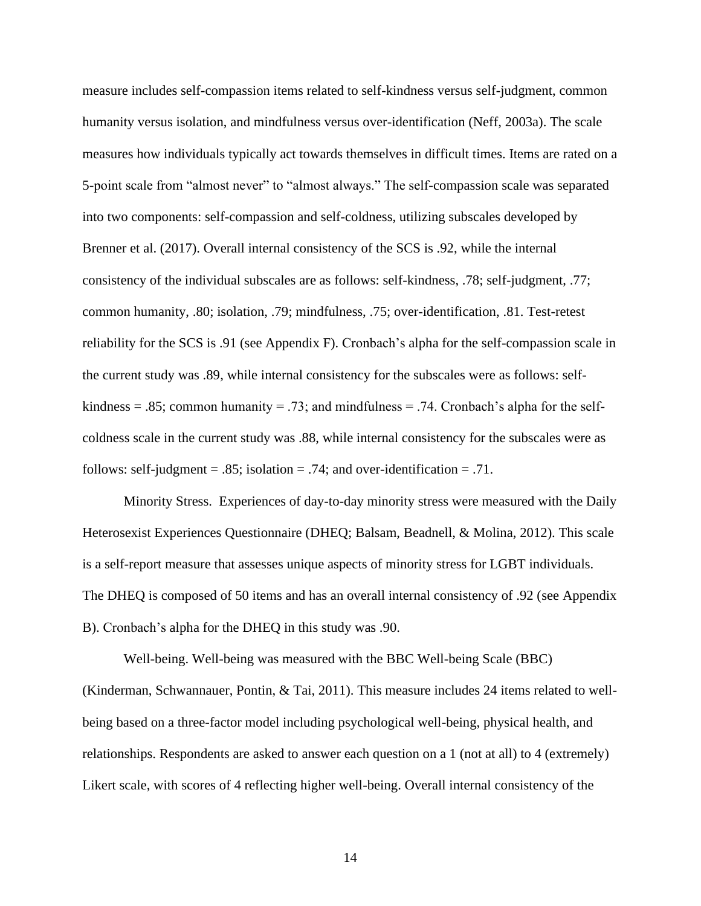measure includes self-compassion items related to self-kindness versus self-judgment, common humanity versus isolation, and mindfulness versus over-identification (Neff, 2003a). The scale measures how individuals typically act towards themselves in difficult times. Items are rated on a 5-point scale from "almost never" to "almost always." The self-compassion scale was separated into two components: self-compassion and self-coldness, utilizing subscales developed by Brenner et al. (2017). Overall internal consistency of the SCS is .92, while the internal consistency of the individual subscales are as follows: self-kindness, .78; self-judgment, .77; common humanity, .80; isolation, .79; mindfulness, .75; over-identification, .81. Test-retest reliability for the SCS is .91 (see Appendix F). Cronbach's alpha for the self-compassion scale in the current study was .89, while internal consistency for the subscales were as follows: self-kindness = .85; common humanity = .73; and mindfulness = .74. Cronbach's alpha for the self-coldness scale in the current study was .88, while internal consistency for the subscales were as follows: self-judgment = .85; isolation = .74; and over-identification = .71.

Minority Stress. Experiences of day-to-day minority stress were measured with the Daily Heterosexist Experiences Questionnaire (DHEQ; Balsam, Beadnell, & Molina, 2012). This scale is a self-report measure that assesses unique aspects of minority stress for LGBT individuals. The DHEQ is composed of 50 items and has an overall internal consistency of .92 (see Appendix B). Cronbach's alpha for the DHEQ in this study was .90.

Well-being. Well-being was measured with the BBC Well-being Scale (BBC) (Kinderman, Schwannauer, Pontin, & Tai, 2011). This measure includes 24 items related to well-being based on a three-factor model including psychological well-being, physical health, and relationships. Respondents are asked to answer each question on a 1 (not at all) to 4 (extremely) Likert scale, with scores of 4 reflecting higher well-being. Overall internal consistency of the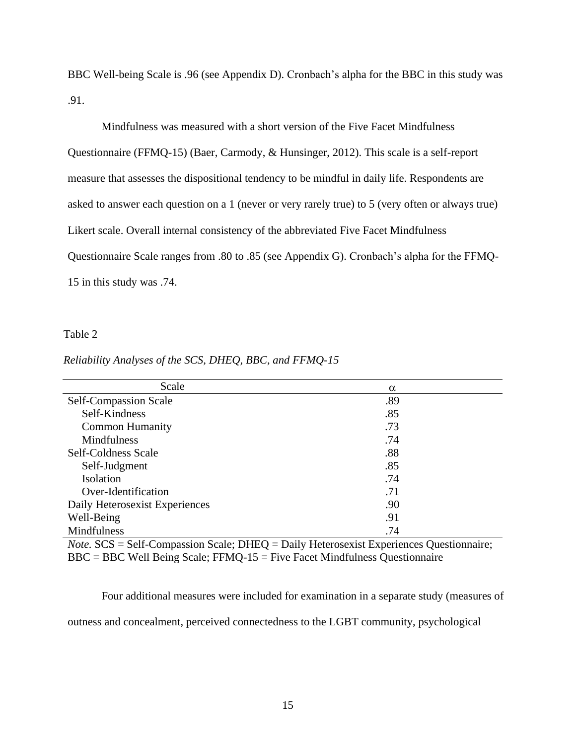BBC Well-being Scale is .96 (see Appendix D). Cronbach's alpha for the BBC in this study was .91.

Mindfulness was measured with a short version of the Five Facet Mindfulness Questionnaire (FFMQ-15) (Baer, Carmody, & Hunsinger, 2012). This scale is a self-report measure that assesses the dispositional tendency to be mindful in daily life. Respondents are asked to answer each question on a 1 (never or very rarely true) to 5 (very often or always true) Likert scale. Overall internal consistency of the abbreviated Five Facet Mindfulness Questionnaire Scale ranges from .80 to .85 (see Appendix G). Cronbach's alpha for the FFMQ-15 in this study was .74.

Table 2

*Reliability Analyses of the SCS, DHEQ, BBC, and FFMQ-15*

| Scale | $\alpha$ |
|---|---|
| Self-Compassion Scale | .89 |
| Self-Kindness | .85 |
| Common Humanity | .73 |
| Mindfulness | .74 |
| Self-Coldness Scale | .88 |
| Self-Judgment | .85 |
| Isolation | .74 |
| Over-Identification | .71 |
| Daily Heterosexist Experiences | .90 |
| Well-Being | .91 |
| Mindfulness | .74 |

*Note.* SCS = Self-Compassion Scale; DHEQ = Daily Heterosexist Experiences Questionnaire; BBC = BBC Well Being Scale; FFMQ-15 = Five Facet Mindfulness Questionnaire

Four additional measures were included for examination in a separate study (measures of outness and concealment, perceived connectedness to the LGBT community, psychological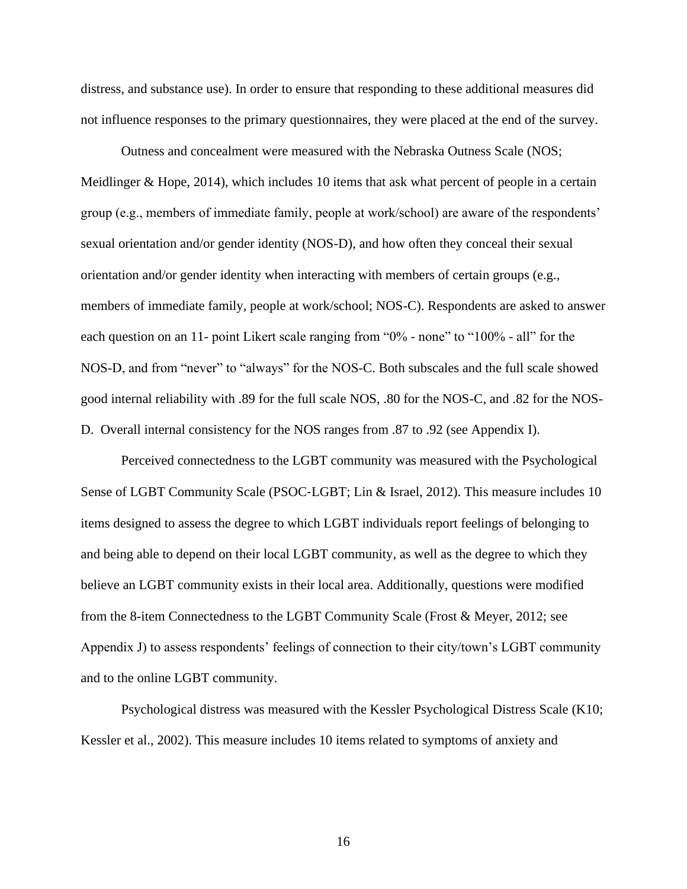distress, and substance use). In order to ensure that responding to these additional measures did not influence responses to the primary questionnaires, they were placed at the end of the survey.

Outness and concealment were measured with the Nebraska Outness Scale (NOS; Meidlinger & Hope, 2014), which includes 10 items that ask what percent of people in a certain group (e.g., members of immediate family, people at work/school) are aware of the respondents' sexual orientation and/or gender identity (NOS-D), and how often they conceal their sexual orientation and/or gender identity when interacting with members of certain groups (e.g., members of immediate family, people at work/school; NOS-C). Respondents are asked to answer each question on an 11- point Likert scale ranging from "0% - none" to "100% - all" for the NOS-D, and from "never" to "always" for the NOS-C. Both subscales and the full scale showed good internal reliability with .89 for the full scale NOS, .80 for the NOS-C, and .82 for the NOS-D. Overall internal consistency for the NOS ranges from .87 to .92 (see Appendix I).

Perceived connectedness to the LGBT community was measured with the Psychological Sense of LGBT Community Scale (PSOC-LGBT; Lin & Israel, 2012). This measure includes 10 items designed to assess the degree to which LGBT individuals report feelings of belonging to and being able to depend on their local LGBT community, as well as the degree to which they believe an LGBT community exists in their local area. Additionally, questions were modified from the 8-item Connectedness to the LGBT Community Scale (Frost & Meyer, 2012; see Appendix J) to assess respondents' feelings of connection to their city/town's LGBT community and to the online LGBT community.

Psychological distress was measured with the Kessler Psychological Distress Scale (K10; Kessler et al., 2002). This measure includes 10 items related to symptoms of anxiety and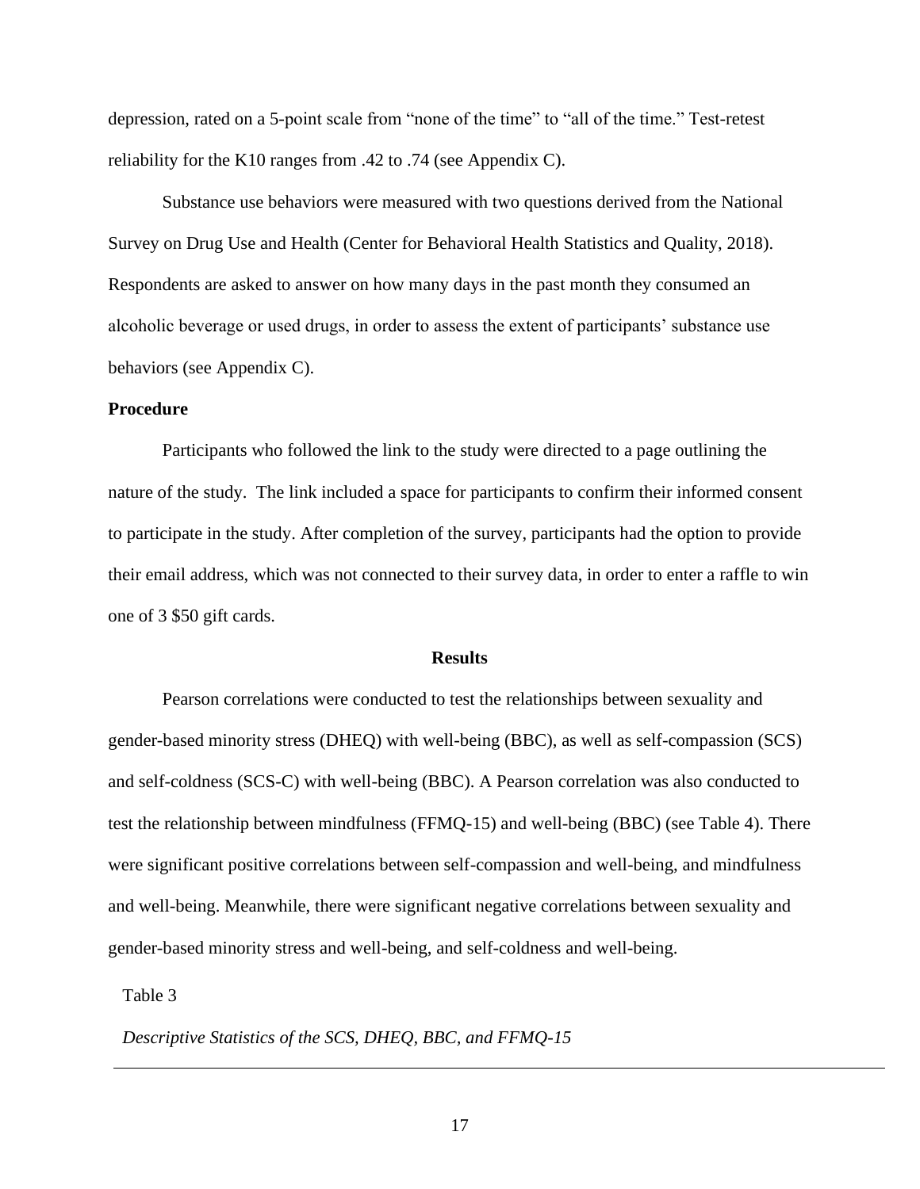depression, rated on a 5-point scale from "none of the time" to "all of the time." Test-retest reliability for the K10 ranges from .42 to .74 (see Appendix C).

Substance use behaviors were measured with two questions derived from the National Survey on Drug Use and Health (Center for Behavioral Health Statistics and Quality, 2018). Respondents are asked to answer on how many days in the past month they consumed an alcoholic beverage or used drugs, in order to assess the extent of participants' substance use behaviors (see Appendix C).

**Procedure**

Participants who followed the link to the study were directed to a page outlining the nature of the study. The link included a space for participants to confirm their informed consent to participate in the study. After completion of the survey, participants had the option to provide their email address, which was not connected to their survey data, in order to enter a raffle to win one of 3 $50 gift cards.

## Results

Pearson correlations were conducted to test the relationships between sexuality and gender-based minority stress (DHEQ) with well-being (BBC), as well as self-compassion (SCS) and self-coldness (SCS-C) with well-being (BBC). A Pearson correlation was also conducted to test the relationship between mindfulness (FFMQ-15) and well-being (BBC) (see Table 4). There were significant positive correlations between self-compassion and well-being, and mindfulness and well-being. Meanwhile, there were significant negative correlations between sexuality and gender-based minority stress and well-being, and self-coldness and well-being.

Table 3

*Descriptive Statistics of the SCS, DHEQ, BBC, and FFMQ-15*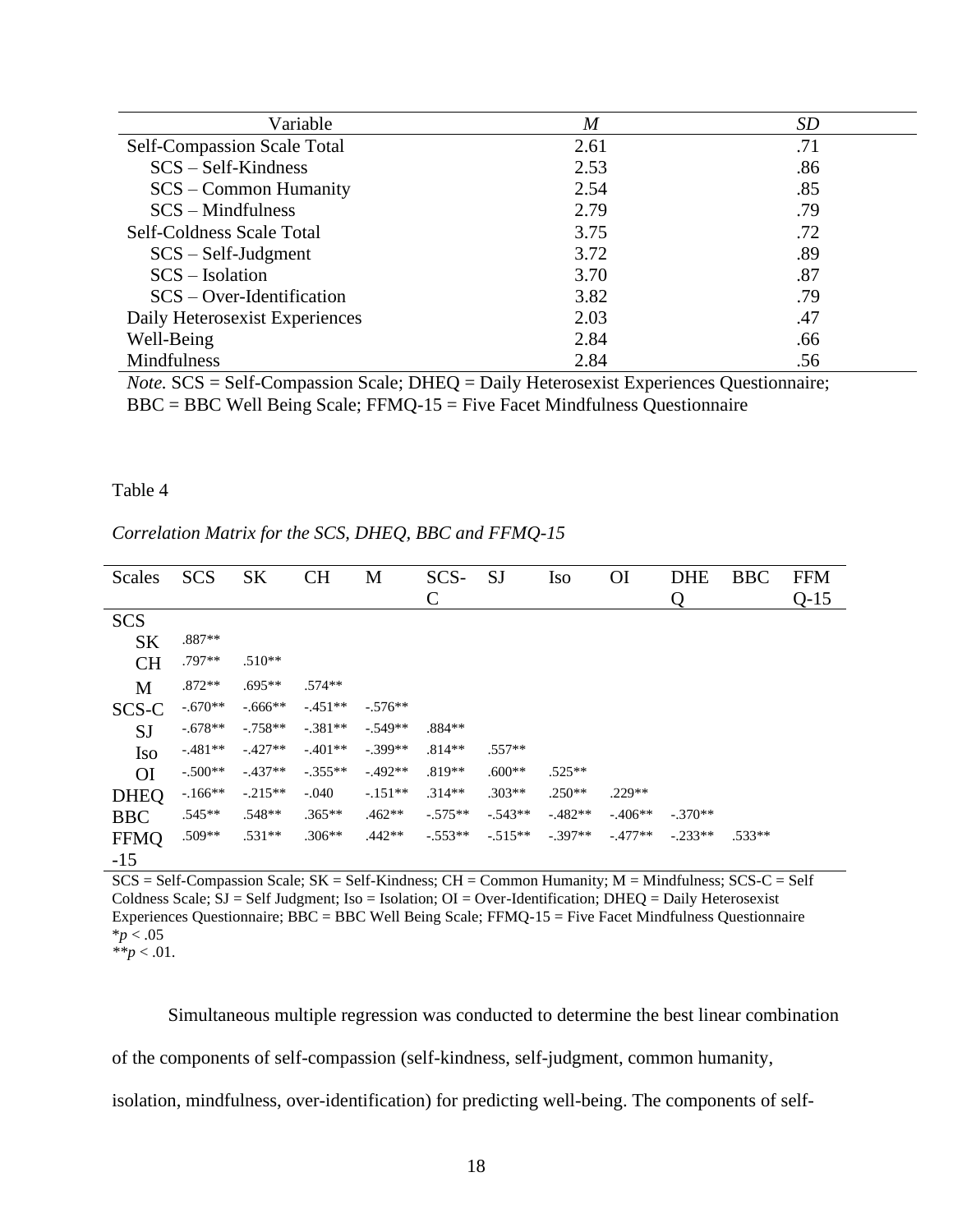| Variable | *M* | *SD* |
|---|---|---|
| Self-Compassion Scale Total | 2.61 | .71 |
| SCS – Self-Kindness | 2.53 | .86 |
| SCS – Common Humanity | 2.54 | .85 |
| SCS – Mindfulness | 2.79 | .79 |
| Self-Coldness Scale Total | 3.75 | .72 |
| SCS – Self-Judgment | 3.72 | .89 |
| SCS – Isolation | 3.70 | .87 |
| SCS – Over-Identification | 3.82 | .79 |
| Daily Heterosexist Experiences | 2.03 | .47 |
| Well-Being | 2.84 | .66 |
| Mindfulness | 2.84 | .56 |

*Note.* SCS = Self-Compassion Scale; DHEQ = Daily Heterosexist Experiences Questionnaire; BBC = BBC Well Being Scale; FFMQ-15 = Five Facet Mindfulness Questionnaire

Table 4

*Correlation Matrix for the SCS, DHEQ, BBC and FFMQ-15*

| Scales | SCS | SK | CH | M | SCS-C | SJ | Iso | OI | DHEQ | BBC | FFMQ-15 |
|---|---|---|---|---|---|---|---|---|---|---|---|
| SCS | | | | | | | | | | | |
| SK | .887** | | | | | | | | | | |
| CH | .797** | .510** | | | | | | | | | |
| M | .872** | .695** | .574** | | | | | | | | |
| SCS-C | -.670** | -.666** | -.451** | -.576** | | | | | | | |
| SJ | -.678** | -.758** | -.381** | -.549** | .884** | | | | | | |
| Iso | -.481** | -.427** | -.401** | -.399** | .814** | .557** | | | | | |
| OI | -.500** | -.437** | -.355** | -.492** | .819** | .600** | .525** | | | | |
| DHEQ | -.166** | -.215** | -.040 | -.151** | .314** | .303** | .250** | .229** | | | |
| BBC | .545** | .548** | .365** | .462** | -.575** | -.543** | -.482** | -.406** | -.370** | | |
| FFMQ-15 | .509** | .531** | .306** | .442** | -.553** | -.515** | -.397** | -.477** | -.233** | .533** | |

SCS = Self-Compassion Scale; SK = Self-Kindness; CH = Common Humanity; M = Mindfulness; SCS-C = Self Coldness Scale; SJ = Self Judgment; Iso = Isolation; OI = Over-Identification; DHEQ = Daily Heterosexist Experiences Questionnaire; BBC = BBC Well Being Scale; FFMQ-15 = Five Facet Mindfulness Questionnaire
\*$p < .05$
\*\*$p < .01$.

Simultaneous multiple regression was conducted to determine the best linear combination of the components of self-compassion (self-kindness, self-judgment, common humanity, isolation, mindfulness, over-identification) for predicting well-being. The components of self-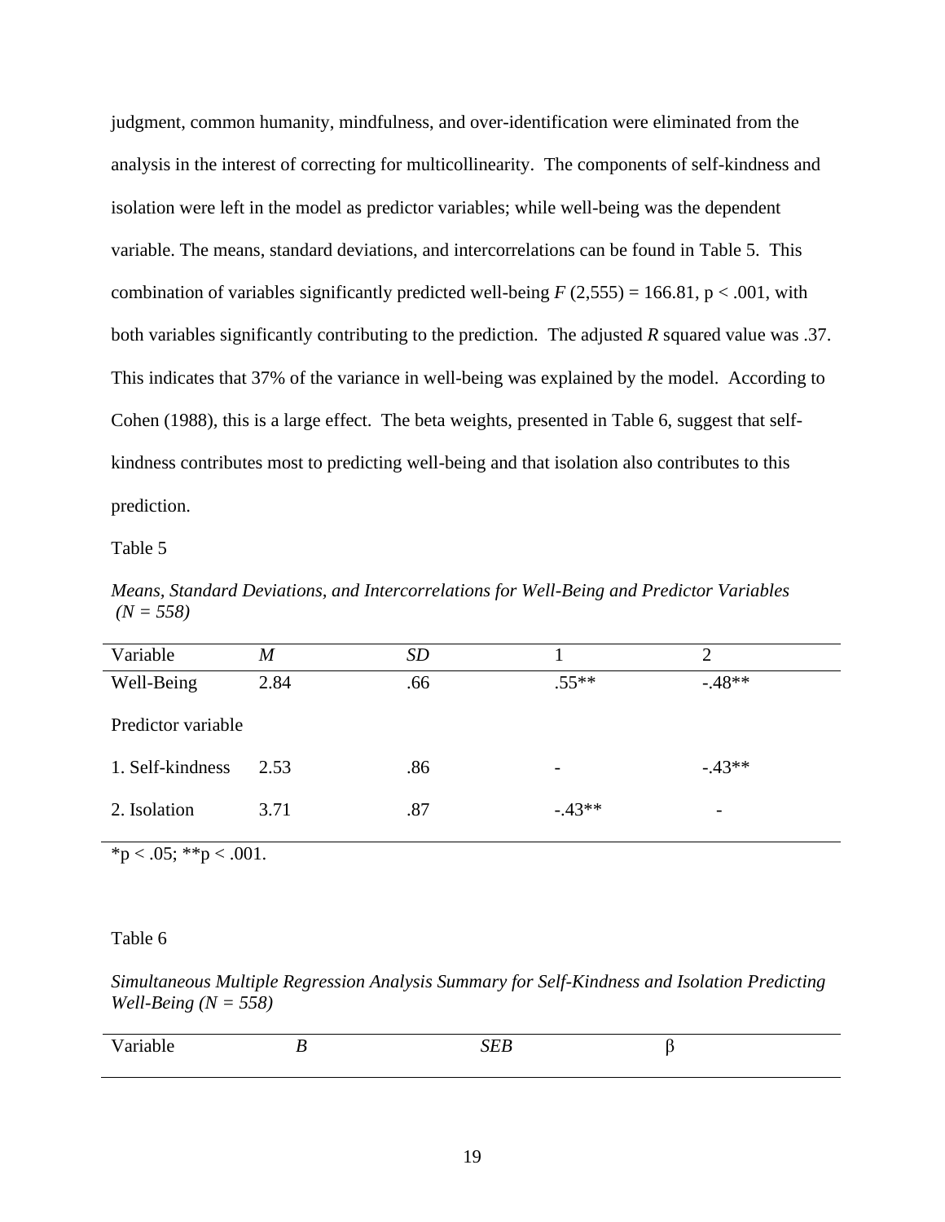judgment, common humanity, mindfulness, and over-identification were eliminated from the analysis in the interest of correcting for multicollinearity. The components of self-kindness and isolation were left in the model as predictor variables; while well-being was the dependent variable. The means, standard deviations, and intercorrelations can be found in Table 5. This combination of variables significantly predicted well-being $F$ (2,555) = 166.81, $p < .001$, with both variables significantly contributing to the prediction. The adjusted $R$ squared value was .37. This indicates that 37% of the variance in well-being was explained by the model. According to Cohen (1988), this is a large effect. The beta weights, presented in Table 6, suggest that self-kindness contributes most to predicting well-being and that isolation also contributes to this prediction.

Table 5

*Means, Standard Deviations, and Intercorrelations for Well-Being and Predictor Variables (N = 558)*

| Variable | *M* | *SD* | 1 | 2 |
|---|---|---|---|---|
| Well-Being | 2.84 | .66 | .55** | -.48** |
| Predictor variable | | | | |
| 1. Self-kindness | 2.53 | .86 | - | -.43** |
| 2. Isolation | 3.71 | .87 | -.43** | - |

*p < .05; **p < .001.

Table 6

*Simultaneous Multiple Regression Analysis Summary for Self-Kindness and Isolation Predicting Well-Being (N = 558)*

| Variable | *B* | *SEB* | β |
|---|---|---|---|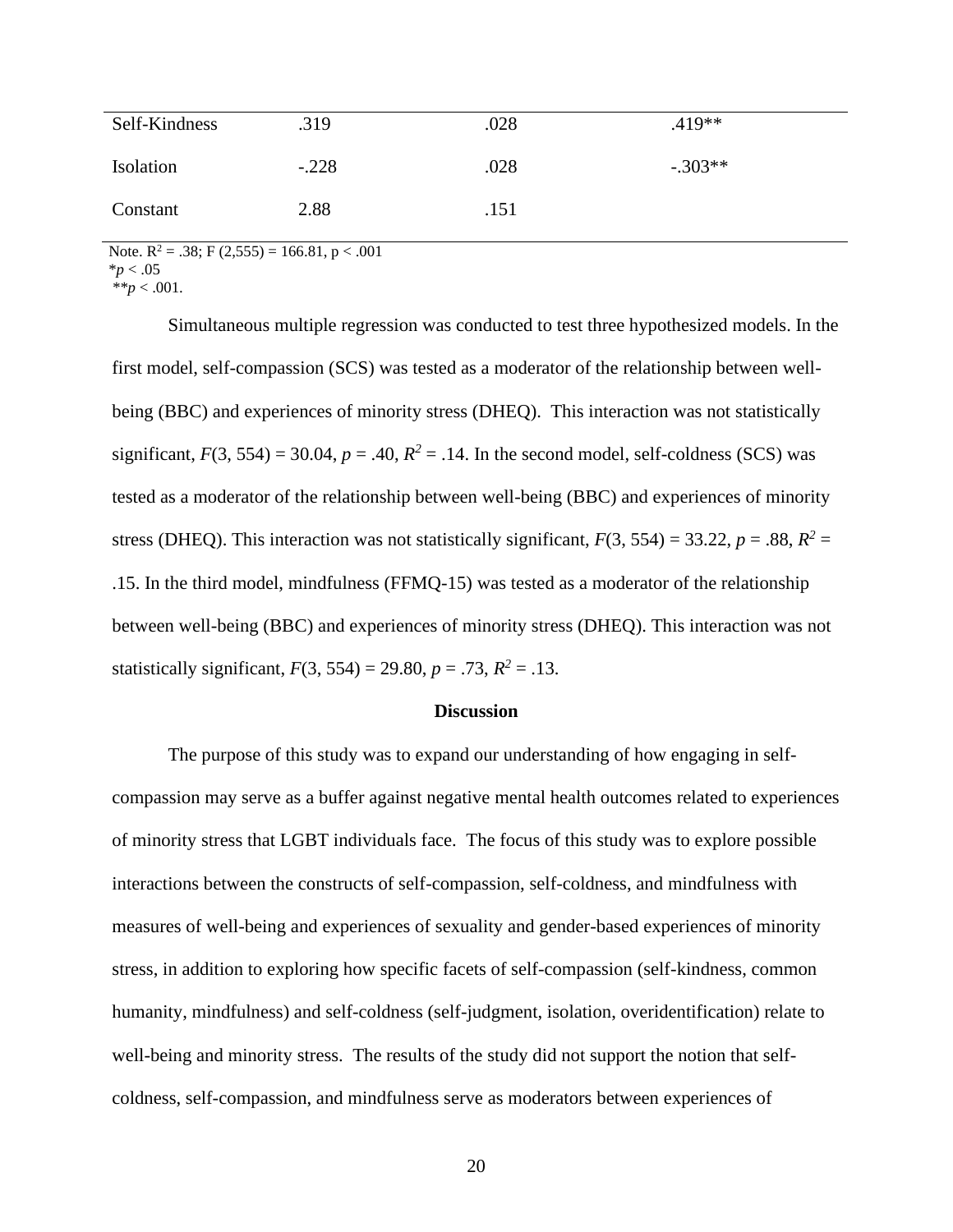| | | | |
|---|---|---|---|
| Self-Kindness | .319 | .028 | .419** |
| Isolation | -.228 | .028 | -.303** |
| Constant | 2.88 | .151 | |

Note. $R^2$ = .38; F (2,555) = 166.81, p < .001
*$p$ < .05
**$p$ < .001.

Simultaneous multiple regression was conducted to test three hypothesized models. In the first model, self-compassion (SCS) was tested as a moderator of the relationship between well-being (BBC) and experiences of minority stress (DHEQ). This interaction was not statistically significant, $F(3, 554) = 30.04$, $p = .40$, $R^2 = .14$. In the second model, self-coldness (SCS) was tested as a moderator of the relationship between well-being (BBC) and experiences of minority stress (DHEQ). This interaction was not statistically significant, $F(3, 554) = 33.22$, $p = .88$, $R^2 = .15$. In the third model, mindfulness (FFMQ-15) was tested as a moderator of the relationship between well-being (BBC) and experiences of minority stress (DHEQ). This interaction was not statistically significant, $F(3, 554) = 29.80$, $p = .73$, $R^2 = .13$.

## Discussion

The purpose of this study was to expand our understanding of how engaging in self-compassion may serve as a buffer against negative mental health outcomes related to experiences of minority stress that LGBT individuals face. The focus of this study was to explore possible interactions between the constructs of self-compassion, self-coldness, and mindfulness with measures of well-being and experiences of sexuality and gender-based experiences of minority stress, in addition to exploring how specific facets of self-compassion (self-kindness, common humanity, mindfulness) and self-coldness (self-judgment, isolation, overidentification) relate to well-being and minority stress. The results of the study did not support the notion that self-coldness, self-compassion, and mindfulness serve as moderators between experiences of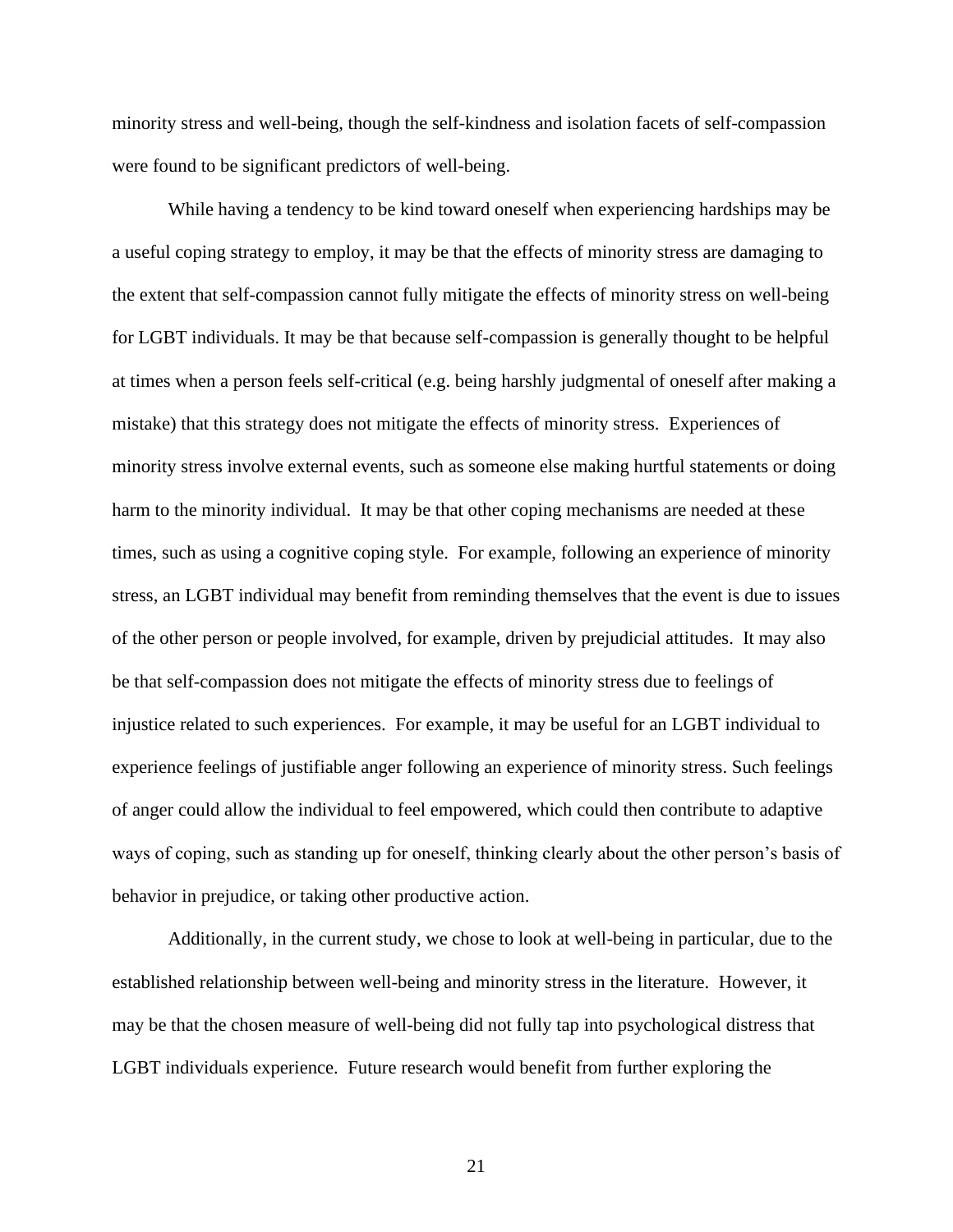minority stress and well-being, though the self-kindness and isolation facets of self-compassion were found to be significant predictors of well-being.

While having a tendency to be kind toward oneself when experiencing hardships may be a useful coping strategy to employ, it may be that the effects of minority stress are damaging to the extent that self-compassion cannot fully mitigate the effects of minority stress on well-being for LGBT individuals. It may be that because self-compassion is generally thought to be helpful at times when a person feels self-critical (e.g. being harshly judgmental of oneself after making a mistake) that this strategy does not mitigate the effects of minority stress. Experiences of minority stress involve external events, such as someone else making hurtful statements or doing harm to the minority individual. It may be that other coping mechanisms are needed at these times, such as using a cognitive coping style. For example, following an experience of minority stress, an LGBT individual may benefit from reminding themselves that the event is due to issues of the other person or people involved, for example, driven by prejudicial attitudes. It may also be that self-compassion does not mitigate the effects of minority stress due to feelings of injustice related to such experiences. For example, it may be useful for an LGBT individual to experience feelings of justifiable anger following an experience of minority stress. Such feelings of anger could allow the individual to feel empowered, which could then contribute to adaptive ways of coping, such as standing up for oneself, thinking clearly about the other person's basis of behavior in prejudice, or taking other productive action.

Additionally, in the current study, we chose to look at well-being in particular, due to the established relationship between well-being and minority stress in the literature. However, it may be that the chosen measure of well-being did not fully tap into psychological distress that LGBT individuals experience. Future research would benefit from further exploring the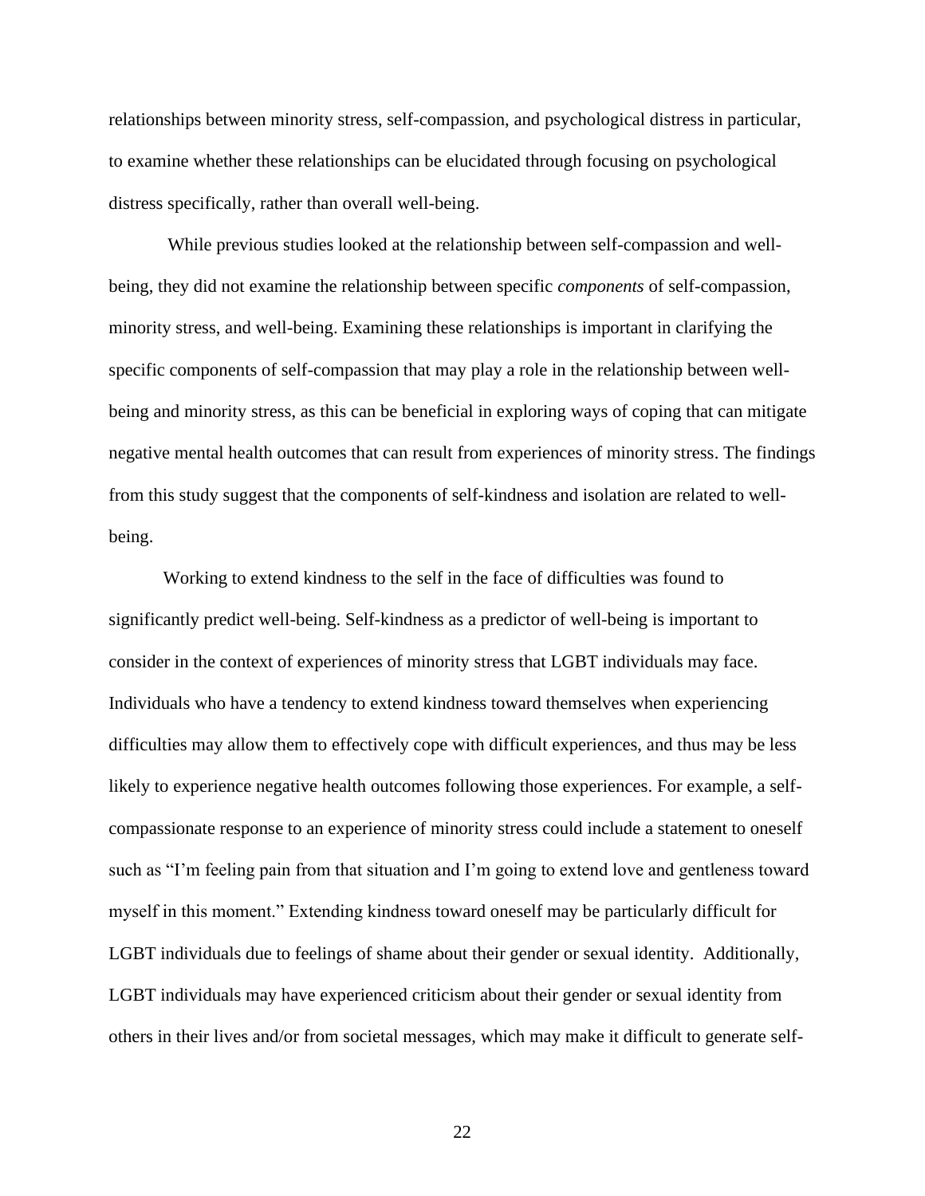relationships between minority stress, self-compassion, and psychological distress in particular, to examine whether these relationships can be elucidated through focusing on psychological distress specifically, rather than overall well-being.

While previous studies looked at the relationship between self-compassion and well-being, they did not examine the relationship between specific *components* of self-compassion, minority stress, and well-being. Examining these relationships is important in clarifying the specific components of self-compassion that may play a role in the relationship between well-being and minority stress, as this can be beneficial in exploring ways of coping that can mitigate negative mental health outcomes that can result from experiences of minority stress. The findings from this study suggest that the components of self-kindness and isolation are related to well-being.

Working to extend kindness to the self in the face of difficulties was found to significantly predict well-being. Self-kindness as a predictor of well-being is important to consider in the context of experiences of minority stress that LGBT individuals may face. Individuals who have a tendency to extend kindness toward themselves when experiencing difficulties may allow them to effectively cope with difficult experiences, and thus may be less likely to experience negative health outcomes following those experiences. For example, a self-compassionate response to an experience of minority stress could include a statement to oneself such as "I'm feeling pain from that situation and I'm going to extend love and gentleness toward myself in this moment." Extending kindness toward oneself may be particularly difficult for LGBT individuals due to feelings of shame about their gender or sexual identity. Additionally, LGBT individuals may have experienced criticism about their gender or sexual identity from others in their lives and/or from societal messages, which may make it difficult to generate self-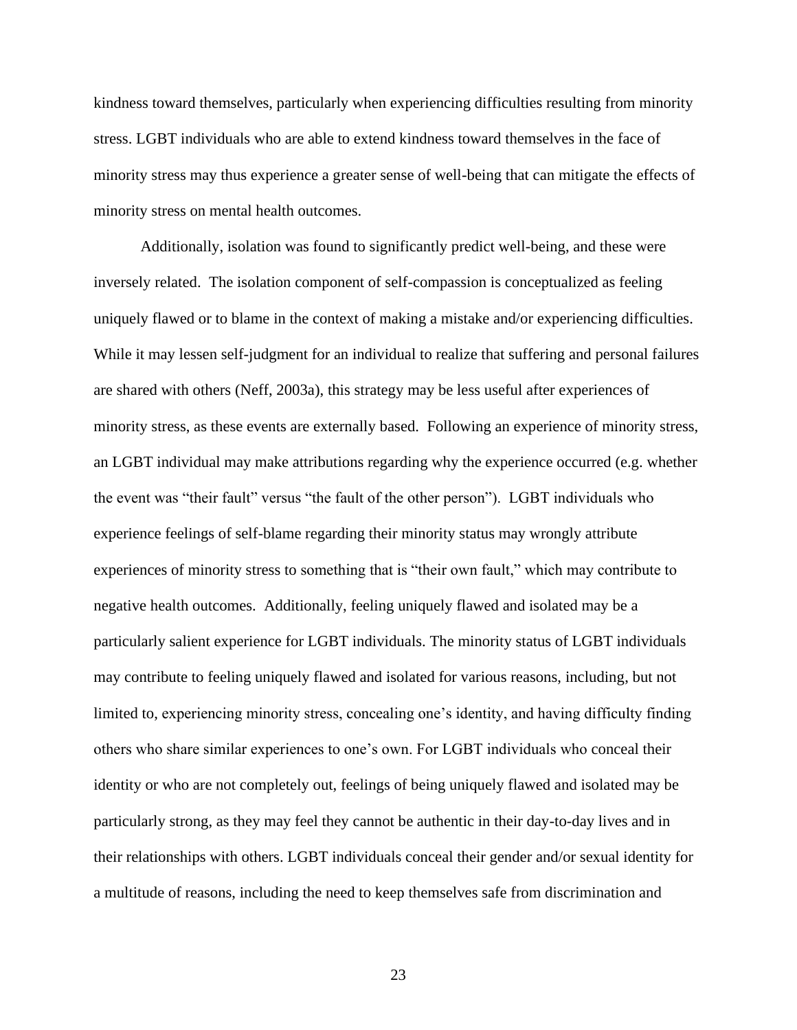kindness toward themselves, particularly when experiencing difficulties resulting from minority stress. LGBT individuals who are able to extend kindness toward themselves in the face of minority stress may thus experience a greater sense of well-being that can mitigate the effects of minority stress on mental health outcomes.

Additionally, isolation was found to significantly predict well-being, and these were inversely related. The isolation component of self-compassion is conceptualized as feeling uniquely flawed or to blame in the context of making a mistake and/or experiencing difficulties. While it may lessen self-judgment for an individual to realize that suffering and personal failures are shared with others (Neff, 2003a), this strategy may be less useful after experiences of minority stress, as these events are externally based. Following an experience of minority stress, an LGBT individual may make attributions regarding why the experience occurred (e.g. whether the event was "their fault" versus "the fault of the other person"). LGBT individuals who experience feelings of self-blame regarding their minority status may wrongly attribute experiences of minority stress to something that is "their own fault," which may contribute to negative health outcomes. Additionally, feeling uniquely flawed and isolated may be a particularly salient experience for LGBT individuals. The minority status of LGBT individuals may contribute to feeling uniquely flawed and isolated for various reasons, including, but not limited to, experiencing minority stress, concealing one's identity, and having difficulty finding others who share similar experiences to one's own. For LGBT individuals who conceal their identity or who are not completely out, feelings of being uniquely flawed and isolated may be particularly strong, as they may feel they cannot be authentic in their day-to-day lives and in their relationships with others. LGBT individuals conceal their gender and/or sexual identity for a multitude of reasons, including the need to keep themselves safe from discrimination and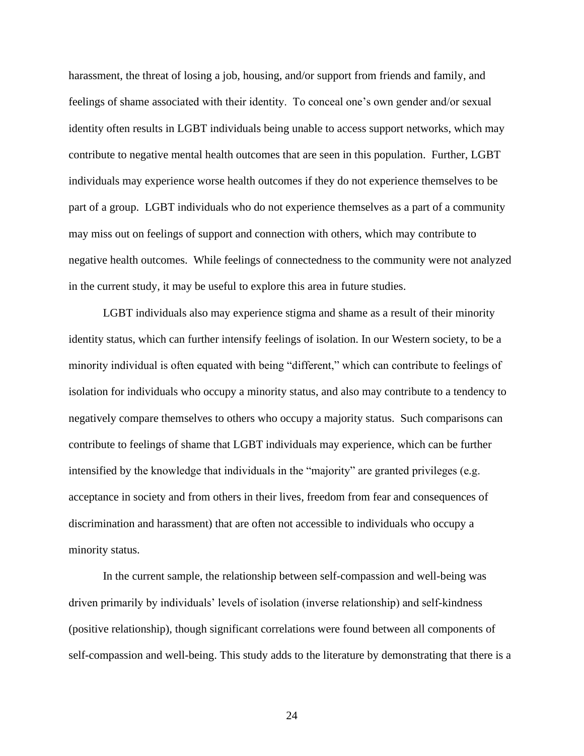harassment, the threat of losing a job, housing, and/or support from friends and family, and feelings of shame associated with their identity. To conceal one's own gender and/or sexual identity often results in LGBT individuals being unable to access support networks, which may contribute to negative mental health outcomes that are seen in this population. Further, LGBT individuals may experience worse health outcomes if they do not experience themselves to be part of a group. LGBT individuals who do not experience themselves as a part of a community may miss out on feelings of support and connection with others, which may contribute to negative health outcomes. While feelings of connectedness to the community were not analyzed in the current study, it may be useful to explore this area in future studies.

LGBT individuals also may experience stigma and shame as a result of their minority identity status, which can further intensify feelings of isolation. In our Western society, to be a minority individual is often equated with being "different," which can contribute to feelings of isolation for individuals who occupy a minority status, and also may contribute to a tendency to negatively compare themselves to others who occupy a majority status. Such comparisons can contribute to feelings of shame that LGBT individuals may experience, which can be further intensified by the knowledge that individuals in the "majority" are granted privileges (e.g. acceptance in society and from others in their lives, freedom from fear and consequences of discrimination and harassment) that are often not accessible to individuals who occupy a minority status.

In the current sample, the relationship between self-compassion and well-being was driven primarily by individuals' levels of isolation (inverse relationship) and self-kindness (positive relationship), though significant correlations were found between all components of self-compassion and well-being. This study adds to the literature by demonstrating that there is a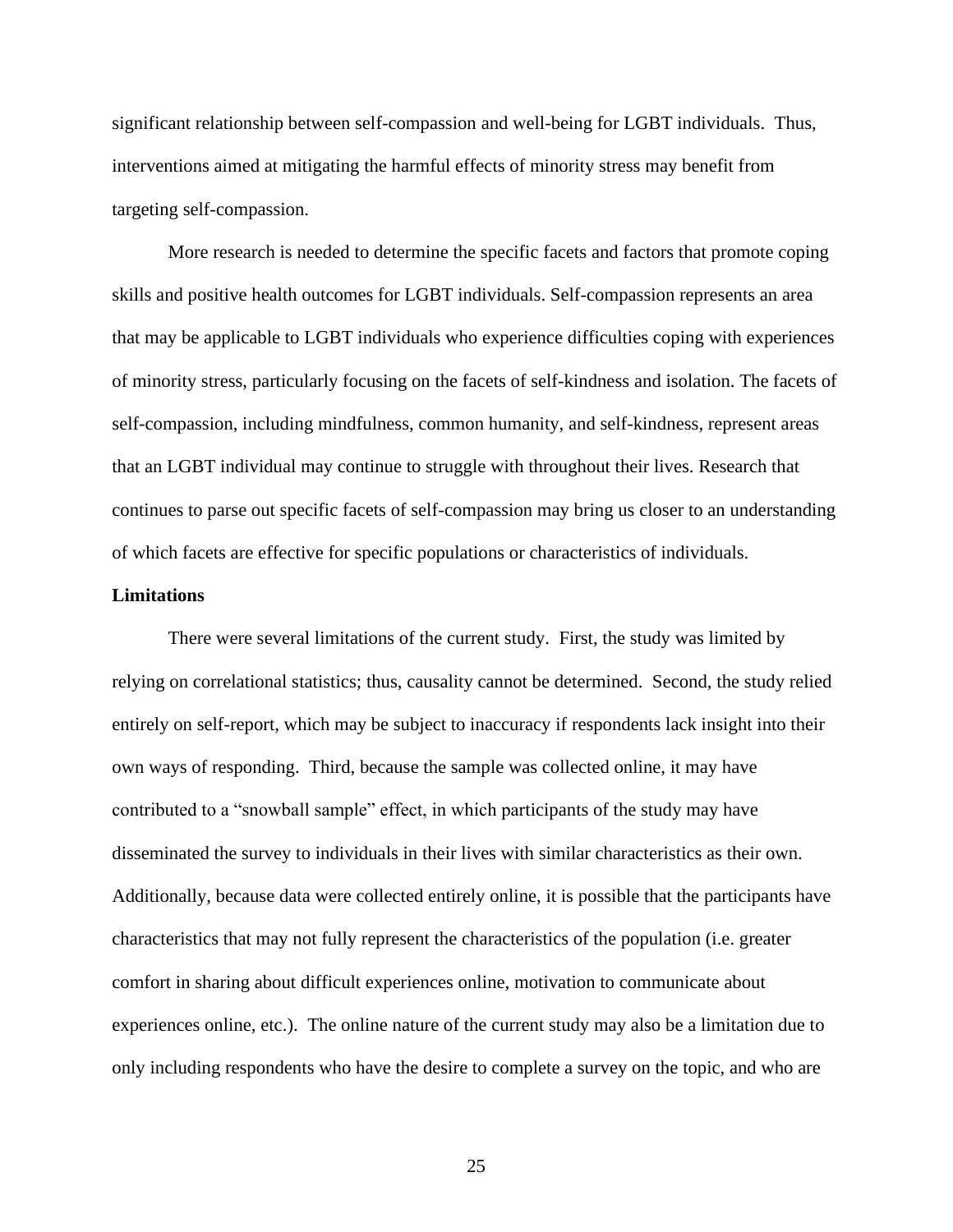significant relationship between self-compassion and well-being for LGBT individuals. Thus, interventions aimed at mitigating the harmful effects of minority stress may benefit from targeting self-compassion.

More research is needed to determine the specific facets and factors that promote coping skills and positive health outcomes for LGBT individuals. Self-compassion represents an area that may be applicable to LGBT individuals who experience difficulties coping with experiences of minority stress, particularly focusing on the facets of self-kindness and isolation. The facets of self-compassion, including mindfulness, common humanity, and self-kindness, represent areas that an LGBT individual may continue to struggle with throughout their lives. Research that continues to parse out specific facets of self-compassion may bring us closer to an understanding of which facets are effective for specific populations or characteristics of individuals.

**Limitations**

There were several limitations of the current study. First, the study was limited by relying on correlational statistics; thus, causality cannot be determined. Second, the study relied entirely on self-report, which may be subject to inaccuracy if respondents lack insight into their own ways of responding. Third, because the sample was collected online, it may have contributed to a "snowball sample" effect, in which participants of the study may have disseminated the survey to individuals in their lives with similar characteristics as their own. Additionally, because data were collected entirely online, it is possible that the participants have characteristics that may not fully represent the characteristics of the population (i.e. greater comfort in sharing about difficult experiences online, motivation to communicate about experiences online, etc.). The online nature of the current study may also be a limitation due to only including respondents who have the desire to complete a survey on the topic, and who are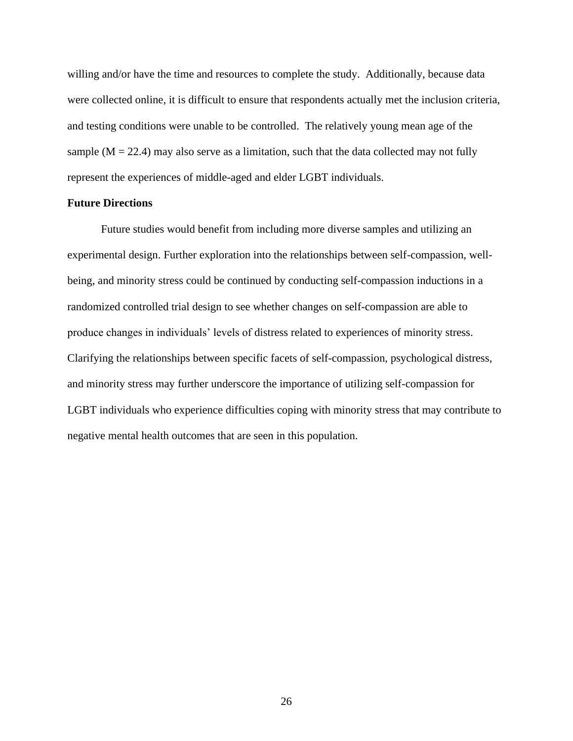willing and/or have the time and resources to complete the study. Additionally, because data were collected online, it is difficult to ensure that respondents actually met the inclusion criteria, and testing conditions were unable to be controlled. The relatively young mean age of the sample ($M = 22.4$) may also serve as a limitation, such that the data collected may not fully represent the experiences of middle-aged and elder LGBT individuals.

**Future Directions**

Future studies would benefit from including more diverse samples and utilizing an experimental design. Further exploration into the relationships between self-compassion, well-being, and minority stress could be continued by conducting self-compassion inductions in a randomized controlled trial design to see whether changes on self-compassion are able to produce changes in individuals' levels of distress related to experiences of minority stress. Clarifying the relationships between specific facets of self-compassion, psychological distress, and minority stress may further underscore the importance of utilizing self-compassion for LGBT individuals who experience difficulties coping with minority stress that may contribute to negative mental health outcomes that are seen in this population.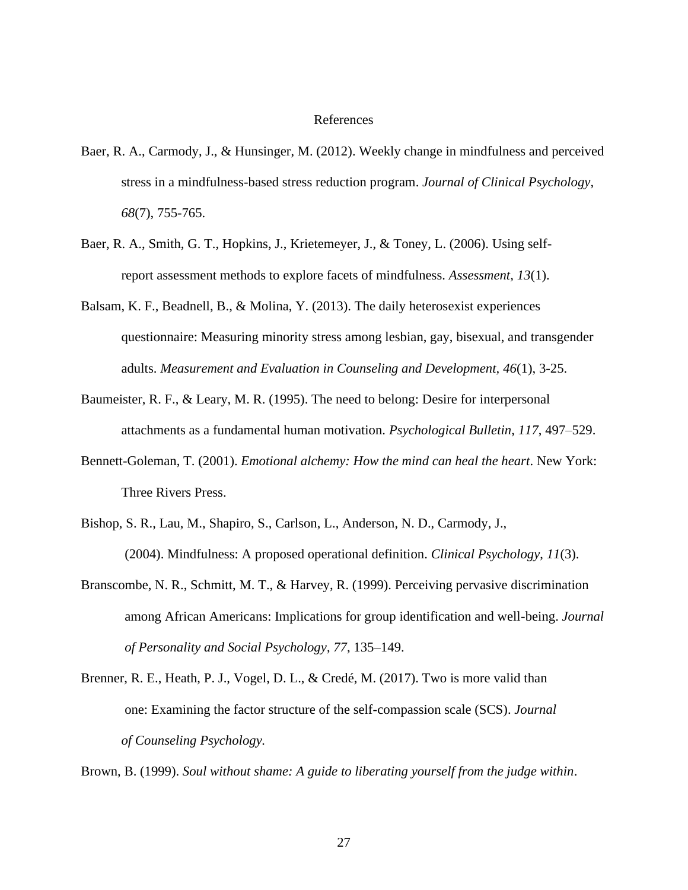# References

Baer, R. A., Carmody, J., & Hunsinger, M. (2012). Weekly change in mindfulness and perceived stress in a mindfulness-based stress reduction program. *Journal of Clinical Psychology*, *68*(7), 755-765.

Baer, R. A., Smith, G. T., Hopkins, J., Krietemeyer, J., & Toney, L. (2006). Using self-report assessment methods to explore facets of mindfulness. *Assessment, 13*(1).

Balsam, K. F., Beadnell, B., & Molina, Y. (2013). The daily heterosexist experiences questionnaire: Measuring minority stress among lesbian, gay, bisexual, and transgender adults. *Measurement and Evaluation in Counseling and Development*, *46*(1), 3-25.

Baumeister, R. F., & Leary, M. R. (1995). The need to belong: Desire for interpersonal attachments as a fundamental human motivation. *Psychological Bulletin*, *117*, 497–529.

Bennett-Goleman, T. (2001). *Emotional alchemy: How the mind can heal the heart*. New York: Three Rivers Press.

Bishop, S. R., Lau, M., Shapiro, S., Carlson, L., Anderson, N. D., Carmody, J., (2004). Mindfulness: A proposed operational definition. *Clinical Psychology*, *11*(3).

Branscombe, N. R., Schmitt, M. T., & Harvey, R. (1999). Perceiving pervasive discrimination among African Americans: Implications for group identification and well-being. *Journal of Personality and Social Psychology*, *77*, 135–149.

Brenner, R. E., Heath, P. J., Vogel, D. L., & Credé, M. (2017). Two is more valid than one: Examining the factor structure of the self-compassion scale (SCS). *Journal of Counseling Psychology.*

Brown, B. (1999). *Soul without shame: A guide to liberating yourself from the judge within*.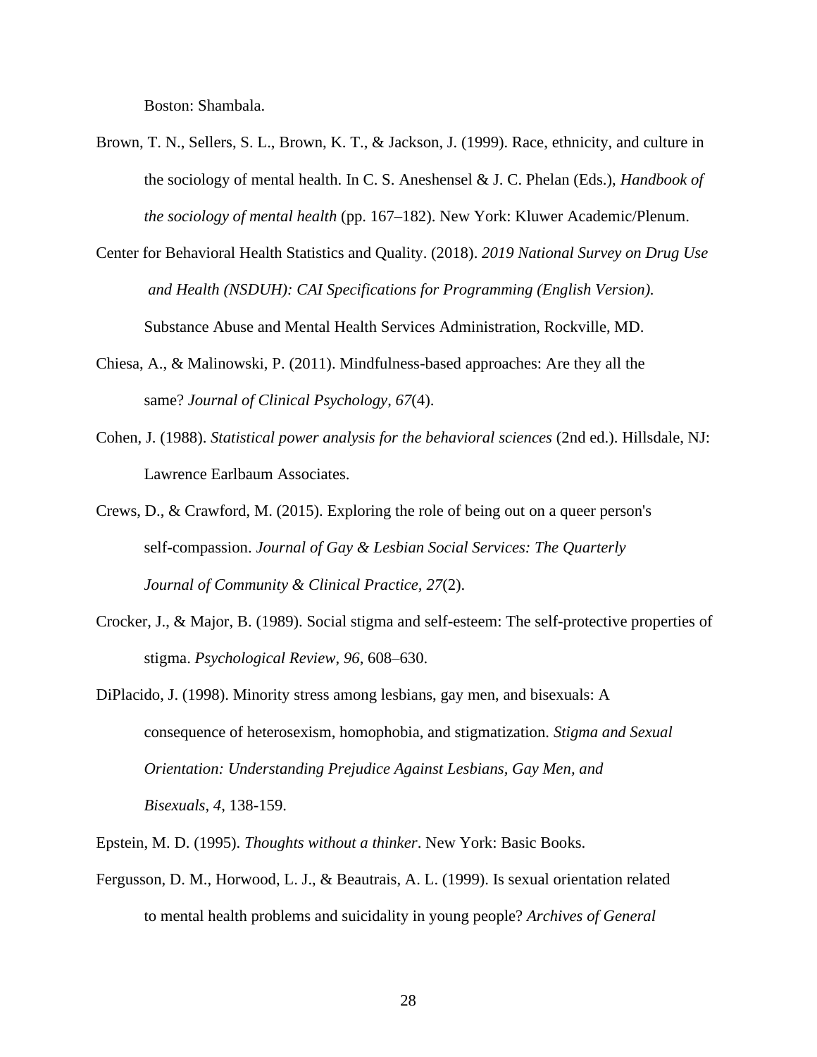Boston: Shambala.

Brown, T. N., Sellers, S. L., Brown, K. T., & Jackson, J. (1999). Race, ethnicity, and culture in the sociology of mental health. In C. S. Aneshensel & J. C. Phelan (Eds.), *Handbook of the sociology of mental health* (pp. 167–182). New York: Kluwer Academic/Plenum.

Center for Behavioral Health Statistics and Quality. (2018). *2019 National Survey on Drug Use and Health (NSDUH): CAI Specifications for Programming (English Version).* Substance Abuse and Mental Health Services Administration, Rockville, MD.

Chiesa, A., & Malinowski, P. (2011). Mindfulness-based approaches: Are they all the same? *Journal of Clinical Psychology*, *67*(4).

Cohen, J. (1988). *Statistical power analysis for the behavioral sciences* (2nd ed.). Hillsdale, NJ: Lawrence Earlbaum Associates.

Crews, D., & Crawford, M. (2015). Exploring the role of being out on a queer person's self-compassion. *Journal of Gay & Lesbian Social Services: The Quarterly Journal of Community & Clinical Practice, 27*(2).

Crocker, J., & Major, B. (1989). Social stigma and self-esteem: The self-protective properties of stigma. *Psychological Review*, *96*, 608–630.

DiPlacido, J. (1998). Minority stress among lesbians, gay men, and bisexuals: A consequence of heterosexism, homophobia, and stigmatization. *Stigma and Sexual Orientation: Understanding Prejudice Against Lesbians, Gay Men, and Bisexuals*, *4*, 138-159.

Epstein, M. D. (1995). *Thoughts without a thinker*. New York: Basic Books.

Fergusson, D. M., Horwood, L. J., & Beautrais, A. L. (1999). Is sexual orientation related to mental health problems and suicidality in young people? *Archives of General*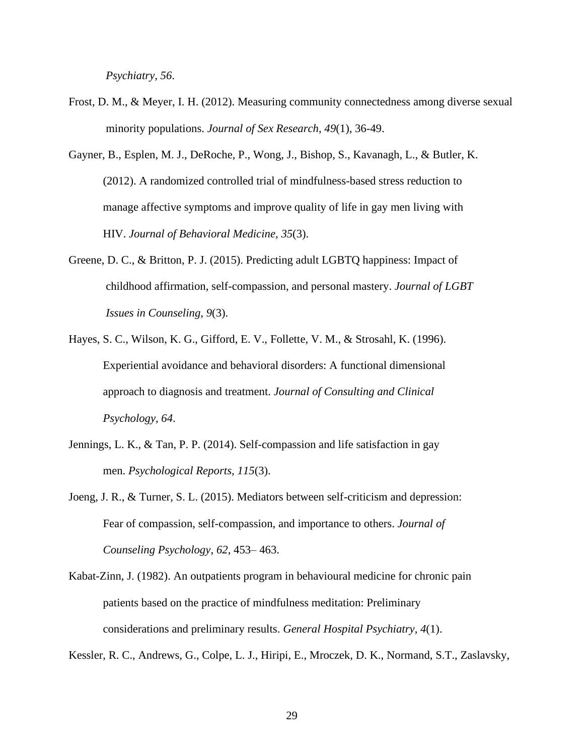*Psychiatry, 56*.

Frost, D. M., & Meyer, I. H. (2012). Measuring community connectedness among diverse sexual minority populations. *Journal of Sex Research*, *49*(1), 36-49.

Gayner, B., Esplen, M. J., DeRoche, P., Wong, J., Bishop, S., Kavanagh, L., & Butler, K. (2012). A randomized controlled trial of mindfulness-based stress reduction to manage affective symptoms and improve quality of life in gay men living with HIV. *Journal of Behavioral Medicine, 35*(3).

Greene, D. C., & Britton, P. J. (2015). Predicting adult LGBTQ happiness: Impact of childhood affirmation, self-compassion, and personal mastery. *Journal of LGBT Issues in Counseling, 9*(3).

Hayes, S. C., Wilson, K. G., Gifford, E. V., Follette, V. M., & Strosahl, K. (1996). Experiential avoidance and behavioral disorders: A functional dimensional approach to diagnosis and treatment. *Journal of Consulting and Clinical Psychology, 64*.

Jennings, L. K., & Tan, P. P. (2014). Self-compassion and life satisfaction in gay men. *Psychological Reports, 115*(3).

Joeng, J. R., & Turner, S. L. (2015). Mediators between self-criticism and depression: Fear of compassion, self-compassion, and importance to others. *Journal of Counseling Psychology*, *62*, 453– 463.

Kabat-Zinn, J. (1982). An outpatients program in behavioural medicine for chronic pain patients based on the practice of mindfulness meditation: Preliminary considerations and preliminary results. *General Hospital Psychiatry*, *4*(1).

Kessler, R. C., Andrews, G., Colpe, L. J., Hiripi, E., Mroczek, D. K., Normand, S.T., Zaslavsky,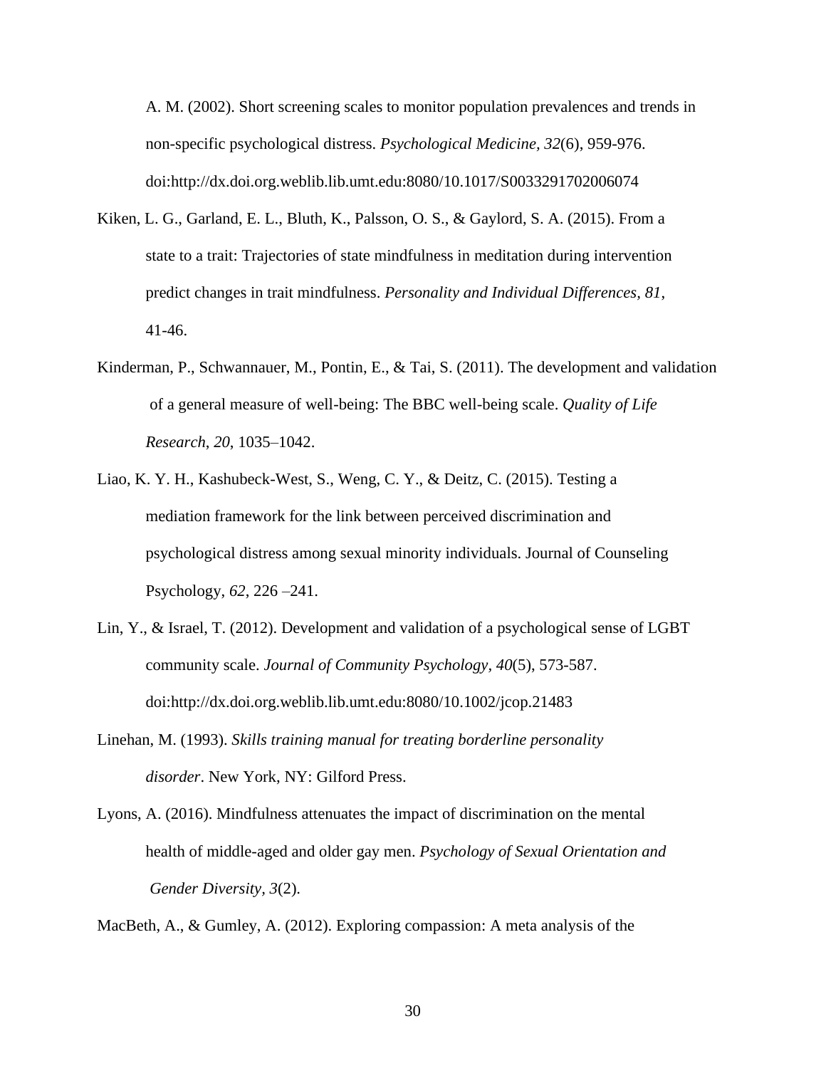A. M. (2002). Short screening scales to monitor population prevalences and trends in non-specific psychological distress. *Psychological Medicine, 32*(6), 959-976. doi:http://dx.doi.org.weblib.lib.umt.edu:8080/10.1017/S0033291702006074

Kiken, L. G., Garland, E. L., Bluth, K., Palsson, O. S., & Gaylord, S. A. (2015). From a state to a trait: Trajectories of state mindfulness in meditation during intervention predict changes in trait mindfulness. *Personality and Individual Differences, 81*, 41-46.

Kinderman, P., Schwannauer, M., Pontin, E., & Tai, S. (2011). The development and validation of a general measure of well-being: The BBC well-being scale. *Quality of Life Research*, *20*, 1035–1042.

Liao, K. Y. H., Kashubeck-West, S., Weng, C. Y., & Deitz, C. (2015). Testing a mediation framework for the link between perceived discrimination and psychological distress among sexual minority individuals. Journal of Counseling Psychology, *62*, 226 –241.

Lin, Y., & Israel, T. (2012). Development and validation of a psychological sense of LGBT community scale. *Journal of Community Psychology*, *40*(5), 573-587. doi:http://dx.doi.org.weblib.lib.umt.edu:8080/10.1002/jcop.21483

Linehan, M. (1993). *Skills training manual for treating borderline personality disorder*. New York, NY: Gilford Press.

Lyons, A. (2016). Mindfulness attenuates the impact of discrimination on the mental health of middle-aged and older gay men. *Psychology of Sexual Orientation and Gender Diversity, 3*(2).

MacBeth, A., & Gumley, A. (2012). Exploring compassion: A meta analysis of the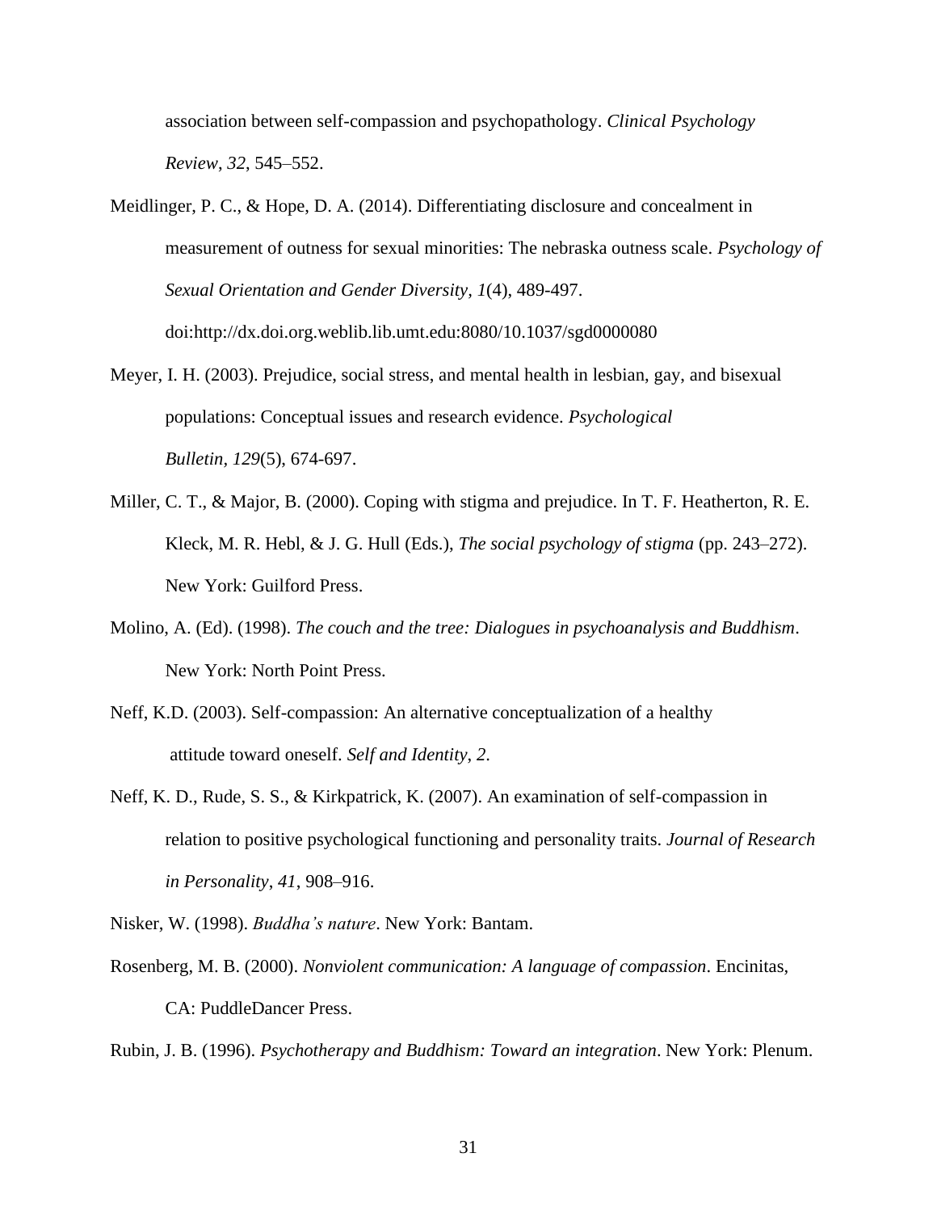association between self-compassion and psychopathology. *Clinical Psychology Review*, *32*, 545–552.

Meidlinger, P. C., & Hope, D. A. (2014). Differentiating disclosure and concealment in measurement of outness for sexual minorities: The nebraska outness scale. *Psychology of Sexual Orientation and Gender Diversity, 1*(4), 489-497. doi:http://dx.doi.org.weblib.lib.umt.edu:8080/10.1037/sgd0000080

Meyer, I. H. (2003). Prejudice, social stress, and mental health in lesbian, gay, and bisexual populations: Conceptual issues and research evidence. *Psychological Bulletin*, *129*(5), 674-697.

Miller, C. T., & Major, B. (2000). Coping with stigma and prejudice. In T. F. Heatherton, R. E. Kleck, M. R. Hebl, & J. G. Hull (Eds.), *The social psychology of stigma* (pp. 243–272). New York: Guilford Press.

Molino, A. (Ed). (1998). *The couch and the tree: Dialogues in psychoanalysis and Buddhism*. New York: North Point Press.

Neff, K.D. (2003). Self-compassion: An alternative conceptualization of a healthy attitude toward oneself. *Self and Identity*, *2*.

Neff, K. D., Rude, S. S., & Kirkpatrick, K. (2007). An examination of self-compassion in relation to positive psychological functioning and personality traits. *Journal of Research in Personality*, *41*, 908–916.

Nisker, W. (1998). *Buddha's nature*. New York: Bantam.

Rosenberg, M. B. (2000). *Nonviolent communication: A language of compassion*. Encinitas, CA: PuddleDancer Press.

Rubin, J. B. (1996). *Psychotherapy and Buddhism: Toward an integration*. New York: Plenum.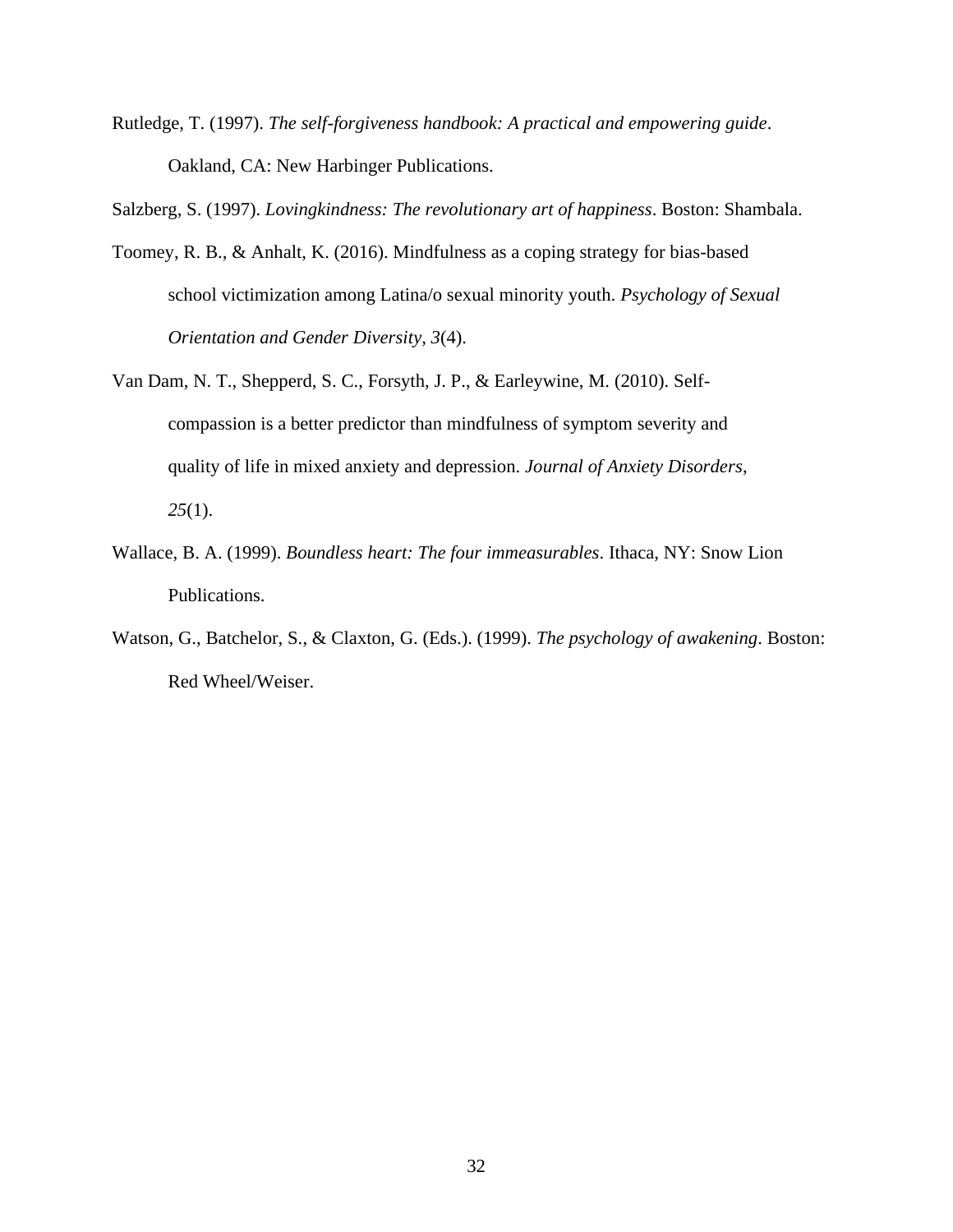Rutledge, T. (1997). *The self-forgiveness handbook: A practical and empowering guide*. Oakland, CA: New Harbinger Publications.

Salzberg, S. (1997). *Lovingkindness: The revolutionary art of happiness*. Boston: Shambala.

Toomey, R. B., & Anhalt, K. (2016). Mindfulness as a coping strategy for bias-based school victimization among Latina/o sexual minority youth. *Psychology of Sexual Orientation and Gender Diversity*, *3*(4).

Van Dam, N. T., Shepperd, S. C., Forsyth, J. P., & Earleywine, M. (2010). Self-compassion is a better predictor than mindfulness of symptom severity and quality of life in mixed anxiety and depression. *Journal of Anxiety Disorders*, *25*(1).

Wallace, B. A. (1999). *Boundless heart: The four immeasurables*. Ithaca, NY: Snow Lion Publications.

Watson, G., Batchelor, S., & Claxton, G. (Eds.). (1999). *The psychology of awakening*. Boston: Red Wheel/Weiser.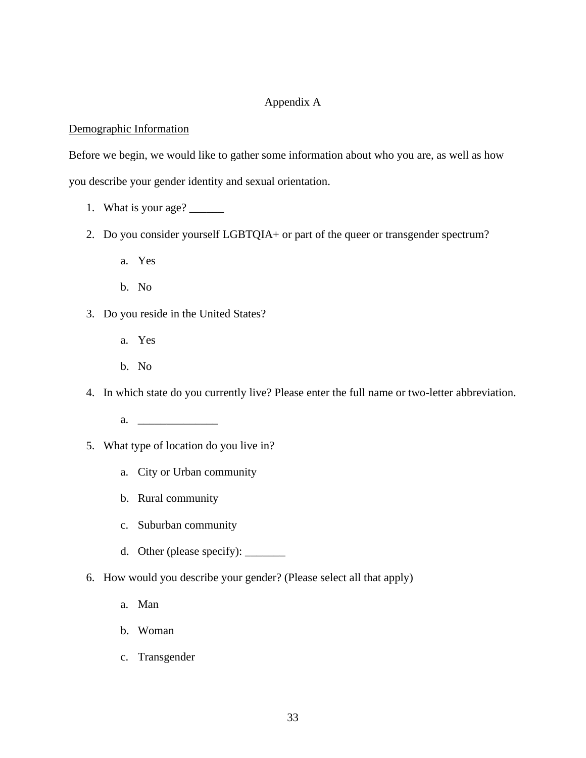# Appendix A

Demographic Information

Before we begin, we would like to gather some information about who you are, as well as how you describe your gender identity and sexual orientation.

1. What is your age? ______
2. Do you consider yourself LGBTQIA+ or part of the queer or transgender spectrum?
   a. Yes
   b. No
3. Do you reside in the United States?
   a. Yes
   b. No
4. In which state do you currently live? Please enter the full name or two-letter abbreviation.
   a. ______________
5. What type of location do you live in?
   a. City or Urban community
   b. Rural community
   c. Suburban community
   d. Other (please specify): _______
6. How would you describe your gender? (Please select all that apply)
   a. Man
   b. Woman
   c. Transgender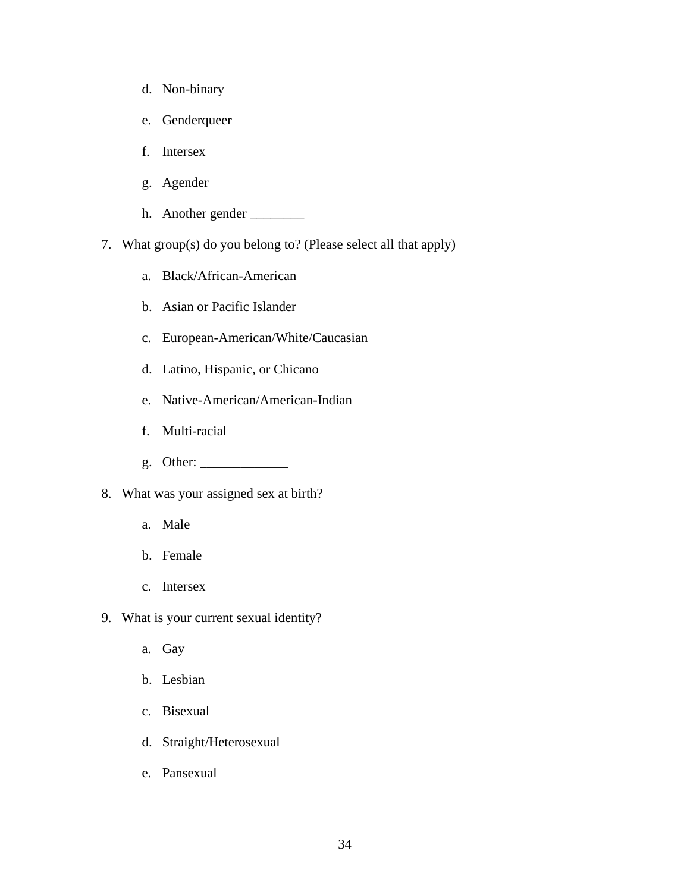d. Non-binary

   e. Genderqueer

   f. Intersex

   g. Agender

   h. Another gender ________

7. What group(s) do you belong to? (Please select all that apply)

   a. Black/African-American

   b. Asian or Pacific Islander

   c. European-American/White/Caucasian

   d. Latino, Hispanic, or Chicano

   e. Native-American/American-Indian

   f. Multi-racial

   g. Other: _____________

8. What was your assigned sex at birth?

   a. Male

   b. Female

   c. Intersex

9. What is your current sexual identity?

   a. Gay

   b. Lesbian

   c. Bisexual

   d. Straight/Heterosexual

   e. Pansexual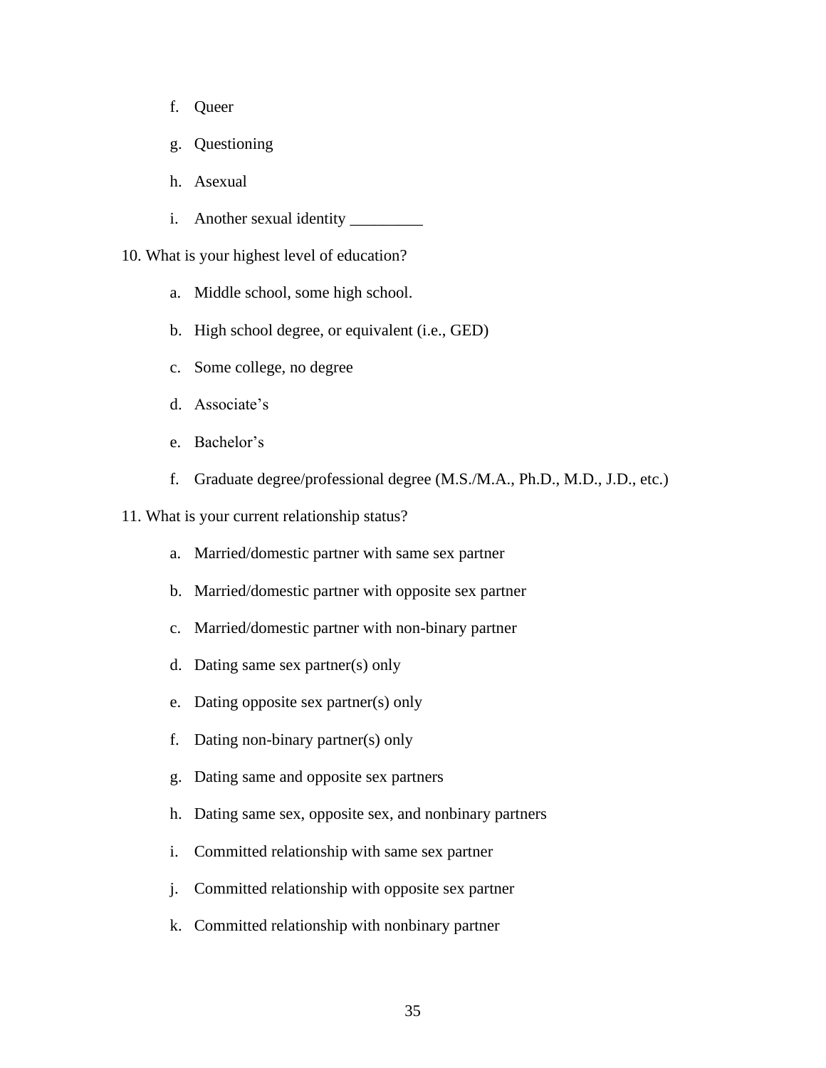f. Queer

g. Questioning

h. Asexual

i. Another sexual identity _________

10. What is your highest level of education?

a. Middle school, some high school.

b. High school degree, or equivalent (i.e., GED)

c. Some college, no degree

d. Associate’s

e. Bachelor’s

f. Graduate degree/professional degree (M.S./M.A., Ph.D., M.D., J.D., etc.)

11. What is your current relationship status?

a. Married/domestic partner with same sex partner

b. Married/domestic partner with opposite sex partner

c. Married/domestic partner with non-binary partner

d. Dating same sex partner(s) only

e. Dating opposite sex partner(s) only

f. Dating non-binary partner(s) only

g. Dating same and opposite sex partners

h. Dating same sex, opposite sex, and nonbinary partners

i. Committed relationship with same sex partner

j. Committed relationship with opposite sex partner

k. Committed relationship with nonbinary partner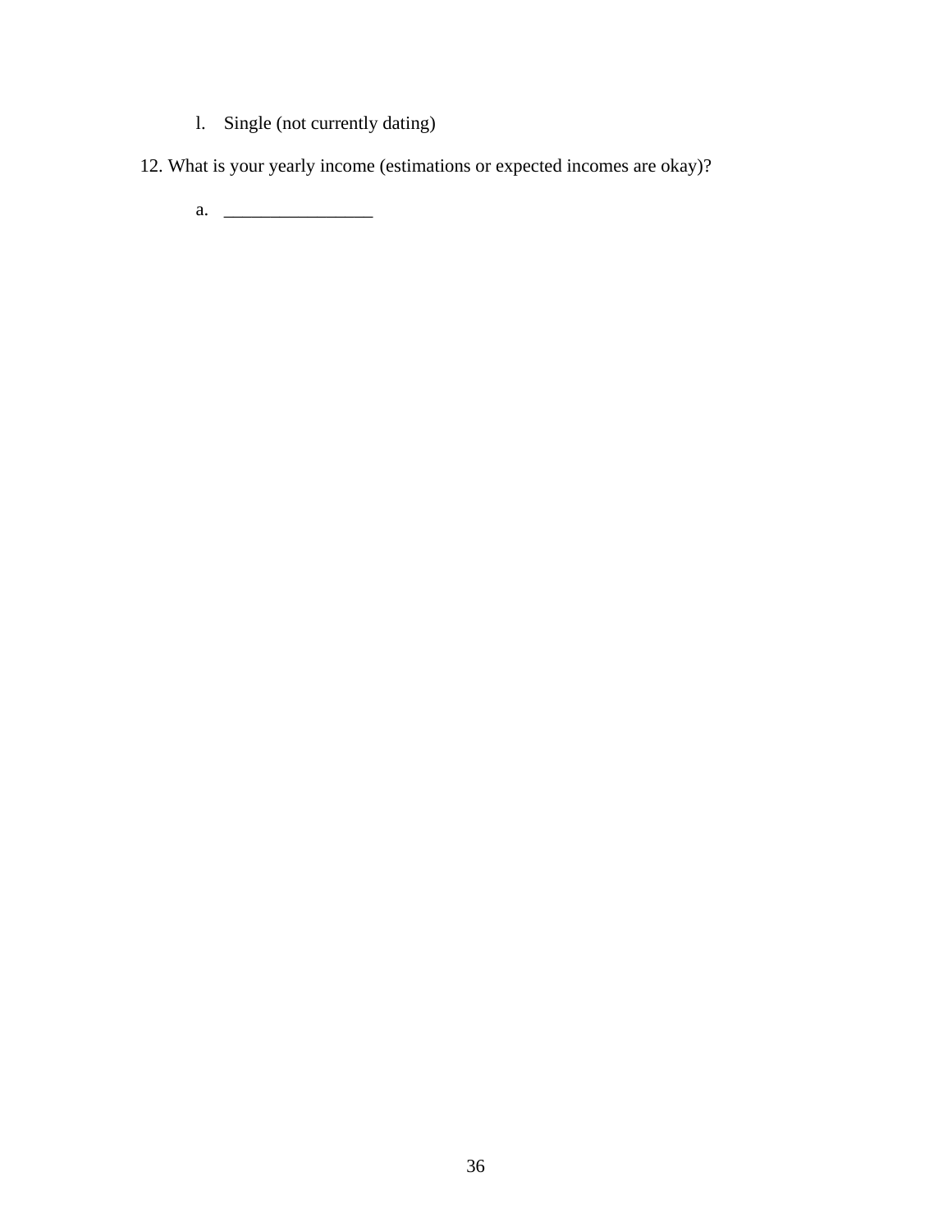l. Single (not currently dating)

12. What is your yearly income (estimations or expected incomes are okay)?

    a. ________________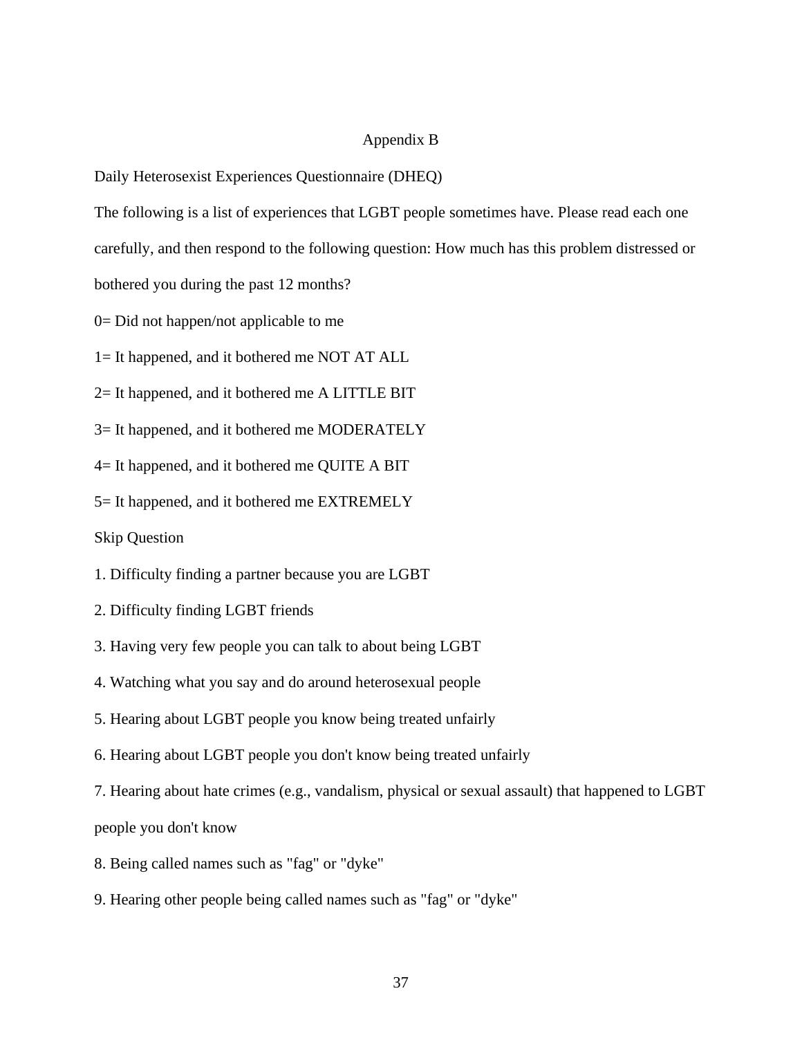# Appendix B

Daily Heterosexist Experiences Questionnaire (DHEQ)

The following is a list of experiences that LGBT people sometimes have. Please read each one carefully, and then respond to the following question: How much has this problem distressed or bothered you during the past 12 months?

0= Did not happen/not applicable to me

1= It happened, and it bothered me NOT AT ALL

2= It happened, and it bothered me A LITTLE BIT

3= It happened, and it bothered me MODERATELY

4= It happened, and it bothered me QUITE A BIT

5= It happened, and it bothered me EXTREMELY

Skip Question

1. Difficulty finding a partner because you are LGBT
2. Difficulty finding LGBT friends
3. Having very few people you can talk to about being LGBT
4. Watching what you say and do around heterosexual people
5. Hearing about LGBT people you know being treated unfairly
6. Hearing about LGBT people you don't know being treated unfairly
7. Hearing about hate crimes (e.g., vandalism, physical or sexual assault) that happened to LGBT people you don't know
8. Being called names such as "fag" or "dyke"
9. Hearing other people being called names such as "fag" or "dyke"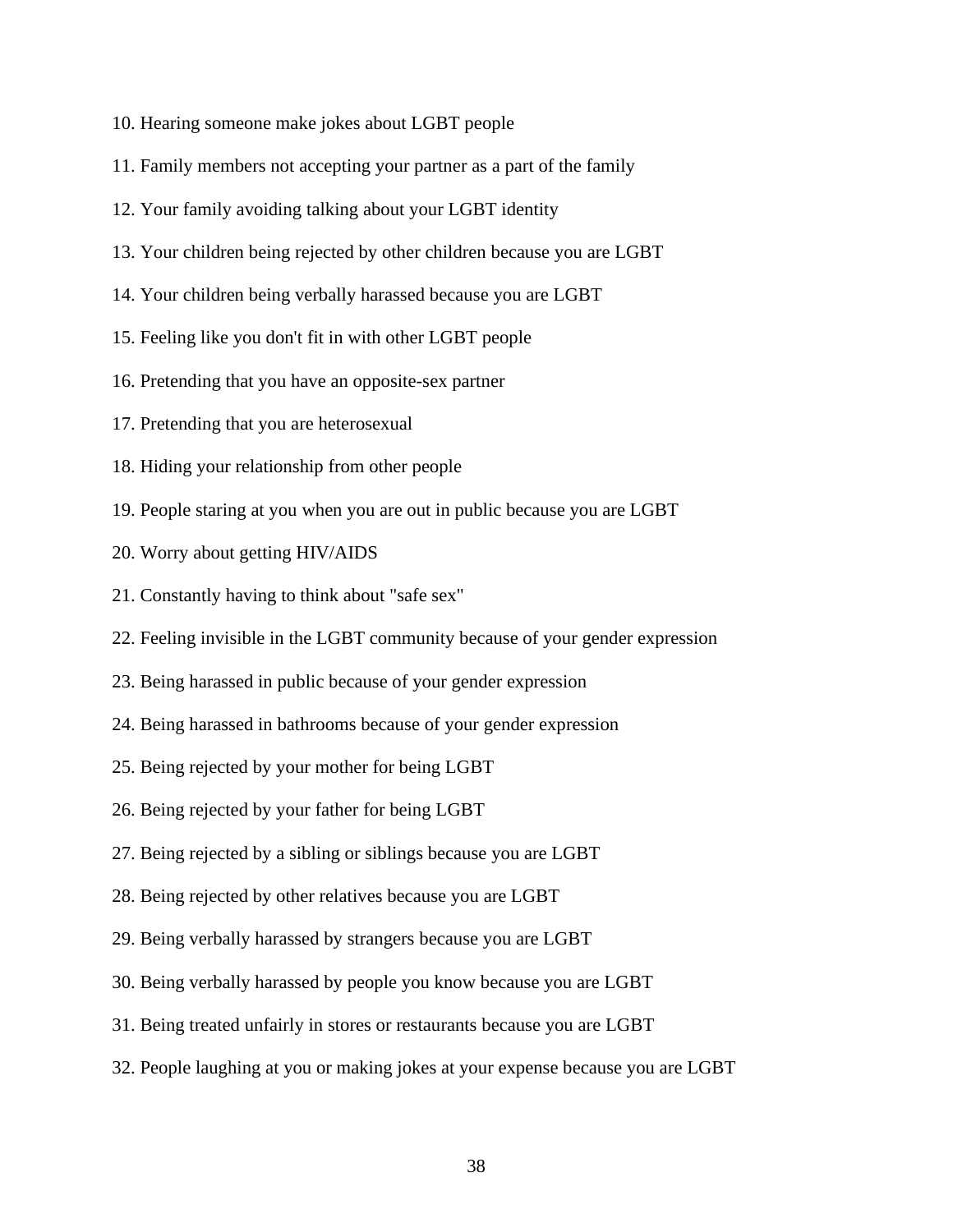10. Hearing someone make jokes about LGBT people

11. Family members not accepting your partner as a part of the family

12. Your family avoiding talking about your LGBT identity

13. Your children being rejected by other children because you are LGBT

14. Your children being verbally harassed because you are LGBT

15. Feeling like you don't fit in with other LGBT people

16. Pretending that you have an opposite-sex partner

17. Pretending that you are heterosexual

18. Hiding your relationship from other people

19. People staring at you when you are out in public because you are LGBT

20. Worry about getting HIV/AIDS

21. Constantly having to think about "safe sex"

22. Feeling invisible in the LGBT community because of your gender expression

23. Being harassed in public because of your gender expression

24. Being harassed in bathrooms because of your gender expression

25. Being rejected by your mother for being LGBT

26. Being rejected by your father for being LGBT

27. Being rejected by a sibling or siblings because you are LGBT

28. Being rejected by other relatives because you are LGBT

29. Being verbally harassed by strangers because you are LGBT

30. Being verbally harassed by people you know because you are LGBT

31. Being treated unfairly in stores or restaurants because you are LGBT

32. People laughing at you or making jokes at your expense because you are LGBT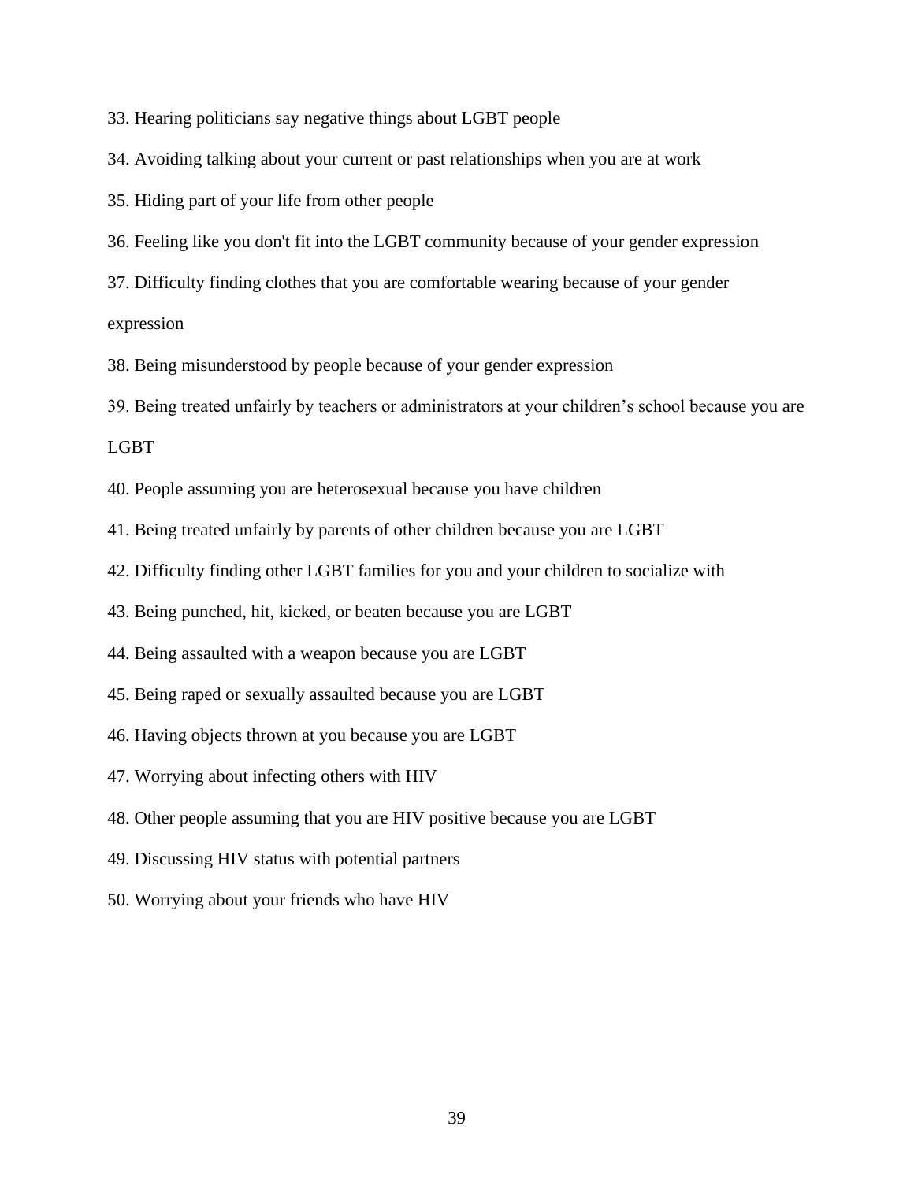33. Hearing politicians say negative things about LGBT people
34. Avoiding talking about your current or past relationships when you are at work
35. Hiding part of your life from other people
36. Feeling like you don't fit into the LGBT community because of your gender expression
37. Difficulty finding clothes that you are comfortable wearing because of your gender expression
38. Being misunderstood by people because of your gender expression
39. Being treated unfairly by teachers or administrators at your children's school because you are LGBT
40. People assuming you are heterosexual because you have children
41. Being treated unfairly by parents of other children because you are LGBT
42. Difficulty finding other LGBT families for you and your children to socialize with
43. Being punched, hit, kicked, or beaten because you are LGBT
44. Being assaulted with a weapon because you are LGBT
45. Being raped or sexually assaulted because you are LGBT
46. Having objects thrown at you because you are LGBT
47. Worrying about infecting others with HIV
48. Other people assuming that you are HIV positive because you are LGBT
49. Discussing HIV status with potential partners
50. Worrying about your friends who have HIV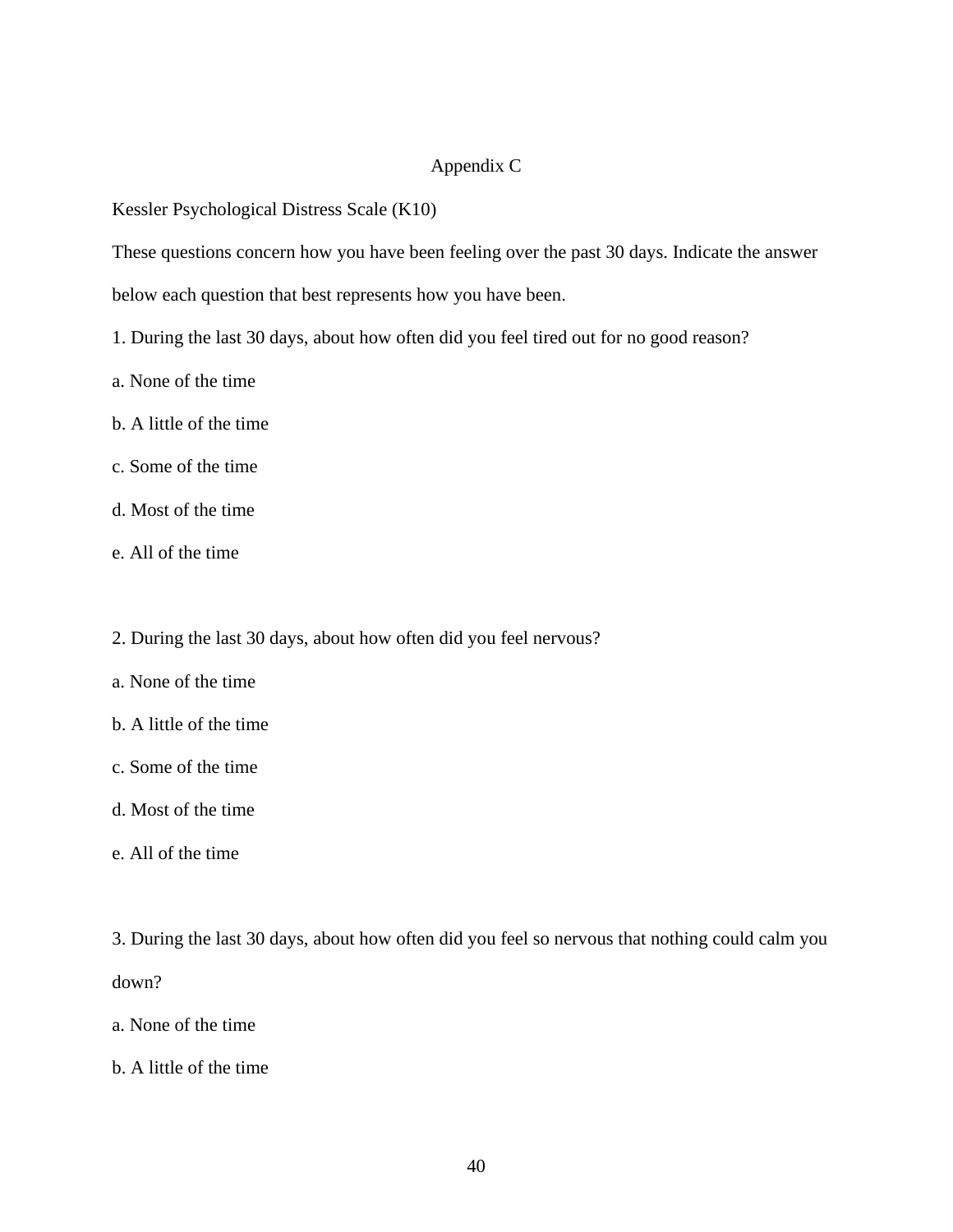# Appendix C

Kessler Psychological Distress Scale (K10)

These questions concern how you have been feeling over the past 30 days. Indicate the answer below each question that best represents how you have been.

1. During the last 30 days, about how often did you feel tired out for no good reason?

a. None of the time

b. A little of the time

c. Some of the time

d. Most of the time

e. All of the time

2. During the last 30 days, about how often did you feel nervous?

a. None of the time

b. A little of the time

c. Some of the time

d. Most of the time

e. All of the time

3. During the last 30 days, about how often did you feel so nervous that nothing could calm you down?

a. None of the time

b. A little of the time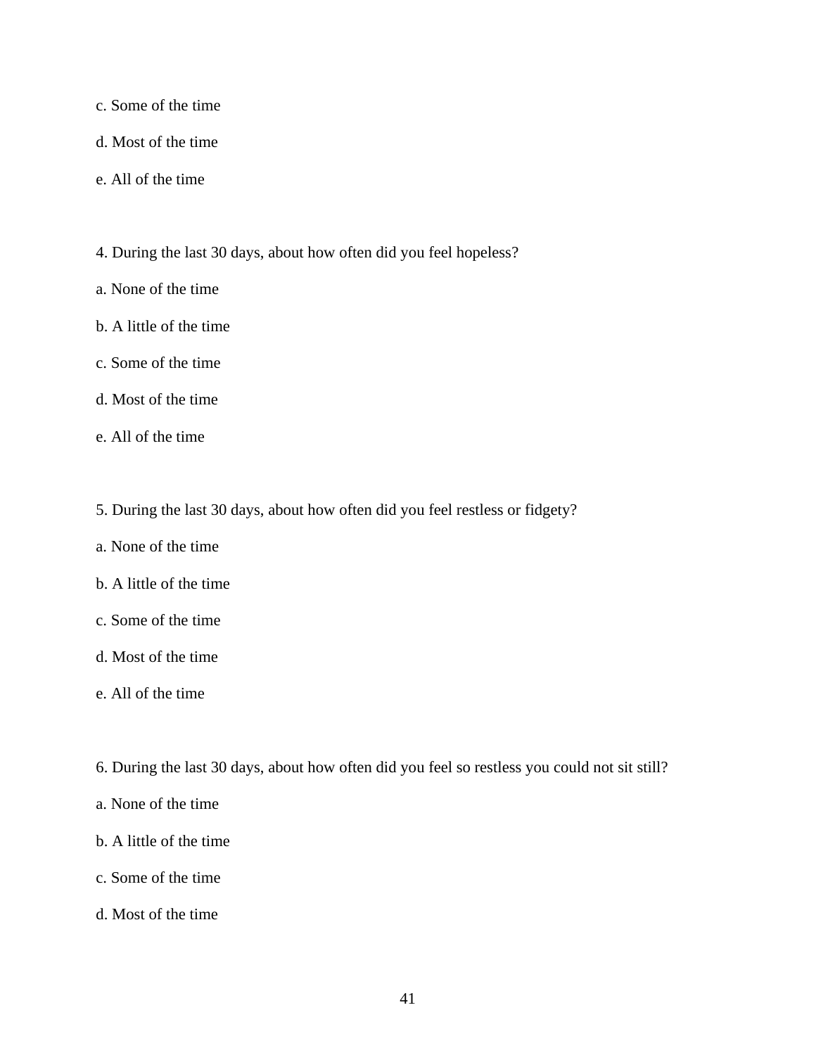c. Some of the time

d. Most of the time

e. All of the time

4. During the last 30 days, about how often did you feel hopeless?

a. None of the time

b. A little of the time

c. Some of the time

d. Most of the time

e. All of the time

5. During the last 30 days, about how often did you feel restless or fidgety?

a. None of the time

b. A little of the time

c. Some of the time

d. Most of the time

e. All of the time

6. During the last 30 days, about how often did you feel so restless you could not sit still?

a. None of the time

b. A little of the time

c. Some of the time

d. Most of the time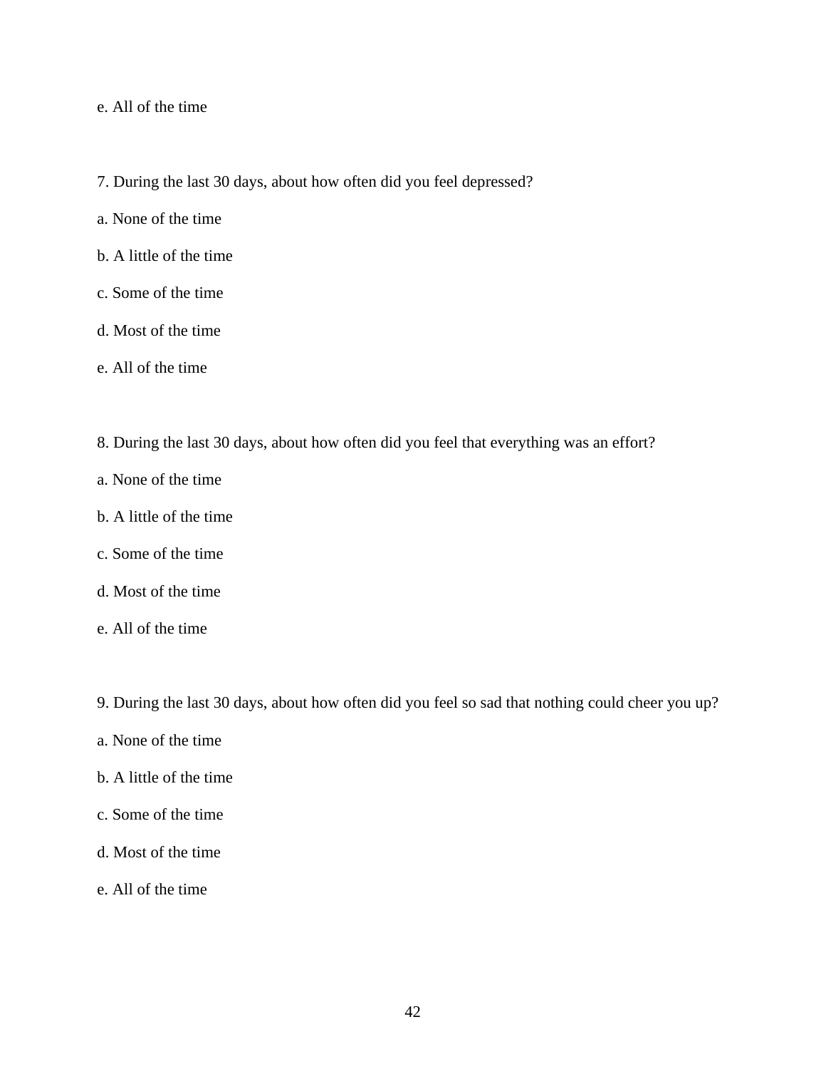e. All of the time

7. During the last 30 days, about how often did you feel depressed?

a. None of the time

b. A little of the time

c. Some of the time

d. Most of the time

e. All of the time

8. During the last 30 days, about how often did you feel that everything was an effort?

a. None of the time

b. A little of the time

c. Some of the time

d. Most of the time

e. All of the time

9. During the last 30 days, about how often did you feel so sad that nothing could cheer you up?

a. None of the time

b. A little of the time

c. Some of the time

d. Most of the time

e. All of the time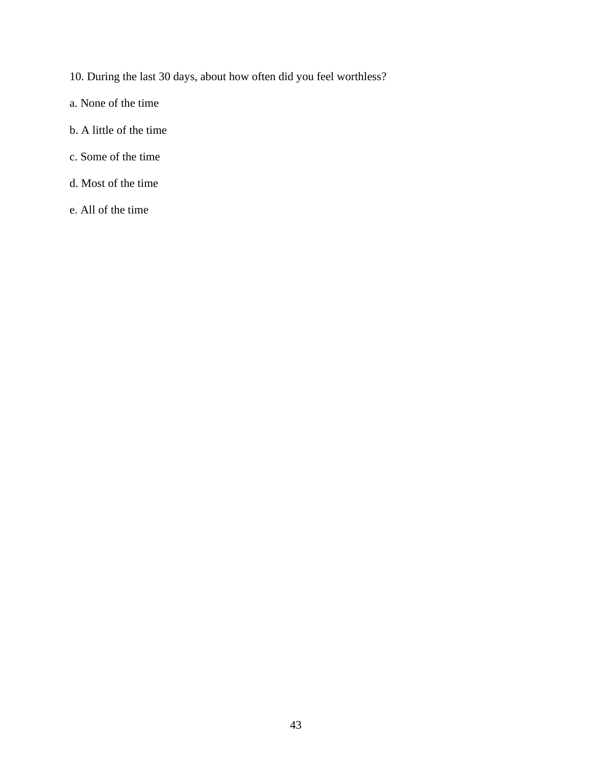10. During the last 30 days, about how often did you feel worthless?

a. None of the time

b. A little of the time

c. Some of the time

d. Most of the time

e. All of the time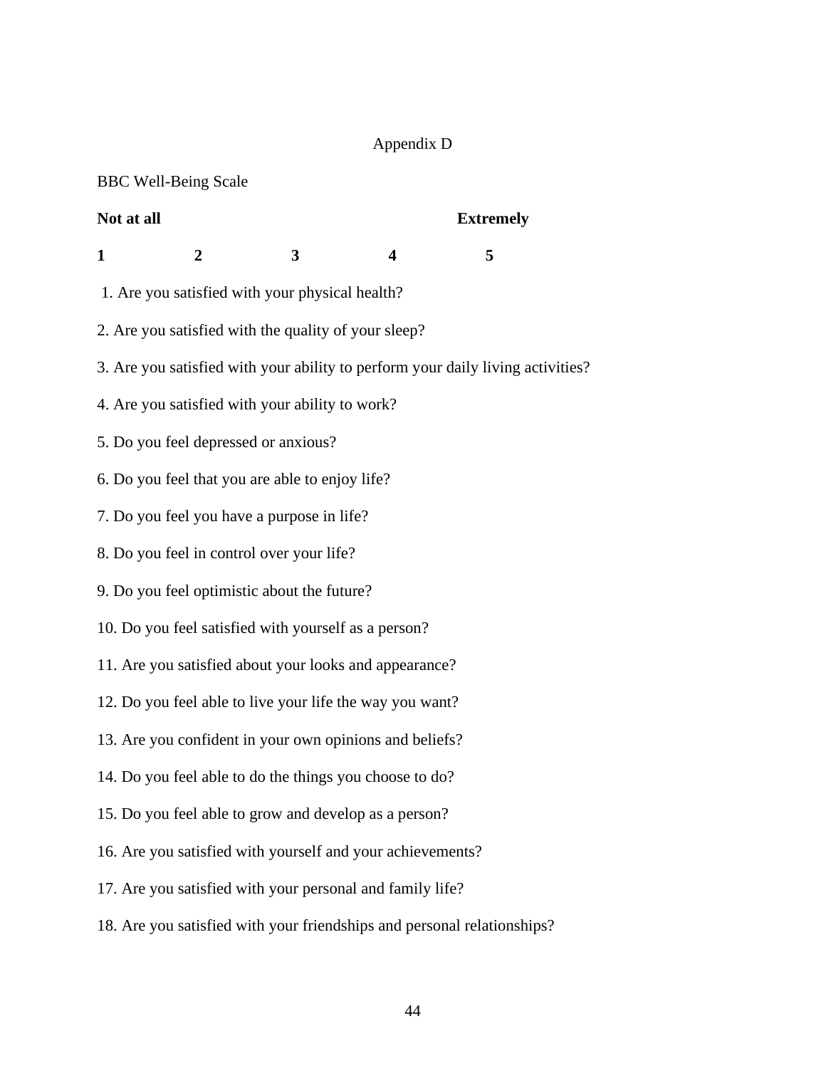# Appendix D

BBC Well-Being Scale

| **Not at all** | | | | **Extremely** |
|---|---|---|---|---|
| **1** | **2** | **3** | **4** | **5** |

1. Are you satisfied with your physical health?

2. Are you satisfied with the quality of your sleep?

3. Are you satisfied with your ability to perform your daily living activities?

4. Are you satisfied with your ability to work?

5. Do you feel depressed or anxious?

6. Do you feel that you are able to enjoy life?

7. Do you feel you have a purpose in life?

8. Do you feel in control over your life?

9. Do you feel optimistic about the future?

10. Do you feel satisfied with yourself as a person?

11. Are you satisfied about your looks and appearance?

12. Do you feel able to live your life the way you want?

13. Are you confident in your own opinions and beliefs?

14. Do you feel able to do the things you choose to do?

15. Do you feel able to grow and develop as a person?

16. Are you satisfied with yourself and your achievements?

17. Are you satisfied with your personal and family life?

18. Are you satisfied with your friendships and personal relationships?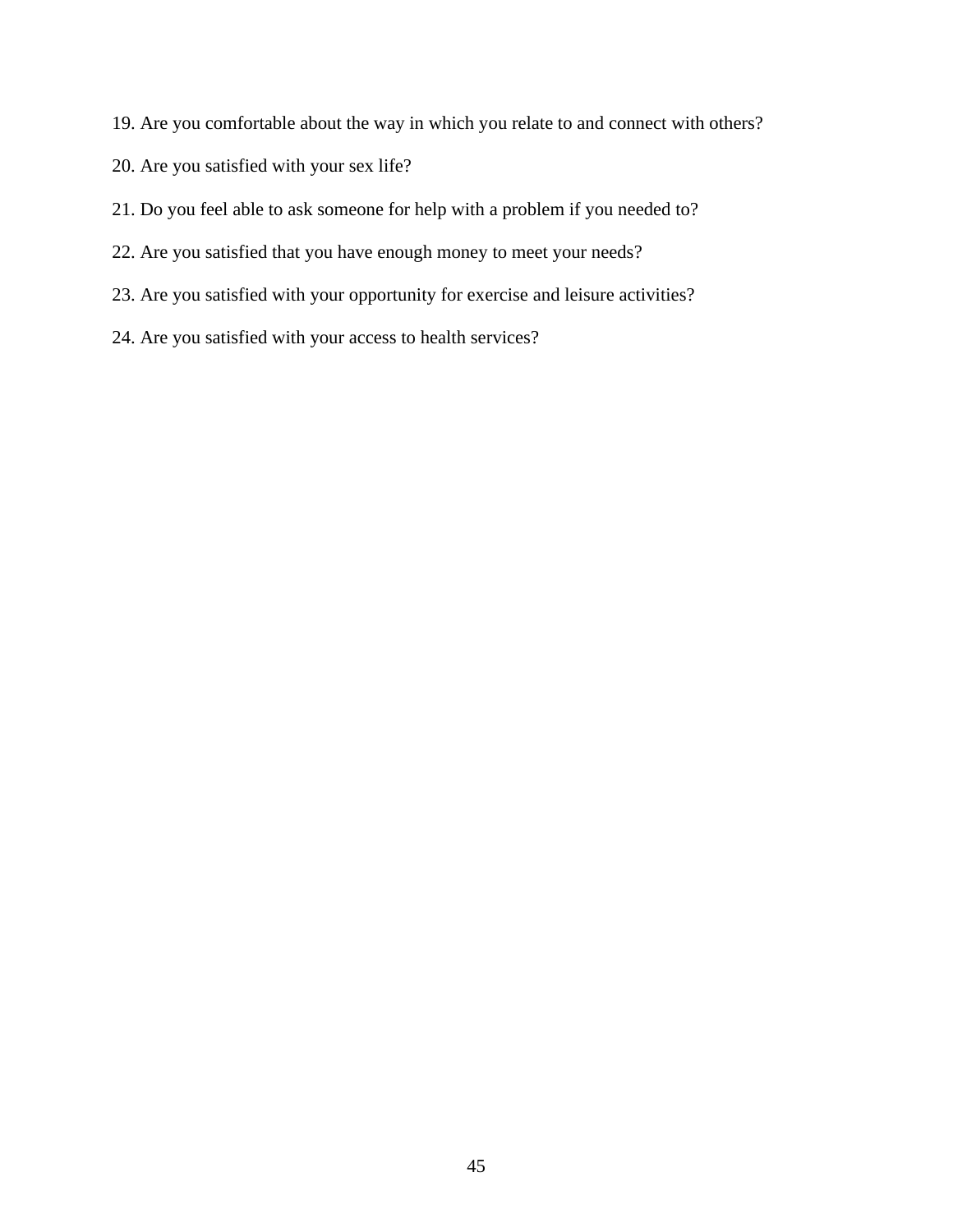19. Are you comfortable about the way in which you relate to and connect with others?

20. Are you satisfied with your sex life?

21. Do you feel able to ask someone for help with a problem if you needed to?

22. Are you satisfied that you have enough money to meet your needs?

23. Are you satisfied with your opportunity for exercise and leisure activities?

24. Are you satisfied with your access to health services?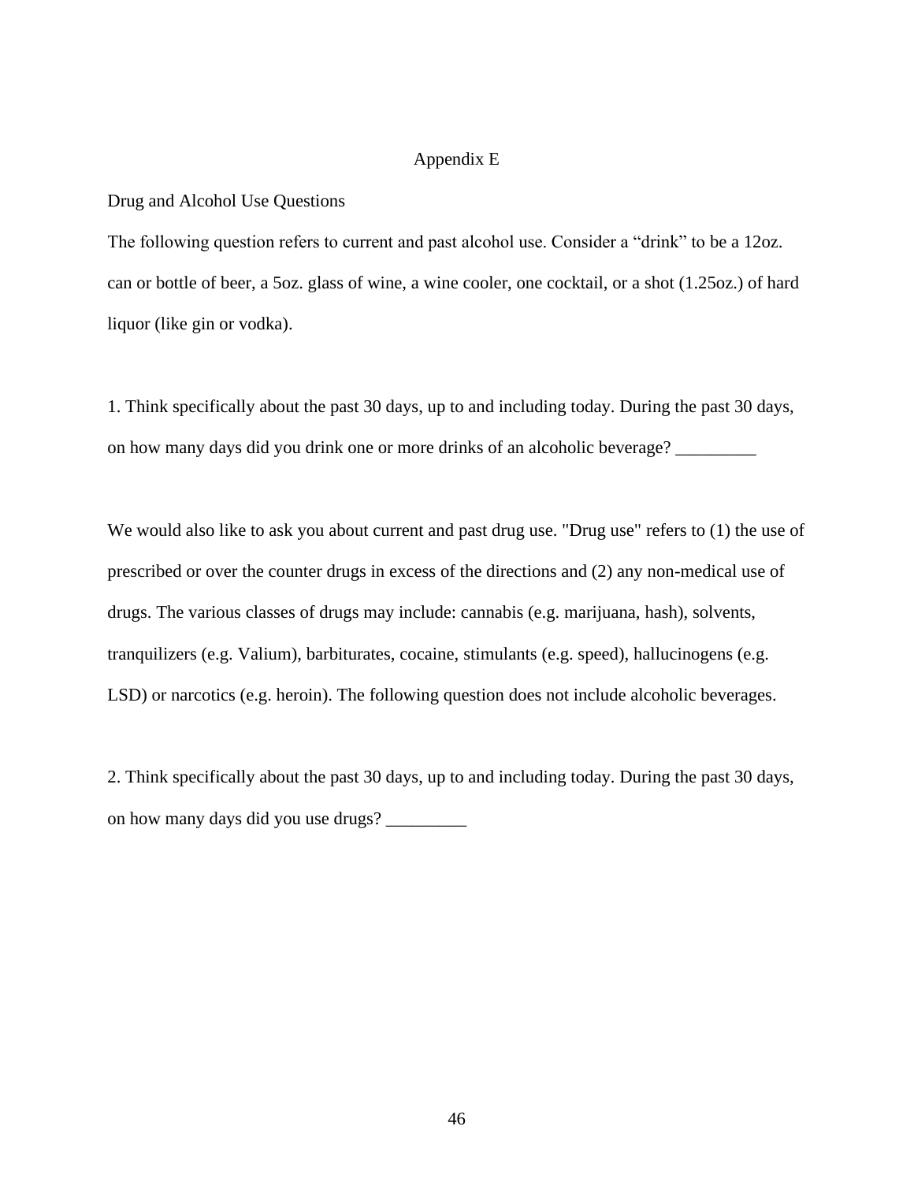# Appendix E

## Drug and Alcohol Use Questions

The following question refers to current and past alcohol use. Consider a “drink” to be a 12oz. can or bottle of beer, a 5oz. glass of wine, a wine cooler, one cocktail, or a shot (1.25oz.) of hard liquor (like gin or vodka).

1. Think specifically about the past 30 days, up to and including today. During the past 30 days, on how many days did you drink one or more drinks of an alcoholic beverage? _________

We would also like to ask you about current and past drug use. "Drug use" refers to (1) the use of prescribed or over the counter drugs in excess of the directions and (2) any non-medical use of drugs. The various classes of drugs may include: cannabis (e.g. marijuana, hash), solvents, tranquilizers (e.g. Valium), barbiturates, cocaine, stimulants (e.g. speed), hallucinogens (e.g. LSD) or narcotics (e.g. heroin). The following question does not include alcoholic beverages.

2. Think specifically about the past 30 days, up to and including today. During the past 30 days, on how many days did you use drugs? _________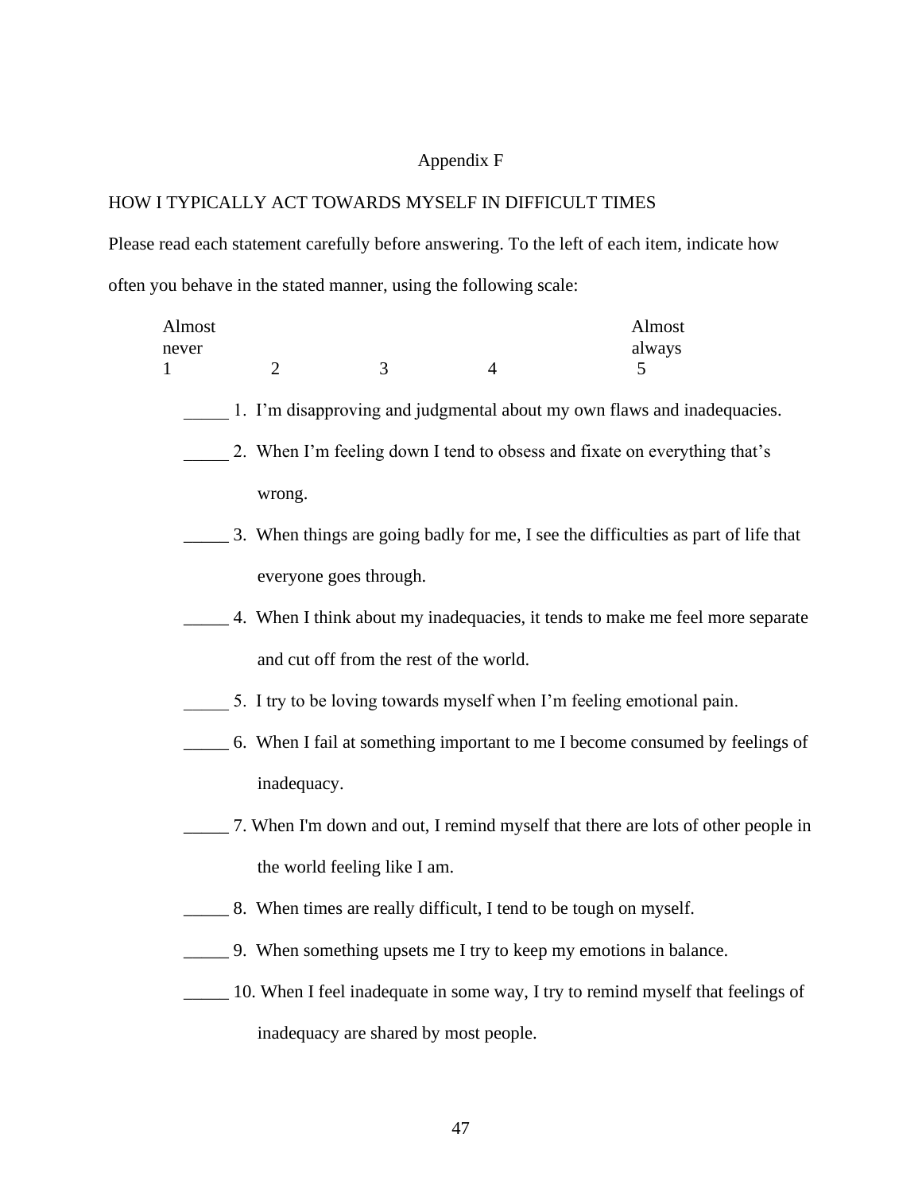# Appendix F

HOW I TYPICALLY ACT TOWARDS MYSELF IN DIFFICULT TIMES

Please read each statement carefully before answering. To the left of each item, indicate how often you behave in the stated manner, using the following scale:

| Almost never | | | | Almost always |
|---|---|---|---|---|
| 1 | 2 | 3 | 4 | 5 |

_____ 1. I'm disapproving and judgmental about my own flaws and inadequacies.

_____ 2. When I'm feeling down I tend to obsess and fixate on everything that's wrong.

_____ 3. When things are going badly for me, I see the difficulties as part of life that everyone goes through.

_____ 4. When I think about my inadequacies, it tends to make me feel more separate and cut off from the rest of the world.

_____ 5. I try to be loving towards myself when I'm feeling emotional pain.

_____ 6. When I fail at something important to me I become consumed by feelings of inadequacy.

_____ 7. When I'm down and out, I remind myself that there are lots of other people in the world feeling like I am.

_____ 8. When times are really difficult, I tend to be tough on myself.

_____ 9. When something upsets me I try to keep my emotions in balance.

_____ 10. When I feel inadequate in some way, I try to remind myself that feelings of inadequacy are shared by most people.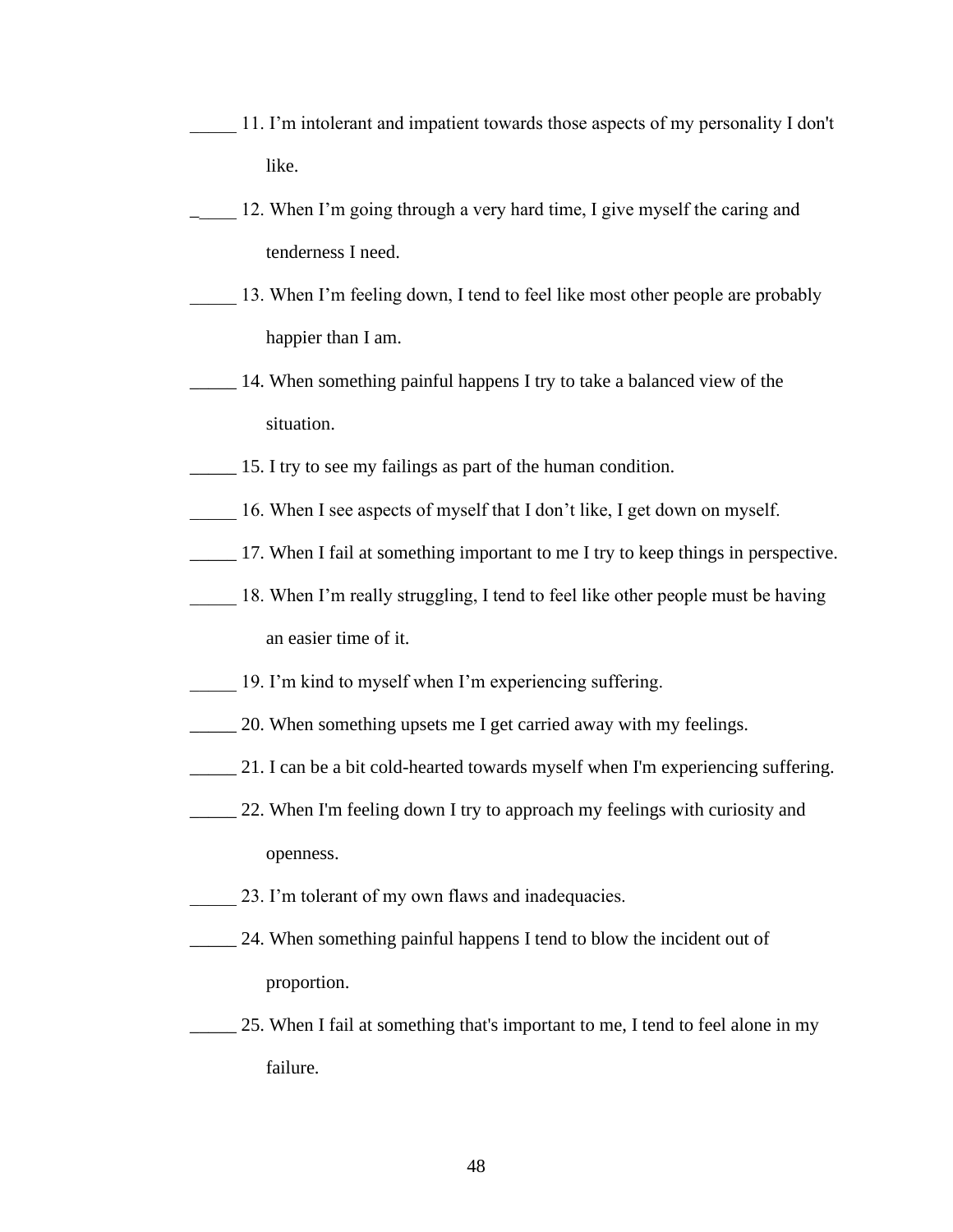_____ 11. I'm intolerant and impatient towards those aspects of my personality I don't like.

_____ 12. When I'm going through a very hard time, I give myself the caring and tenderness I need.

_____ 13. When I'm feeling down, I tend to feel like most other people are probably happier than I am.

_____ 14. When something painful happens I try to take a balanced view of the situation.

_____ 15. I try to see my failings as part of the human condition.

_____ 16. When I see aspects of myself that I don't like, I get down on myself.

_____ 17. When I fail at something important to me I try to keep things in perspective.

_____ 18. When I'm really struggling, I tend to feel like other people must be having an easier time of it.

_____ 19. I'm kind to myself when I'm experiencing suffering.

_____ 20. When something upsets me I get carried away with my feelings.

_____ 21. I can be a bit cold-hearted towards myself when I'm experiencing suffering.

_____ 22. When I'm feeling down I try to approach my feelings with curiosity and openness.

_____ 23. I'm tolerant of my own flaws and inadequacies.

_____ 24. When something painful happens I tend to blow the incident out of proportion.

_____ 25. When I fail at something that's important to me, I tend to feel alone in my failure.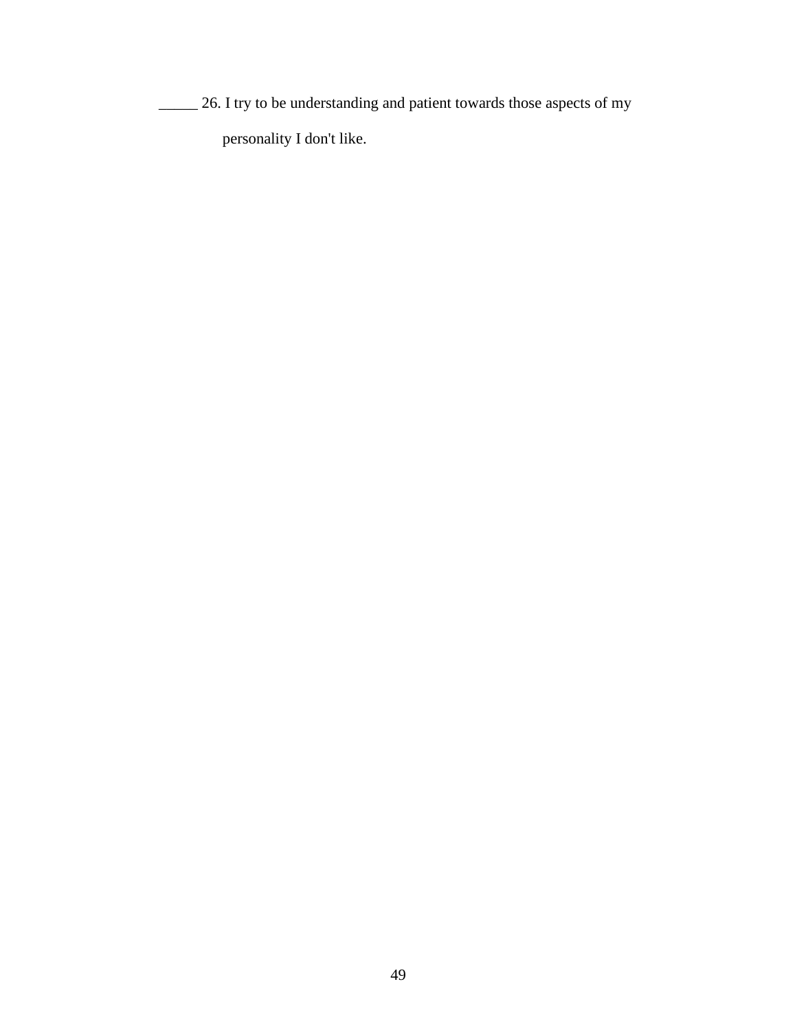_____ 26. I try to be understanding and patient towards those aspects of my personality I don't like.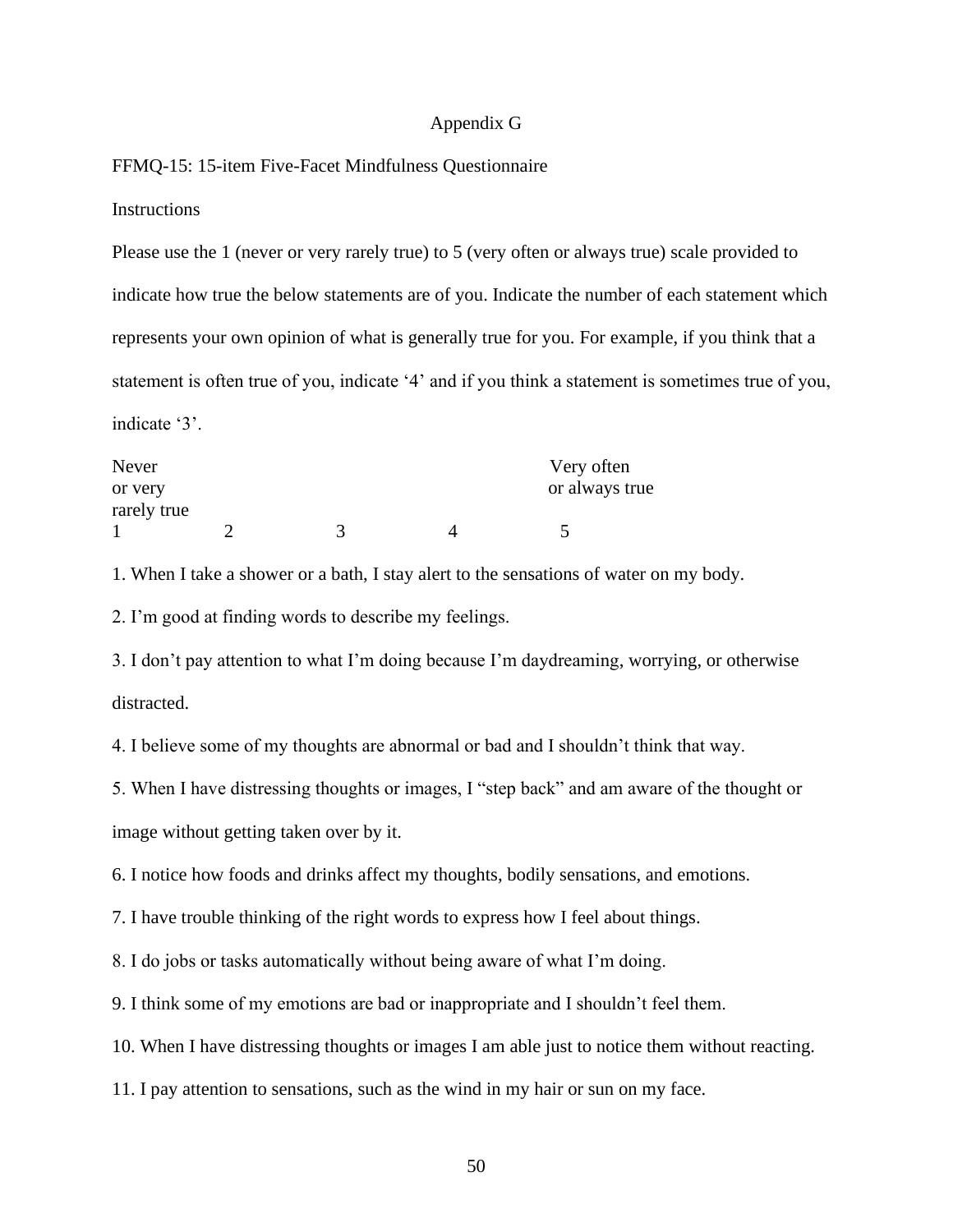# Appendix G

FFMQ-15: 15-item Five-Facet Mindfulness Questionnaire

Instructions

Please use the 1 (never or very rarely true) to 5 (very often or always true) scale provided to indicate how true the below statements are of you. Indicate the number of each statement which represents your own opinion of what is generally true for you. For example, if you think that a statement is often true of you, indicate '4' and if you think a statement is sometimes true of you, indicate '3'.

| Never or very rarely true | | | | Very often or always true |
|---|---|---|---|---|
| 1 | 2 | 3 | 4 | 5 |

1. When I take a shower or a bath, I stay alert to the sensations of water on my body.

2. I'm good at finding words to describe my feelings.

3. I don't pay attention to what I'm doing because I'm daydreaming, worrying, or otherwise distracted.

4. I believe some of my thoughts are abnormal or bad and I shouldn't think that way.

5. When I have distressing thoughts or images, I "step back" and am aware of the thought or image without getting taken over by it.

6. I notice how foods and drinks affect my thoughts, bodily sensations, and emotions.

7. I have trouble thinking of the right words to express how I feel about things.

8. I do jobs or tasks automatically without being aware of what I'm doing.

9. I think some of my emotions are bad or inappropriate and I shouldn't feel them.

10. When I have distressing thoughts or images I am able just to notice them without reacting.

11. I pay attention to sensations, such as the wind in my hair or sun on my face.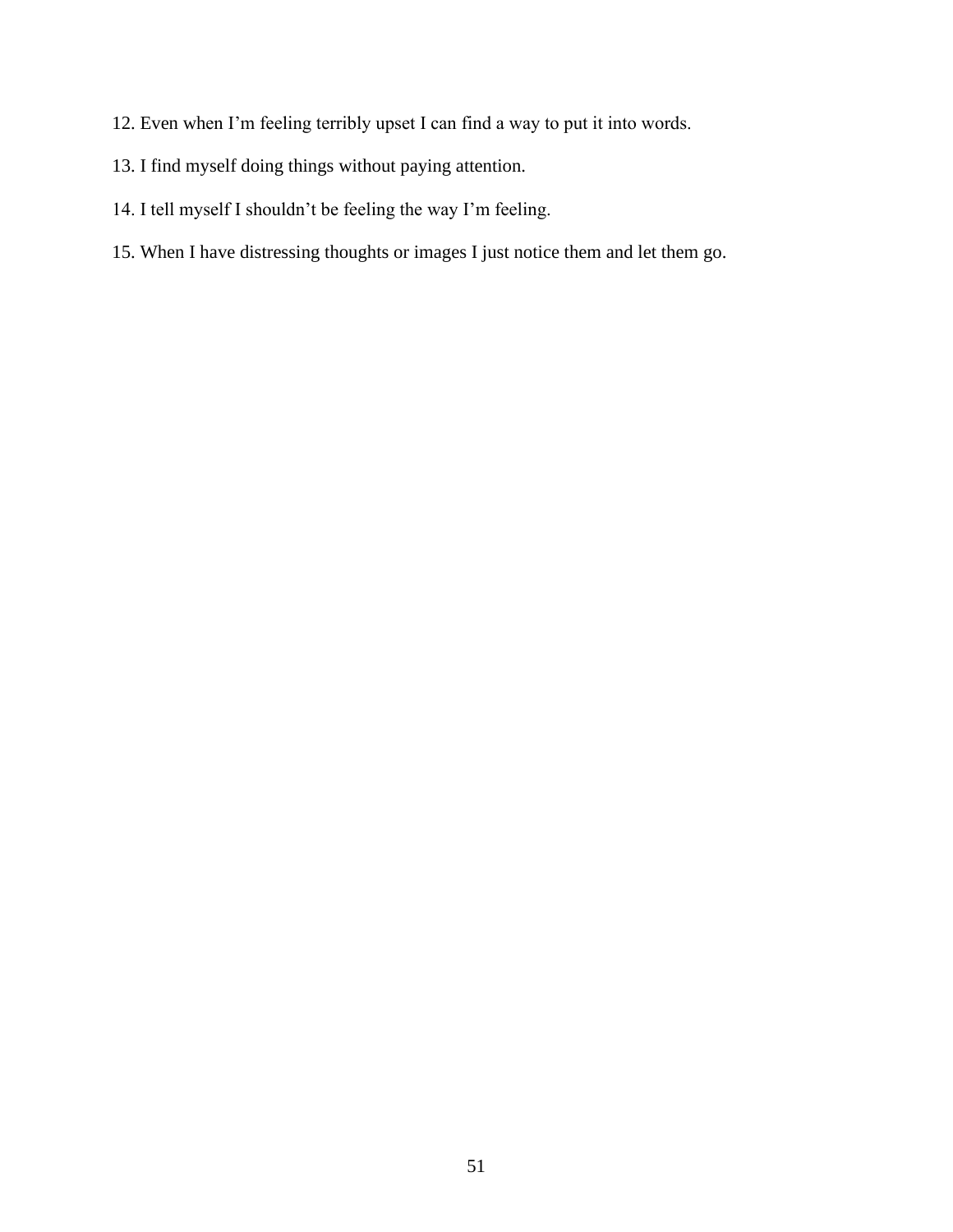12. Even when I’m feeling terribly upset I can find a way to put it into words.

13. I find myself doing things without paying attention.

14. I tell myself I shouldn’t be feeling the way I’m feeling.

15. When I have distressing thoughts or images I just notice them and let them go.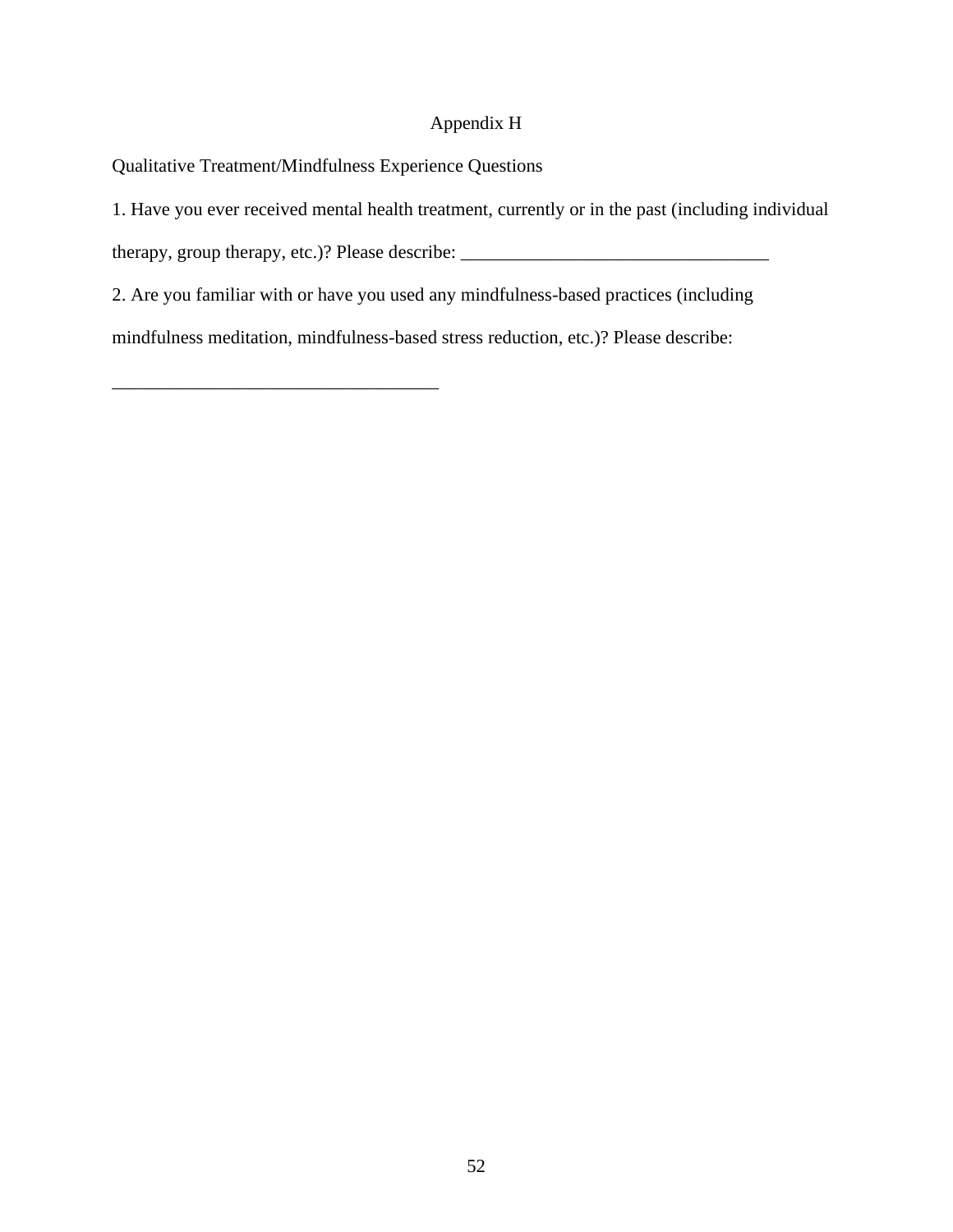# Appendix H

Qualitative Treatment/Mindfulness Experience Questions

1. Have you ever received mental health treatment, currently or in the past (including individual therapy, group therapy, etc.)? Please describe: _________________________________

2. Are you familiar with or have you used any mindfulness-based practices (including mindfulness meditation, mindfulness-based stress reduction, etc.)? Please describe:

___________________________________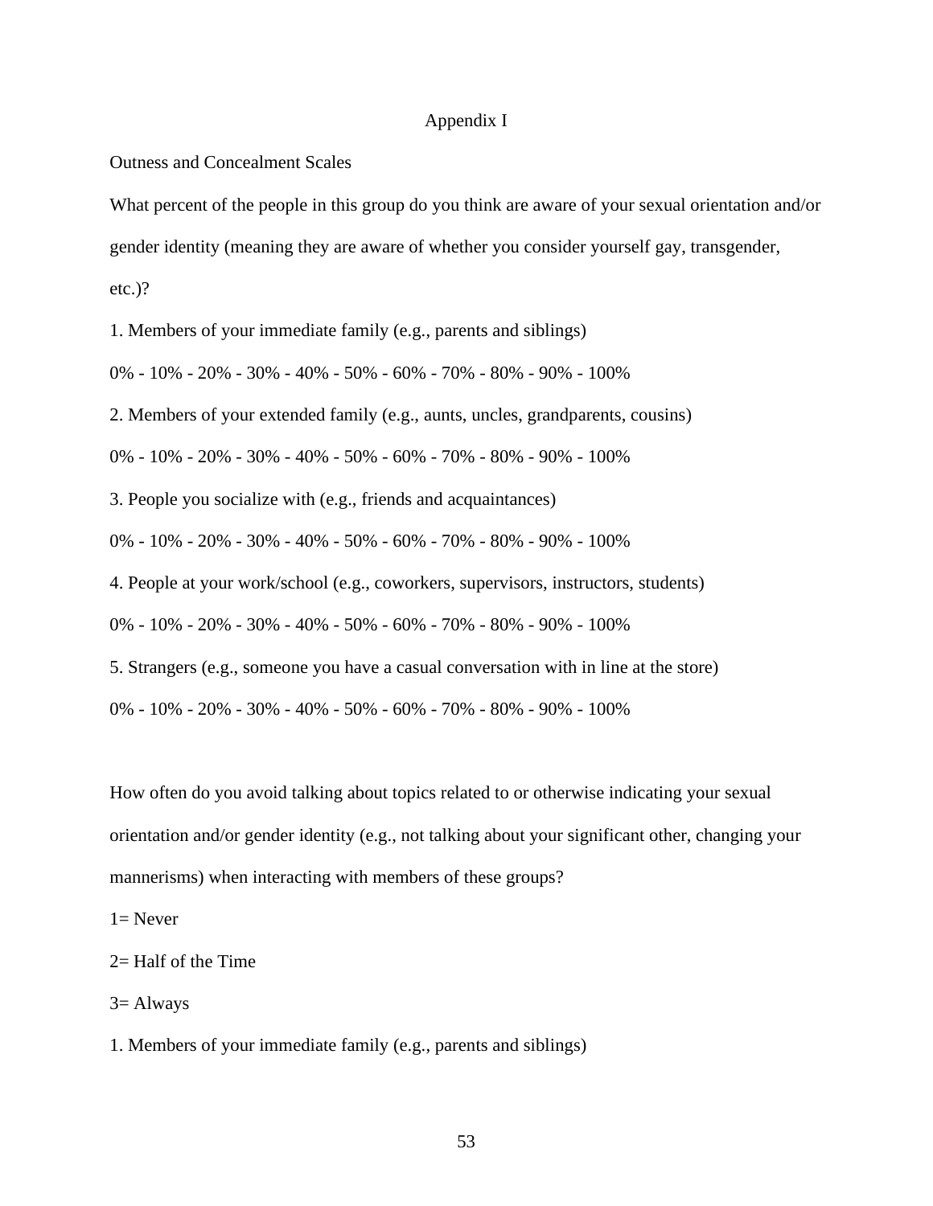# Appendix I

Outness and Concealment Scales

What percent of the people in this group do you think are aware of your sexual orientation and/or gender identity (meaning they are aware of whether you consider yourself gay, transgender, etc.)?

1. Members of your immediate family (e.g., parents and siblings)

0% - 10% - 20% - 30% - 40% - 50% - 60% - 70% - 80% - 90% - 100%

2. Members of your extended family (e.g., aunts, uncles, grandparents, cousins)

0% - 10% - 20% - 30% - 40% - 50% - 60% - 70% - 80% - 90% - 100%

3. People you socialize with (e.g., friends and acquaintances)

0% - 10% - 20% - 30% - 40% - 50% - 60% - 70% - 80% - 90% - 100%

4. People at your work/school (e.g., coworkers, supervisors, instructors, students)

0% - 10% - 20% - 30% - 40% - 50% - 60% - 70% - 80% - 90% - 100%

5. Strangers (e.g., someone you have a casual conversation with in line at the store)

0% - 10% - 20% - 30% - 40% - 50% - 60% - 70% - 80% - 90% - 100%

How often do you avoid talking about topics related to or otherwise indicating your sexual orientation and/or gender identity (e.g., not talking about your significant other, changing your mannerisms) when interacting with members of these groups?

1= Never

2= Half of the Time

3= Always

1. Members of your immediate family (e.g., parents and siblings)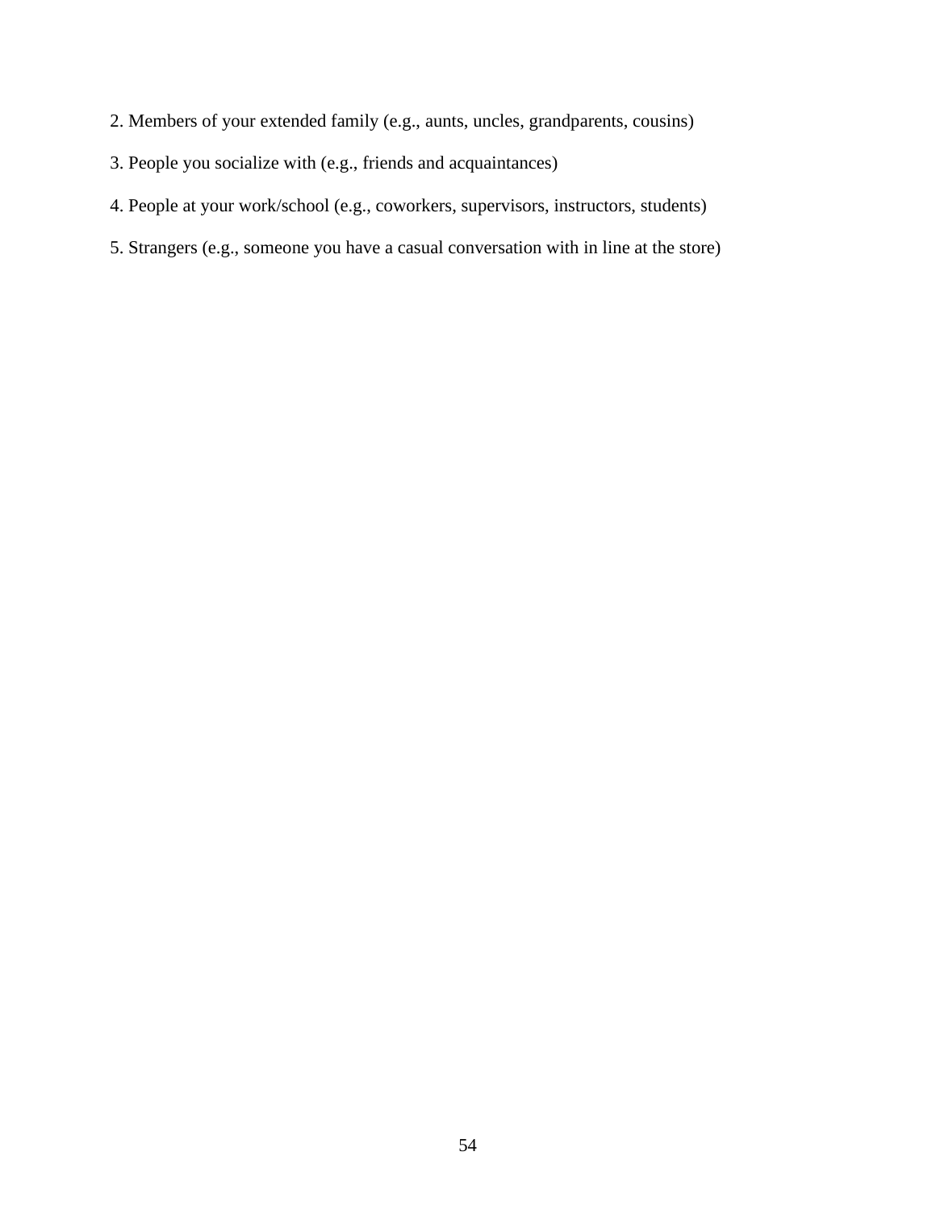2. Members of your extended family (e.g., aunts, uncles, grandparents, cousins)

3. People you socialize with (e.g., friends and acquaintances)

4. People at your work/school (e.g., coworkers, supervisors, instructors, students)

5. Strangers (e.g., someone you have a casual conversation with in line at the store)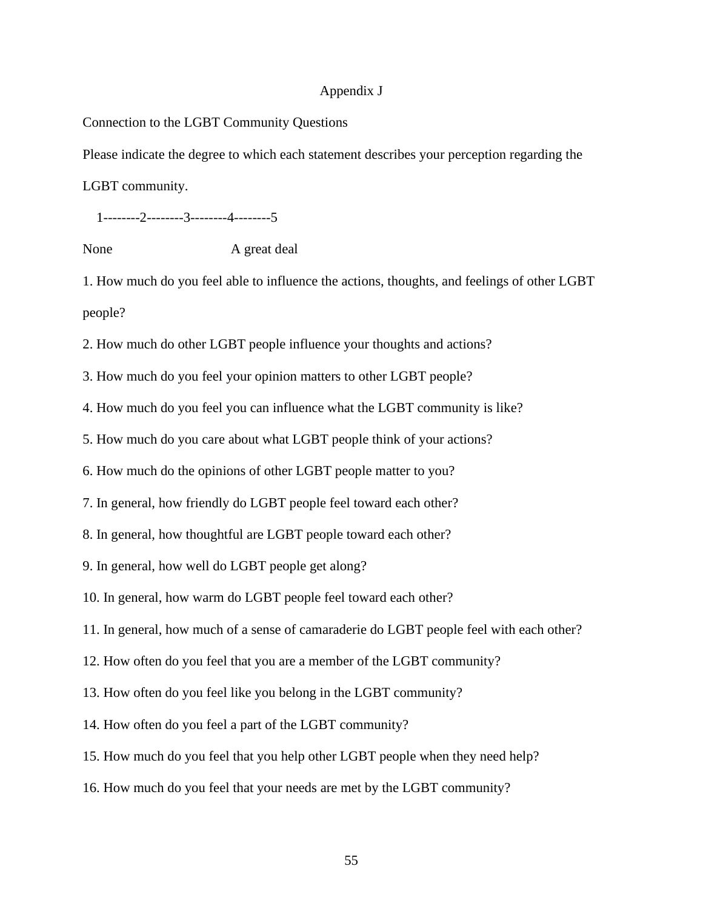# Appendix J

Connection to the LGBT Community Questions

Please indicate the degree to which each statement describes your perception regarding the LGBT community.

1--------2--------3--------4--------5

None A great deal

1. How much do you feel able to influence the actions, thoughts, and feelings of other LGBT people?
2. How much do other LGBT people influence your thoughts and actions?
3. How much do you feel your opinion matters to other LGBT people?
4. How much do you feel you can influence what the LGBT community is like?
5. How much do you care about what LGBT people think of your actions?
6. How much do the opinions of other LGBT people matter to you?
7. In general, how friendly do LGBT people feel toward each other?
8. In general, how thoughtful are LGBT people toward each other?
9. In general, how well do LGBT people get along?
10. In general, how warm do LGBT people feel toward each other?
11. In general, how much of a sense of camaraderie do LGBT people feel with each other?
12. How often do you feel that you are a member of the LGBT community?
13. How often do you feel like you belong in the LGBT community?
14. How often do you feel a part of the LGBT community?
15. How much do you feel that you help other LGBT people when they need help?
16. How much do you feel that your needs are met by the LGBT community?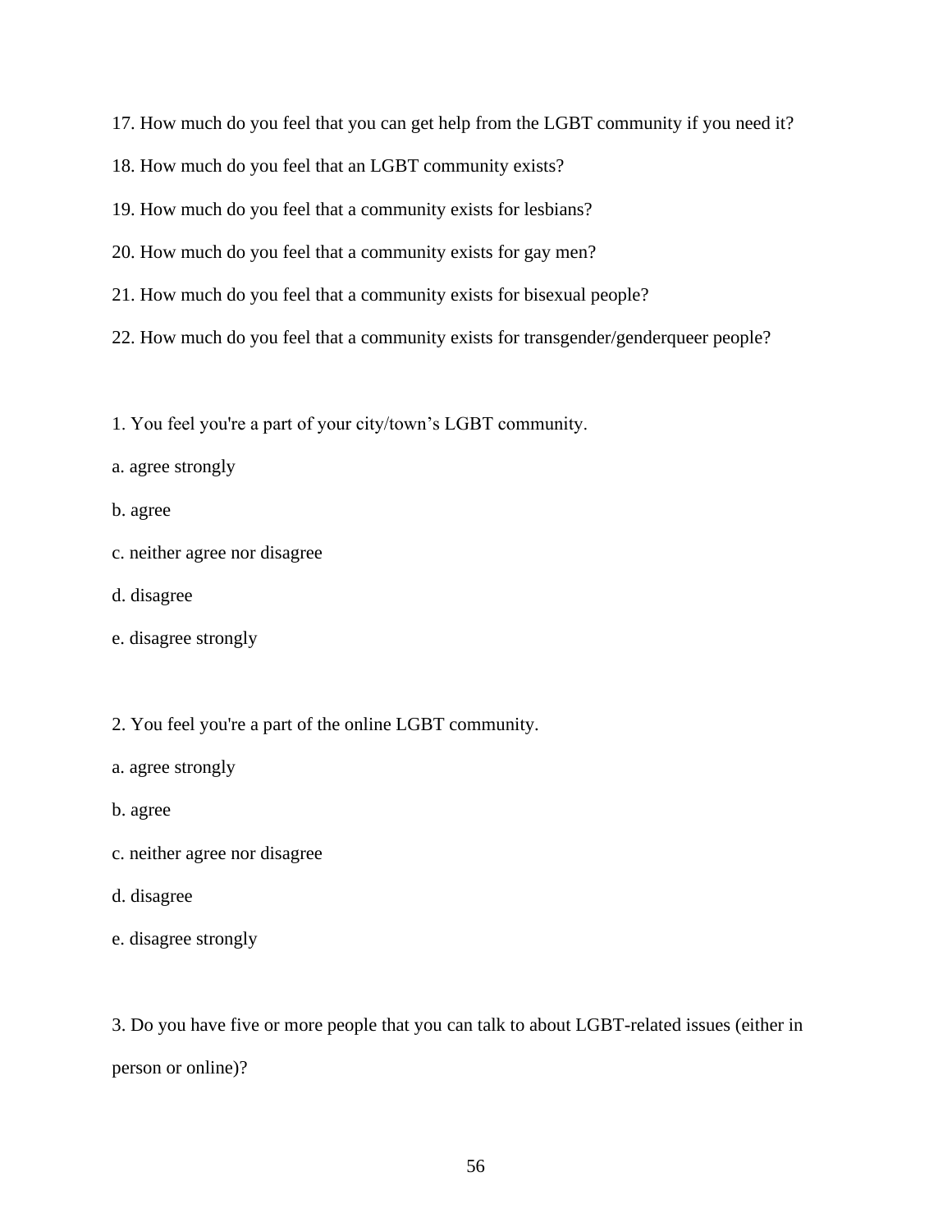17. How much do you feel that you can get help from the LGBT community if you need it?

18. How much do you feel that an LGBT community exists?

19. How much do you feel that a community exists for lesbians?

20. How much do you feel that a community exists for gay men?

21. How much do you feel that a community exists for bisexual people?

22. How much do you feel that a community exists for transgender/genderqueer people?

1. You feel you're a part of your city/town's LGBT community.

a. agree strongly

b. agree

c. neither agree nor disagree

d. disagree

e. disagree strongly

2. You feel you're a part of the online LGBT community.

a. agree strongly

b. agree

c. neither agree nor disagree

d. disagree

e. disagree strongly

3. Do you have five or more people that you can talk to about LGBT-related issues (either in person or online)?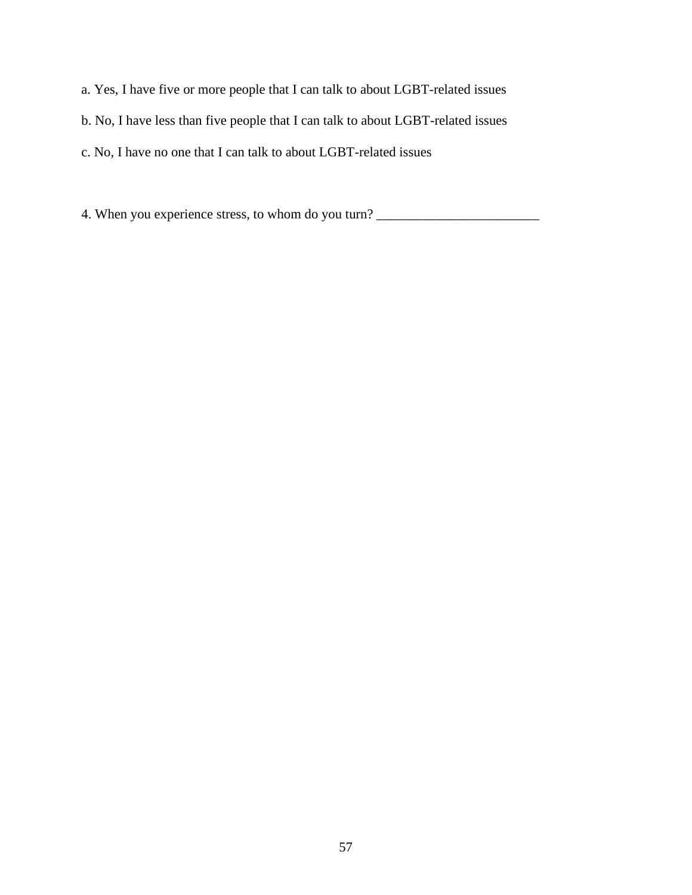a. Yes, I have five or more people that I can talk to about LGBT-related issues

b. No, I have less than five people that I can talk to about LGBT-related issues

c. No, I have no one that I can talk to about LGBT-related issues

4. When you experience stress, to whom do you turn? ________________________